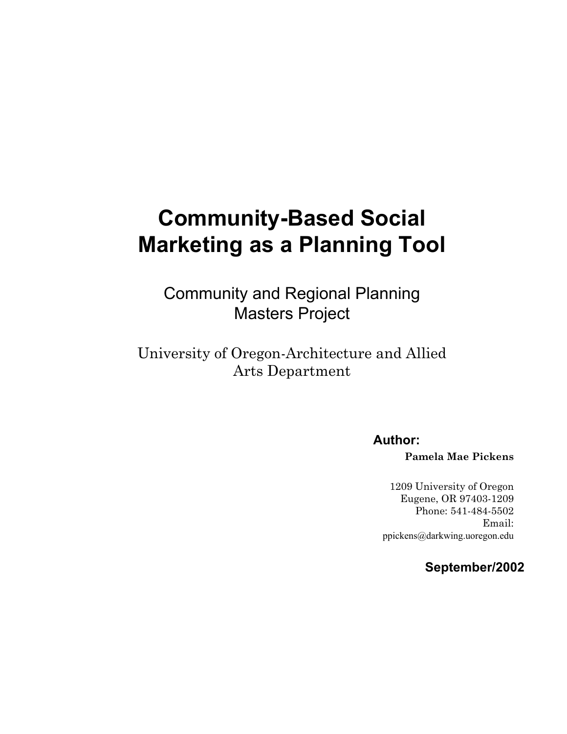# Community-Based Social Marketing as a Planning Tool

Community and Regional Planning
Masters Project

University of Oregon-Architecture and Allied Arts Department

**Author:**

**Pamela Mae Pickens**

1209 University of Oregon
Eugene, OR 97403-1209
Phone: 541-484-5502
Email:
ppickens@darkwing.uoregon.edu

**September/2002**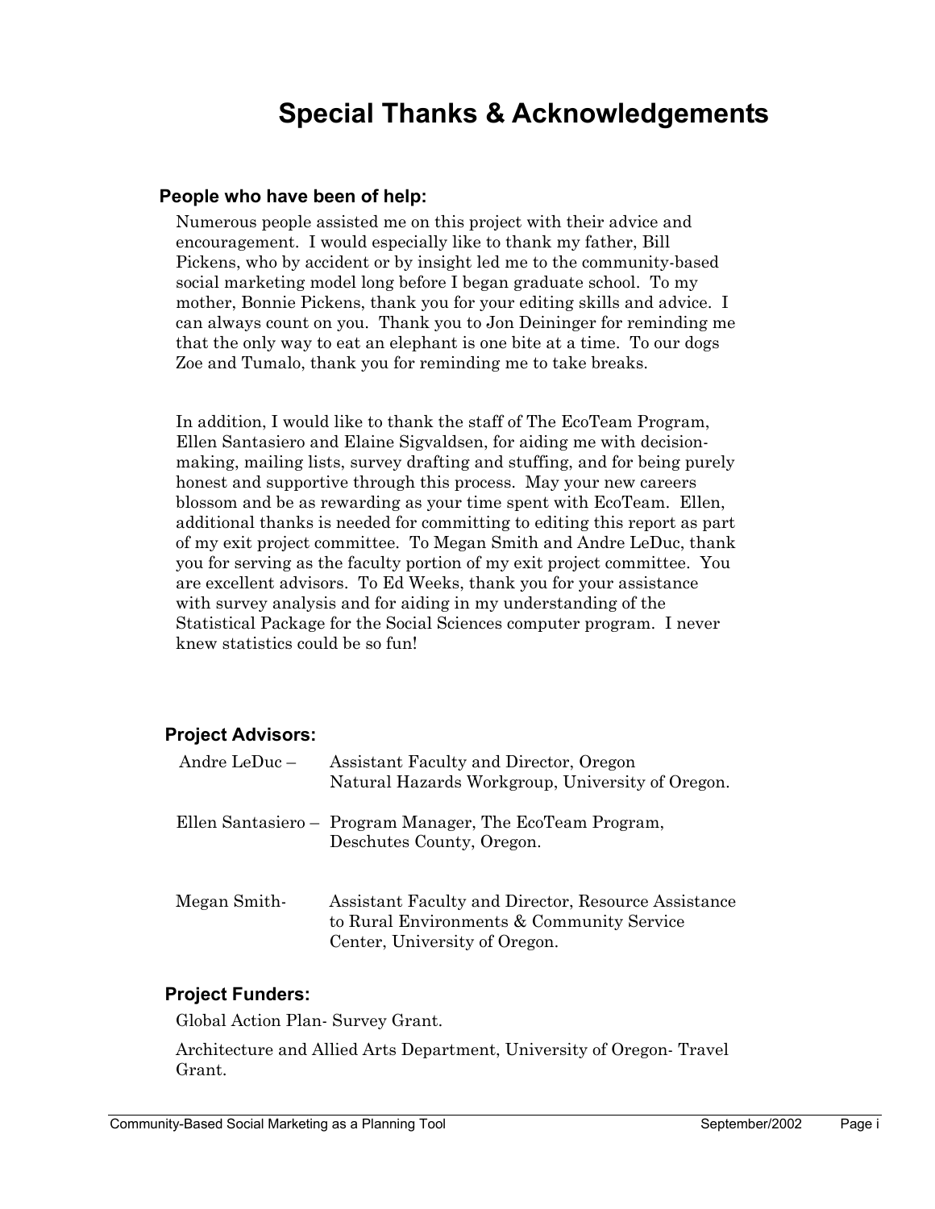# Special Thanks & Acknowledgements

## People who have been of help:

Numerous people assisted me on this project with their advice and encouragement. I would especially like to thank my father, Bill Pickens, who by accident or by insight led me to the community-based social marketing model long before I began graduate school. To my mother, Bonnie Pickens, thank you for your editing skills and advice. I can always count on you. Thank you to Jon Deininger for reminding me that the only way to eat an elephant is one bite at a time. To our dogs Zoe and Tumalo, thank you for reminding me to take breaks.

In addition, I would like to thank the staff of The EcoTeam Program, Ellen Santasiero and Elaine Sigvaldsen, for aiding me with decision-making, mailing lists, survey drafting and stuffing, and for being purely honest and supportive through this process. May your new careers blossom and be as rewarding as your time spent with EcoTeam. Ellen, additional thanks is needed for committing to editing this report as part of my exit project committee. To Megan Smith and Andre LeDuc, thank you for serving as the faculty portion of my exit project committee. You are excellent advisors. To Ed Weeks, thank you for your assistance with survey analysis and for aiding in my understanding of the Statistical Package for the Social Sciences computer program. I never knew statistics could be so fun!

## Project Advisors:

Andre LeDuc – Assistant Faculty and Director, Oregon Natural Hazards Workgroup, University of Oregon.

Ellen Santasiero – Program Manager, The EcoTeam Program, Deschutes County, Oregon.

Megan Smith- Assistant Faculty and Director, Resource Assistance to Rural Environments & Community Service Center, University of Oregon.

## Project Funders:

Global Action Plan- Survey Grant.

Architecture and Allied Arts Department, University of Oregon- Travel Grant.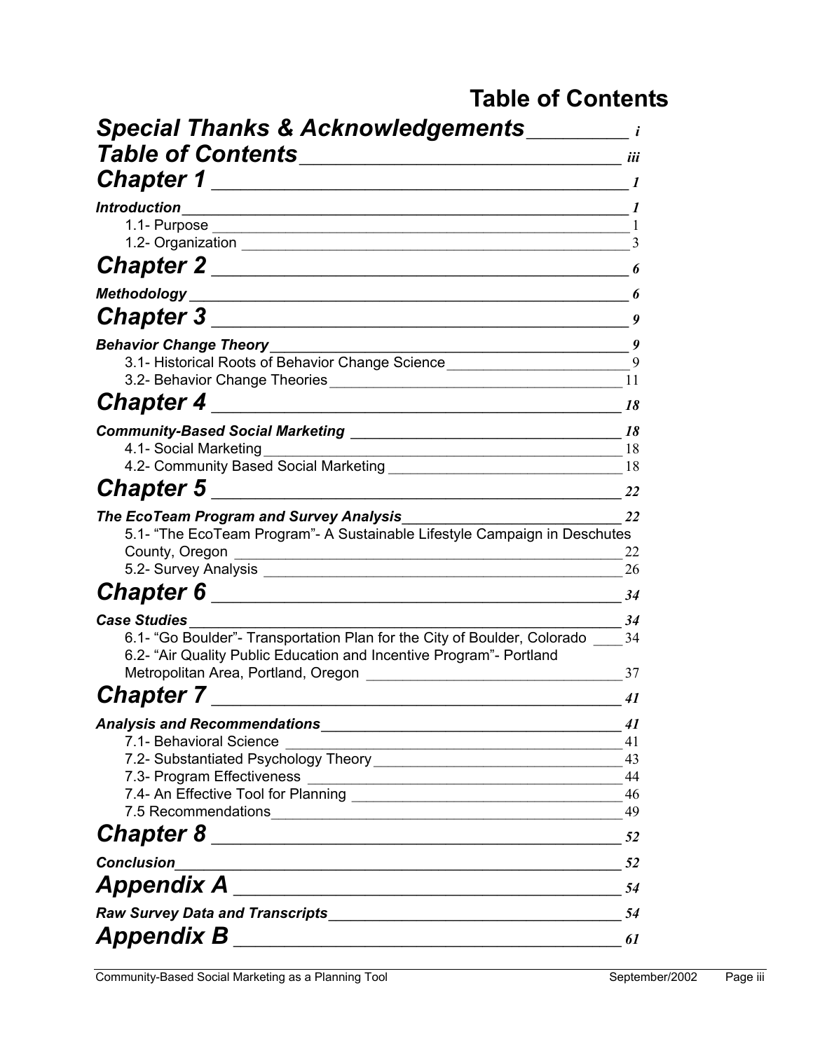# Table of Contents

***Special Thanks & Acknowledgements*** ____ *i*

***Table of Contents*** ____ *iii*

***Chapter 1*** ____ *1*

***Introduction*** ____ *1*

- 1.1- Purpose ____ 1
- 1.2- Organization ____ 3

***Chapter 2*** ____ *6*

***Methodology*** ____ *6*

***Chapter 3*** ____ *9*

***Behavior Change Theory*** ____ *9*

- 3.1- Historical Roots of Behavior Change Science ____ 9
- 3.2- Behavior Change Theories ____ 11

***Chapter 4*** ____ *18*

***Community-Based Social Marketing*** ____ *18*

- 4.1- Social Marketing ____ 18
- 4.2- Community Based Social Marketing ____ 18

***Chapter 5*** ____ *22*

***The EcoTeam Program and Survey Analysis*** ____ *22*

- 5.1- "The EcoTeam Program"- A Sustainable Lifestyle Campaign in Deschutes County, Oregon ____ 22
- 5.2- Survey Analysis ____ 26

***Chapter 6*** ____ *34*

***Case Studies*** ____ *34*

- 6.1- "Go Boulder"- Transportation Plan for the City of Boulder, Colorado ____ 34
- 6.2- "Air Quality Public Education and Incentive Program"- Portland Metropolitan Area, Portland, Oregon ____ 37

***Chapter 7*** ____ *41*

***Analysis and Recommendations*** ____ *41*

- 7.1- Behavioral Science ____ 41
- 7.2- Substantiated Psychology Theory ____ 43
- 7.3- Program Effectiveness ____ 44
- 7.4- An Effective Tool for Planning ____ 46
- 7.5 Recommendations ____ 49

***Chapter 8*** ____ *52*

***Conclusion*** ____ *52*

***Appendix A*** ____ *54*

***Raw Survey Data and Transcripts*** ____ *54*

***Appendix B*** ____ *61*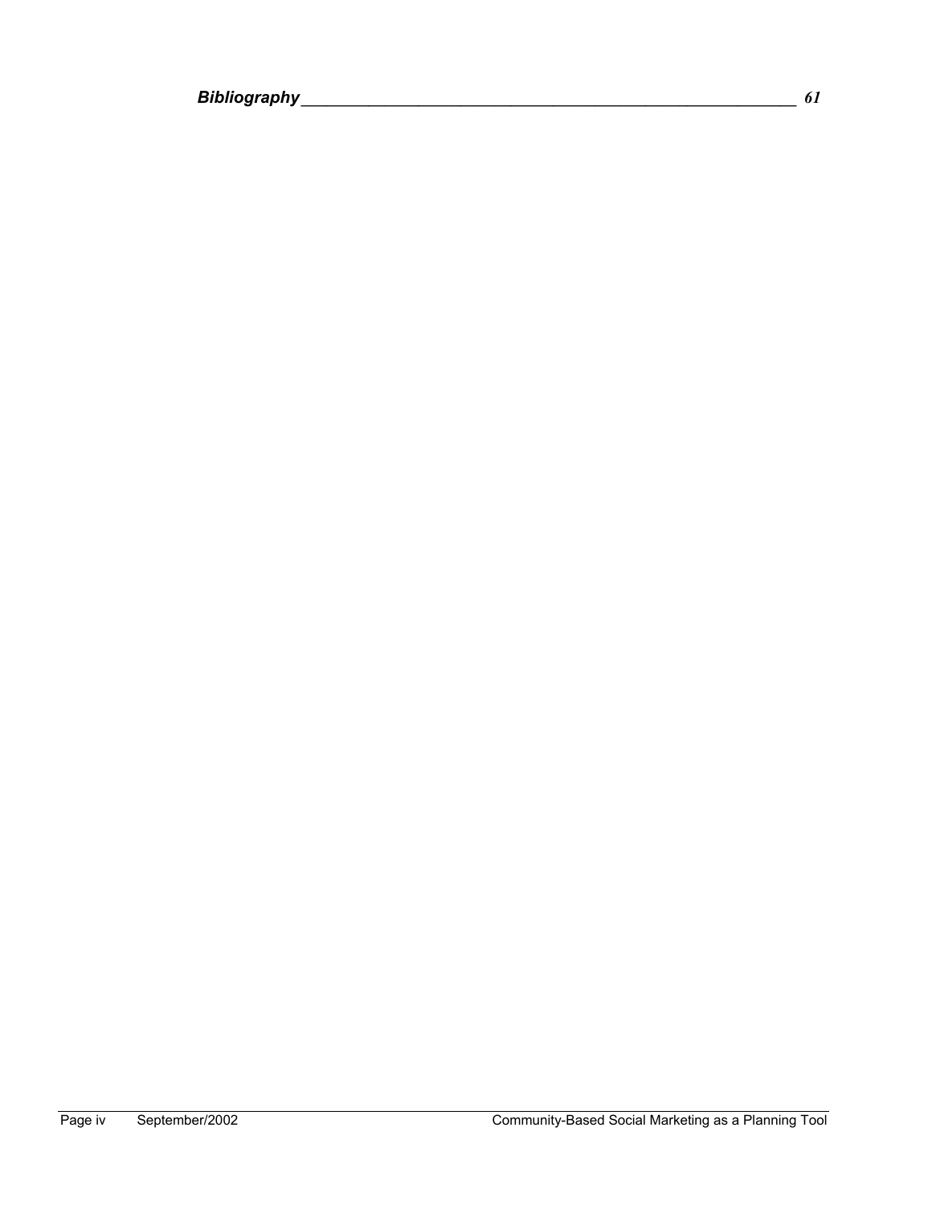***Bibliography _______________________________________________________ 61***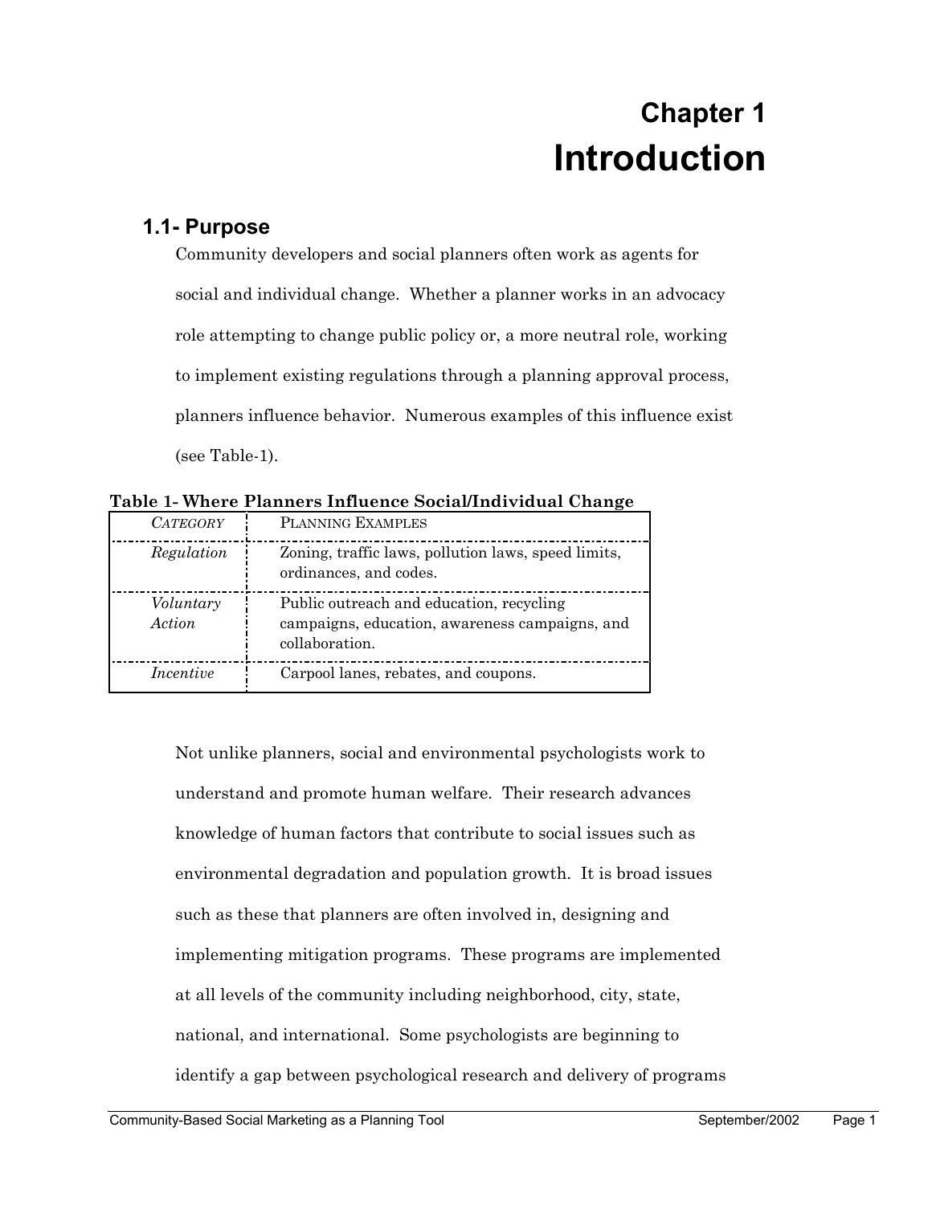# Chapter 1
# Introduction

## 1.1- Purpose

Community developers and social planners often work as agents for social and individual change. Whether a planner works in an advocacy role attempting to change public policy or, a more neutral role, working to implement existing regulations through a planning approval process, planners influence behavior. Numerous examples of this influence exist (see Table-1).

**Table 1- Where Planners Influence Social/Individual Change**

| *Category* | Planning Examples |
| --- | --- |
| *Regulation* | Zoning, traffic laws, pollution laws, speed limits, ordinances, and codes. |
| *Voluntary Action* | Public outreach and education, recycling campaigns, education, awareness campaigns, and collaboration. |
| *Incentive* | Carpool lanes, rebates, and coupons. |

Not unlike planners, social and environmental psychologists work to understand and promote human welfare. Their research advances knowledge of human factors that contribute to social issues such as environmental degradation and population growth. It is broad issues such as these that planners are often involved in, designing and implementing mitigation programs. These programs are implemented at all levels of the community including neighborhood, city, state, national, and international. Some psychologists are beginning to identify a gap between psychological research and delivery of programs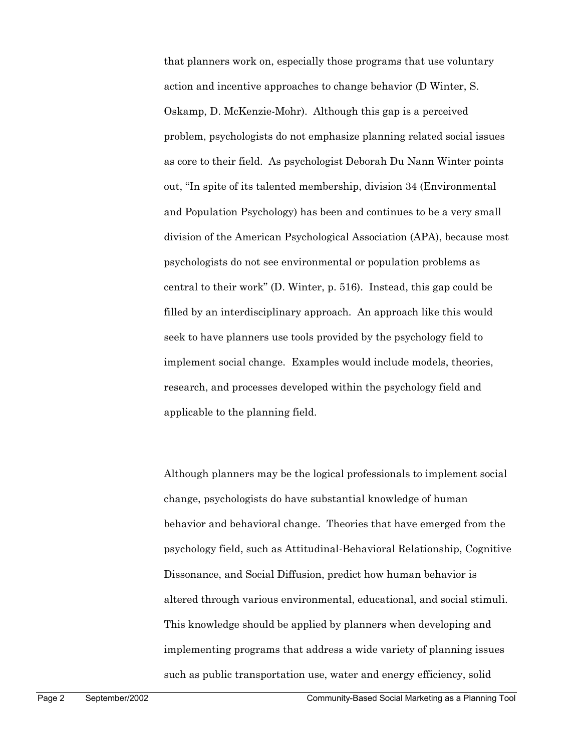that planners work on, especially those programs that use voluntary action and incentive approaches to change behavior (D Winter, S. Oskamp, D. McKenzie-Mohr). Although this gap is a perceived problem, psychologists do not emphasize planning related social issues as core to their field. As psychologist Deborah Du Nann Winter points out, "In spite of its talented membership, division 34 (Environmental and Population Psychology) has been and continues to be a very small division of the American Psychological Association (APA), because most psychologists do not see environmental or population problems as central to their work" (D. Winter, p. 516). Instead, this gap could be filled by an interdisciplinary approach. An approach like this would seek to have planners use tools provided by the psychology field to implement social change. Examples would include models, theories, research, and processes developed within the psychology field and applicable to the planning field.

Although planners may be the logical professionals to implement social change, psychologists do have substantial knowledge of human behavior and behavioral change. Theories that have emerged from the psychology field, such as Attitudinal-Behavioral Relationship, Cognitive Dissonance, and Social Diffusion, predict how human behavior is altered through various environmental, educational, and social stimuli. This knowledge should be applied by planners when developing and implementing programs that address a wide variety of planning issues such as public transportation use, water and energy efficiency, solid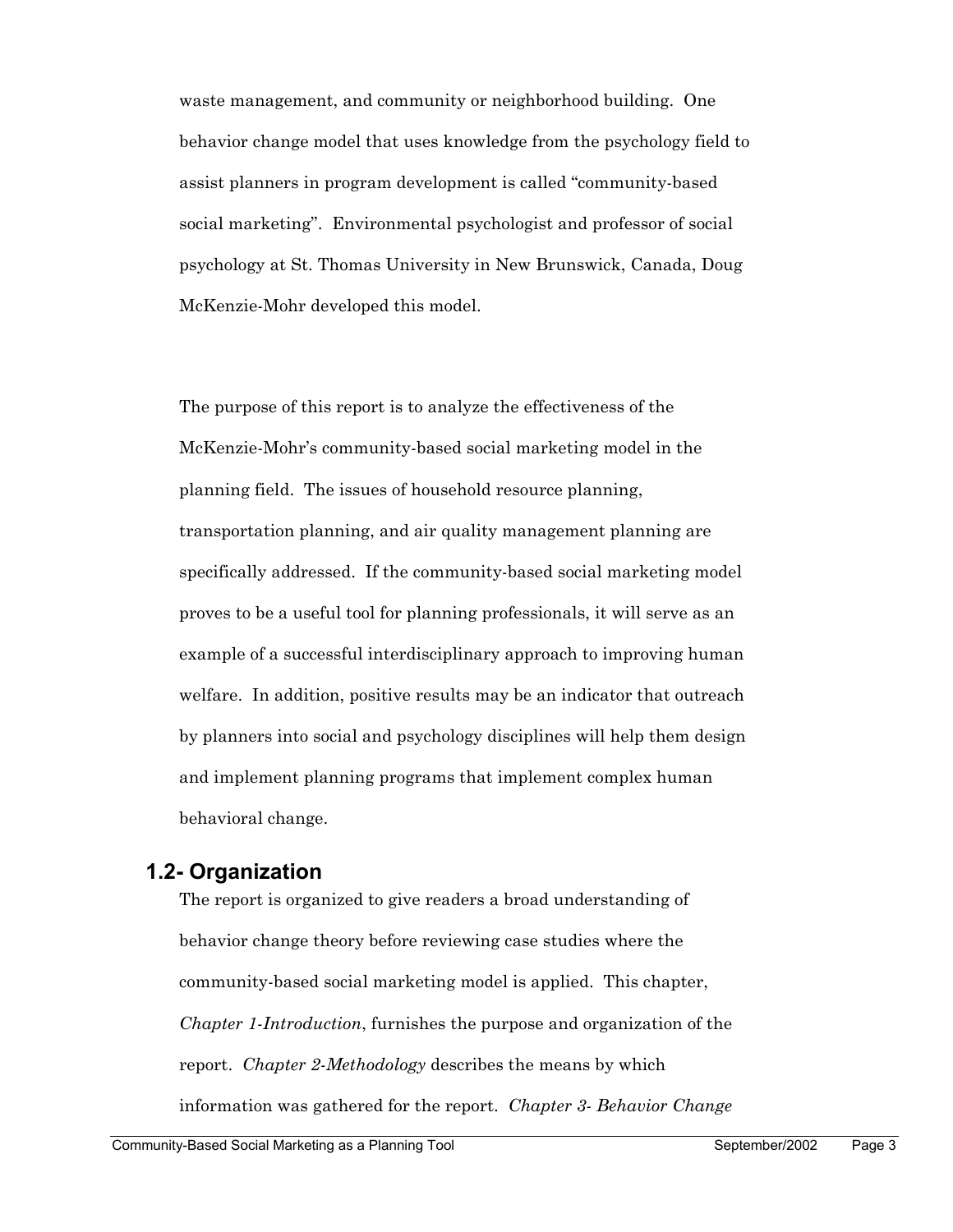waste management, and community or neighborhood building. One behavior change model that uses knowledge from the psychology field to assist planners in program development is called "community-based social marketing". Environmental psychologist and professor of social psychology at St. Thomas University in New Brunswick, Canada, Doug McKenzie-Mohr developed this model.

The purpose of this report is to analyze the effectiveness of the McKenzie-Mohr's community-based social marketing model in the planning field. The issues of household resource planning, transportation planning, and air quality management planning are specifically addressed. If the community-based social marketing model proves to be a useful tool for planning professionals, it will serve as an example of a successful interdisciplinary approach to improving human welfare. In addition, positive results may be an indicator that outreach by planners into social and psychology disciplines will help them design and implement planning programs that implement complex human behavioral change.

## 1.2- Organization

The report is organized to give readers a broad understanding of behavior change theory before reviewing case studies where the community-based social marketing model is applied. This chapter, *Chapter 1-Introduction*, furnishes the purpose and organization of the report. *Chapter 2-Methodology* describes the means by which information was gathered for the report. *Chapter 3- Behavior Change*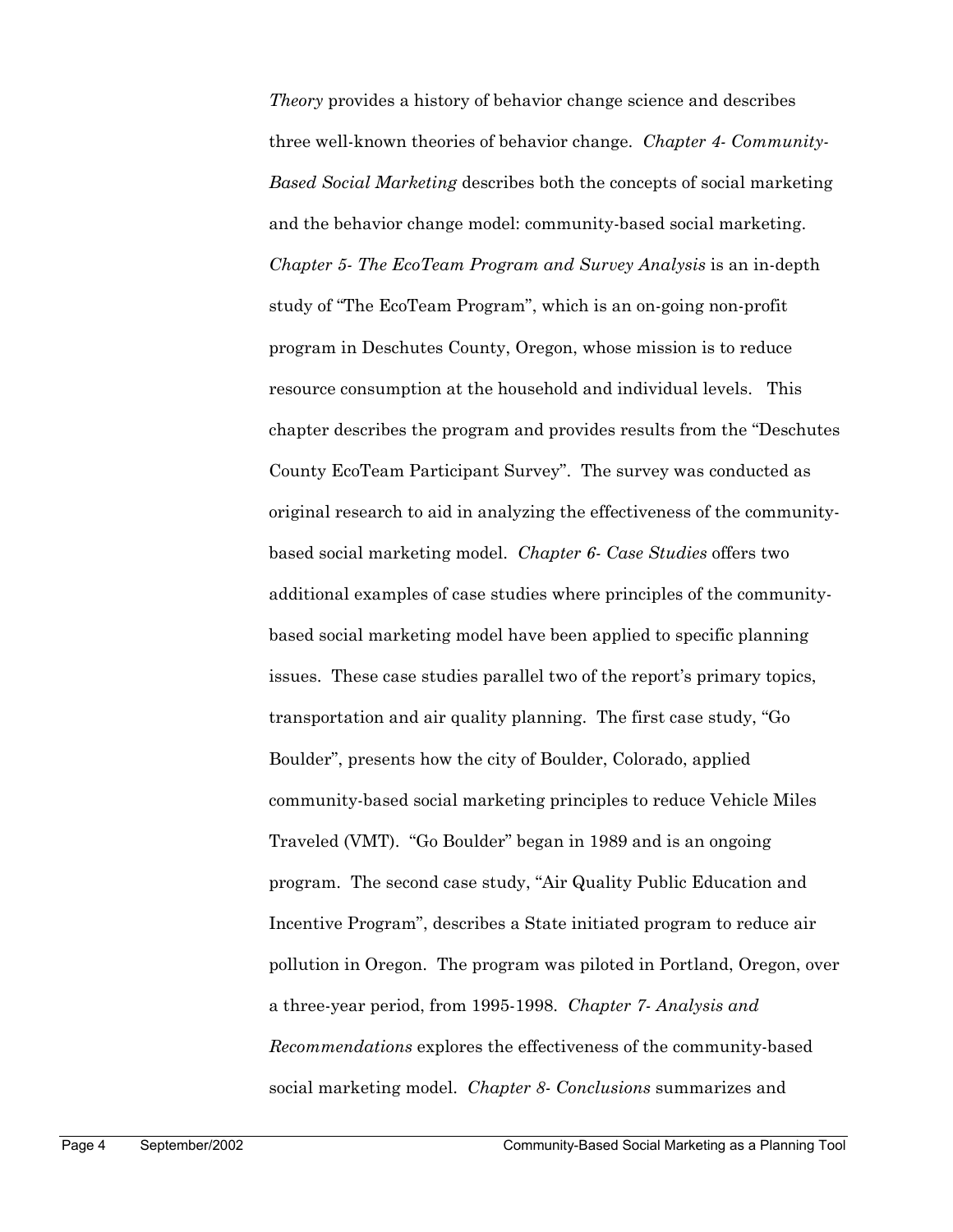*Theory* provides a history of behavior change science and describes three well-known theories of behavior change. *Chapter 4- Community-Based Social Marketing* describes both the concepts of social marketing and the behavior change model: community-based social marketing. *Chapter 5- The EcoTeam Program and Survey Analysis* is an in-depth study of "The EcoTeam Program", which is an on-going non-profit program in Deschutes County, Oregon, whose mission is to reduce resource consumption at the household and individual levels. This chapter describes the program and provides results from the "Deschutes County EcoTeam Participant Survey". The survey was conducted as original research to aid in analyzing the effectiveness of the community-based social marketing model. *Chapter 6- Case Studies* offers two additional examples of case studies where principles of the community-based social marketing model have been applied to specific planning issues. These case studies parallel two of the report's primary topics, transportation and air quality planning. The first case study, "Go Boulder", presents how the city of Boulder, Colorado, applied community-based social marketing principles to reduce Vehicle Miles Traveled (VMT). "Go Boulder" began in 1989 and is an ongoing program. The second case study, "Air Quality Public Education and Incentive Program", describes a State initiated program to reduce air pollution in Oregon. The program was piloted in Portland, Oregon, over a three-year period, from 1995-1998. *Chapter 7- Analysis and Recommendations* explores the effectiveness of the community-based social marketing model. *Chapter 8- Conclusions* summarizes and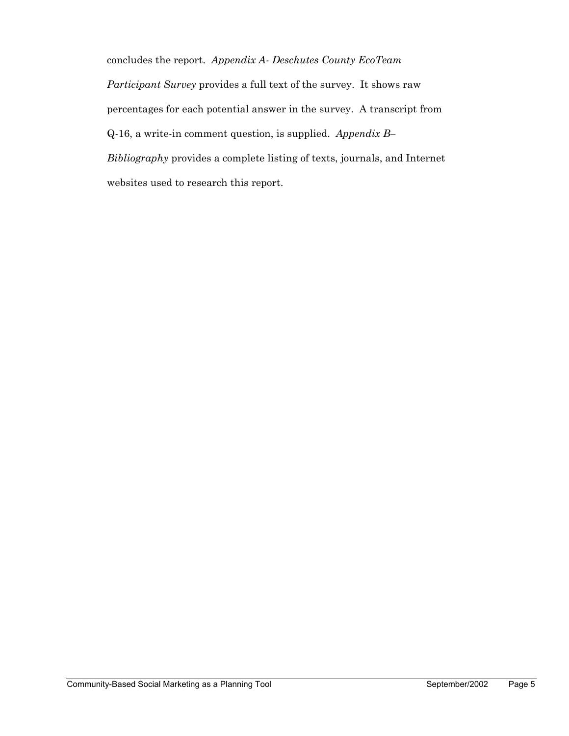concludes the report. *Appendix A- Deschutes County EcoTeam Participant Survey* provides a full text of the survey. It shows raw percentages for each potential answer in the survey. A transcript from Q-16, a write-in comment question, is supplied. *Appendix B– Bibliography* provides a complete listing of texts, journals, and Internet websites used to research this report.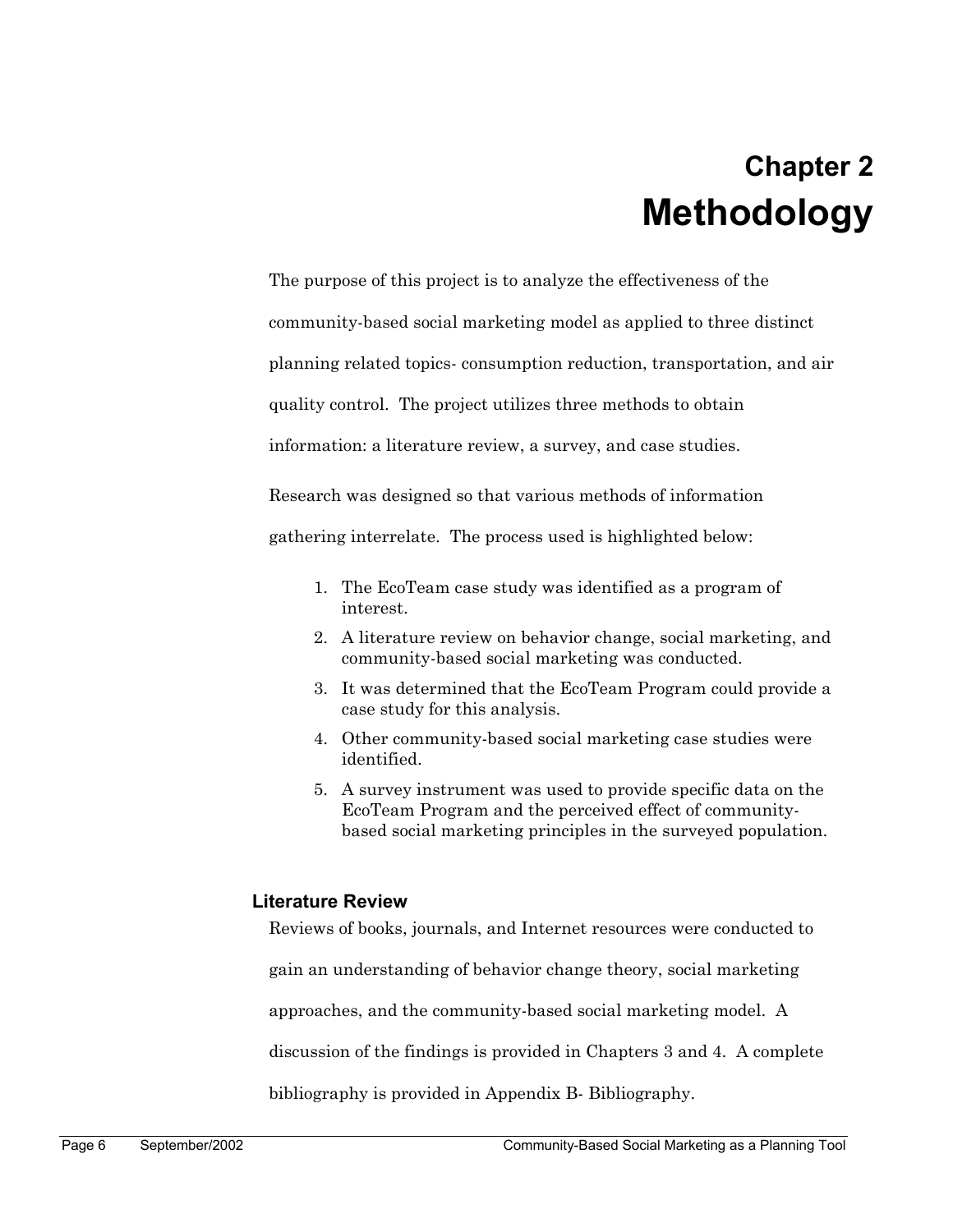# Chapter 2
# Methodology

The purpose of this project is to analyze the effectiveness of the community-based social marketing model as applied to three distinct planning related topics- consumption reduction, transportation, and air quality control. The project utilizes three methods to obtain information: a literature review, a survey, and case studies.

Research was designed so that various methods of information gathering interrelate. The process used is highlighted below:

1. The EcoTeam case study was identified as a program of interest.
2. A literature review on behavior change, social marketing, and community-based social marketing was conducted.
3. It was determined that the EcoTeam Program could provide a case study for this analysis.
4. Other community-based social marketing case studies were identified.
5. A survey instrument was used to provide specific data on the EcoTeam Program and the perceived effect of community-based social marketing principles in the surveyed population.

### Literature Review

Reviews of books, journals, and Internet resources were conducted to gain an understanding of behavior change theory, social marketing approaches, and the community-based social marketing model. A discussion of the findings is provided in Chapters 3 and 4. A complete bibliography is provided in Appendix B- Bibliography.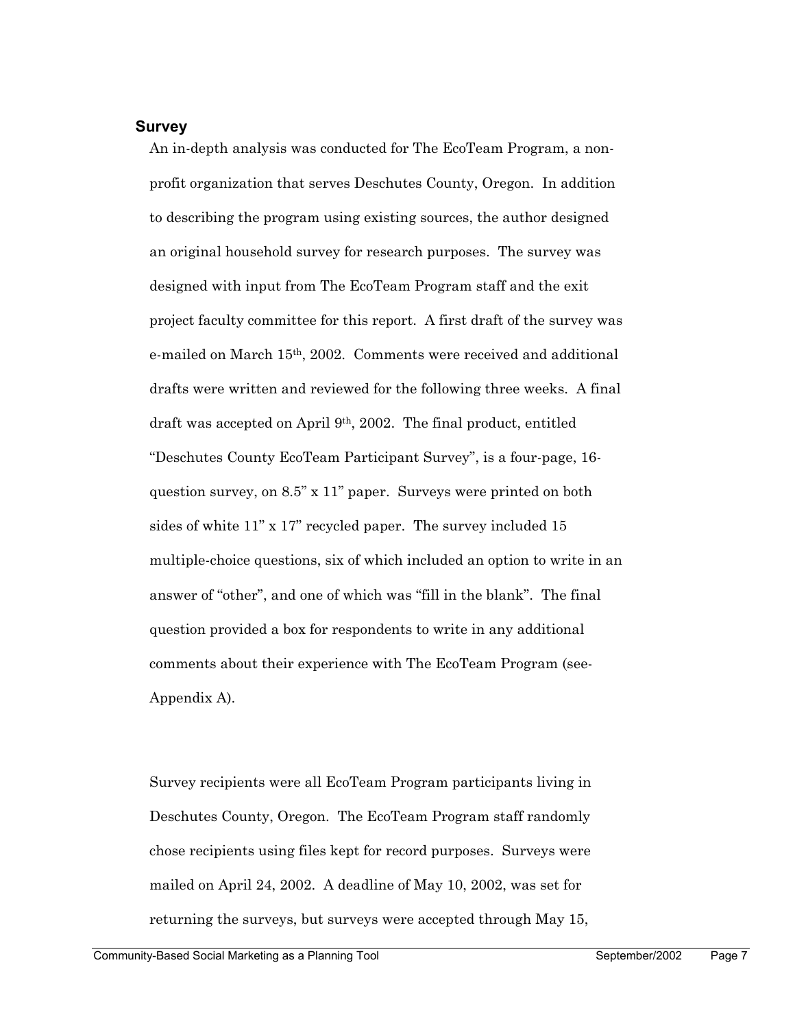## Survey

An in-depth analysis was conducted for The EcoTeam Program, a non-profit organization that serves Deschutes County, Oregon. In addition to describing the program using existing sources, the author designed an original household survey for research purposes. The survey was designed with input from The EcoTeam Program staff and the exit project faculty committee for this report. A first draft of the survey was e-mailed on March 15th, 2002. Comments were received and additional drafts were written and reviewed for the following three weeks. A final draft was accepted on April 9th, 2002. The final product, entitled "Deschutes County EcoTeam Participant Survey", is a four-page, 16-question survey, on 8.5" x 11" paper. Surveys were printed on both sides of white 11" x 17" recycled paper. The survey included 15 multiple-choice questions, six of which included an option to write in an answer of "other", and one of which was "fill in the blank". The final question provided a box for respondents to write in any additional comments about their experience with The EcoTeam Program (see-Appendix A).

Survey recipients were all EcoTeam Program participants living in Deschutes County, Oregon. The EcoTeam Program staff randomly chose recipients using files kept for record purposes. Surveys were mailed on April 24, 2002. A deadline of May 10, 2002, was set for returning the surveys, but surveys were accepted through May 15,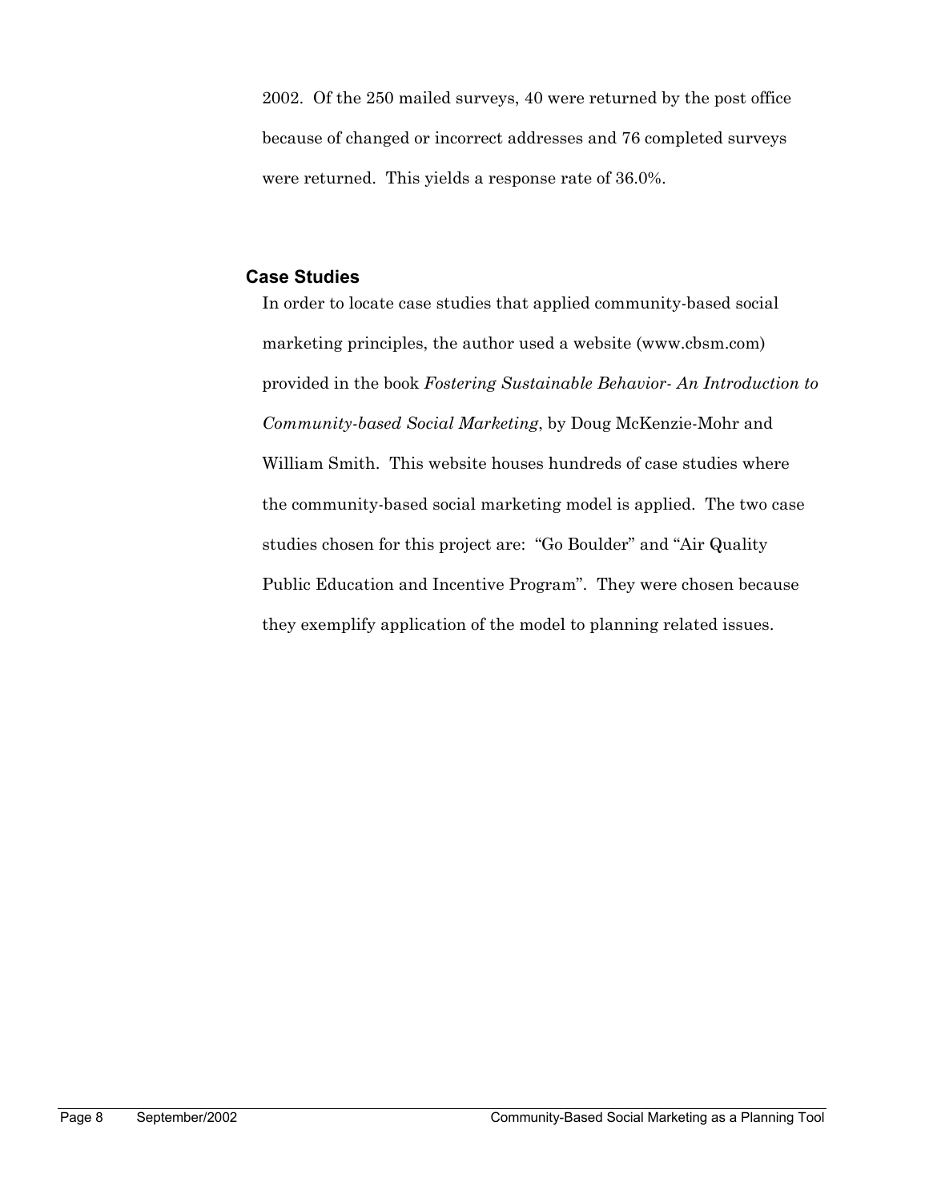2002. Of the 250 mailed surveys, 40 were returned by the post office because of changed or incorrect addresses and 76 completed surveys were returned. This yields a response rate of 36.0%.

### Case Studies

In order to locate case studies that applied community-based social marketing principles, the author used a website (www.cbsm.com) provided in the book *Fostering Sustainable Behavior- An Introduction to Community-based Social Marketing*, by Doug McKenzie-Mohr and William Smith. This website houses hundreds of case studies where the community-based social marketing model is applied. The two case studies chosen for this project are: "Go Boulder" and "Air Quality Public Education and Incentive Program". They were chosen because they exemplify application of the model to planning related issues.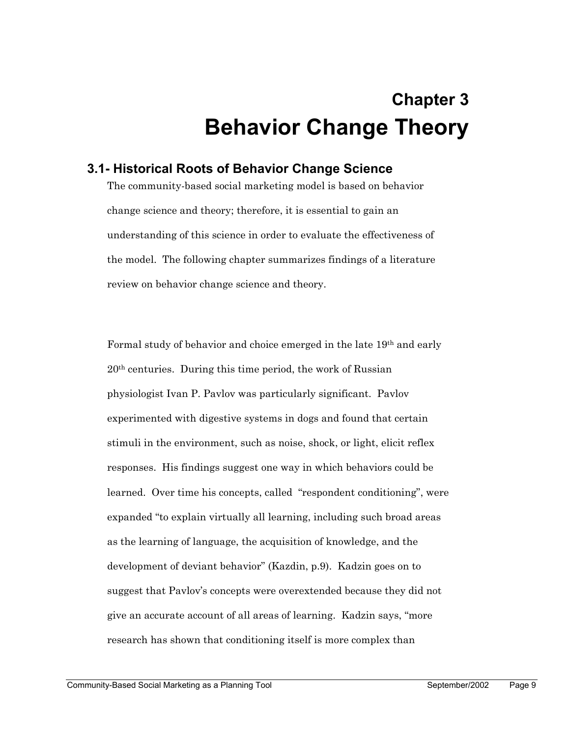# Chapter 3
# Behavior Change Theory

## 3.1- Historical Roots of Behavior Change Science

The community-based social marketing model is based on behavior change science and theory; therefore, it is essential to gain an understanding of this science in order to evaluate the effectiveness of the model. The following chapter summarizes findings of a literature review on behavior change science and theory.

Formal study of behavior and choice emerged in the late 19th and early 20th centuries. During this time period, the work of Russian physiologist Ivan P. Pavlov was particularly significant. Pavlov experimented with digestive systems in dogs and found that certain stimuli in the environment, such as noise, shock, or light, elicit reflex responses. His findings suggest one way in which behaviors could be learned. Over time his concepts, called "respondent conditioning", were expanded "to explain virtually all learning, including such broad areas as the learning of language, the acquisition of knowledge, and the development of deviant behavior" (Kazdin, p.9). Kadzin goes on to suggest that Pavlov's concepts were overextended because they did not give an accurate account of all areas of learning. Kadzin says, "more research has shown that conditioning itself is more complex than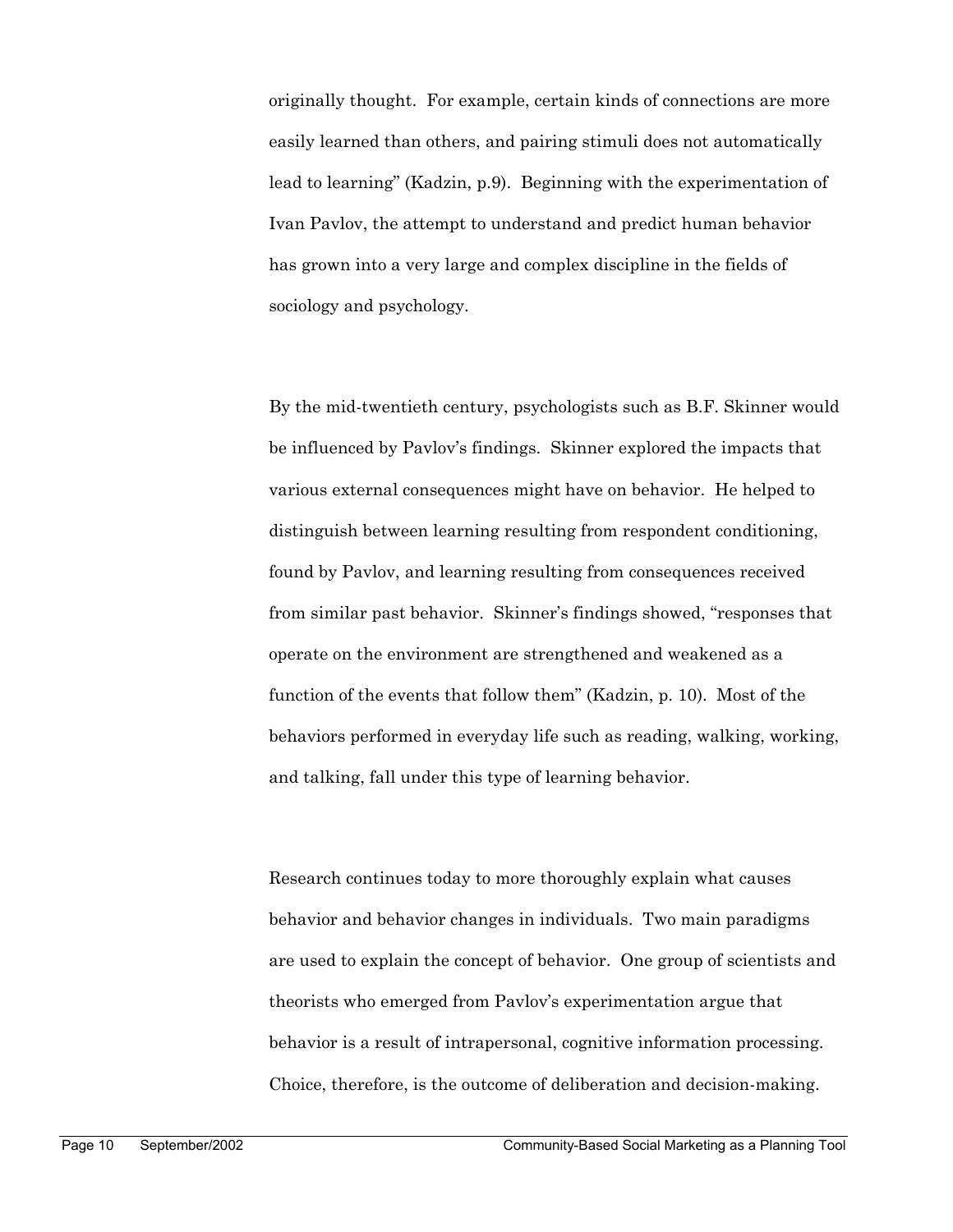originally thought. For example, certain kinds of connections are more easily learned than others, and pairing stimuli does not automatically lead to learning" (Kadzin, p.9). Beginning with the experimentation of Ivan Pavlov, the attempt to understand and predict human behavior has grown into a very large and complex discipline in the fields of sociology and psychology.

By the mid-twentieth century, psychologists such as B.F. Skinner would be influenced by Pavlov's findings. Skinner explored the impacts that various external consequences might have on behavior. He helped to distinguish between learning resulting from respondent conditioning, found by Pavlov, and learning resulting from consequences received from similar past behavior. Skinner's findings showed, "responses that operate on the environment are strengthened and weakened as a function of the events that follow them" (Kadzin, p. 10). Most of the behaviors performed in everyday life such as reading, walking, working, and talking, fall under this type of learning behavior.

Research continues today to more thoroughly explain what causes behavior and behavior changes in individuals. Two main paradigms are used to explain the concept of behavior. One group of scientists and theorists who emerged from Pavlov's experimentation argue that behavior is a result of intrapersonal, cognitive information processing. Choice, therefore, is the outcome of deliberation and decision-making.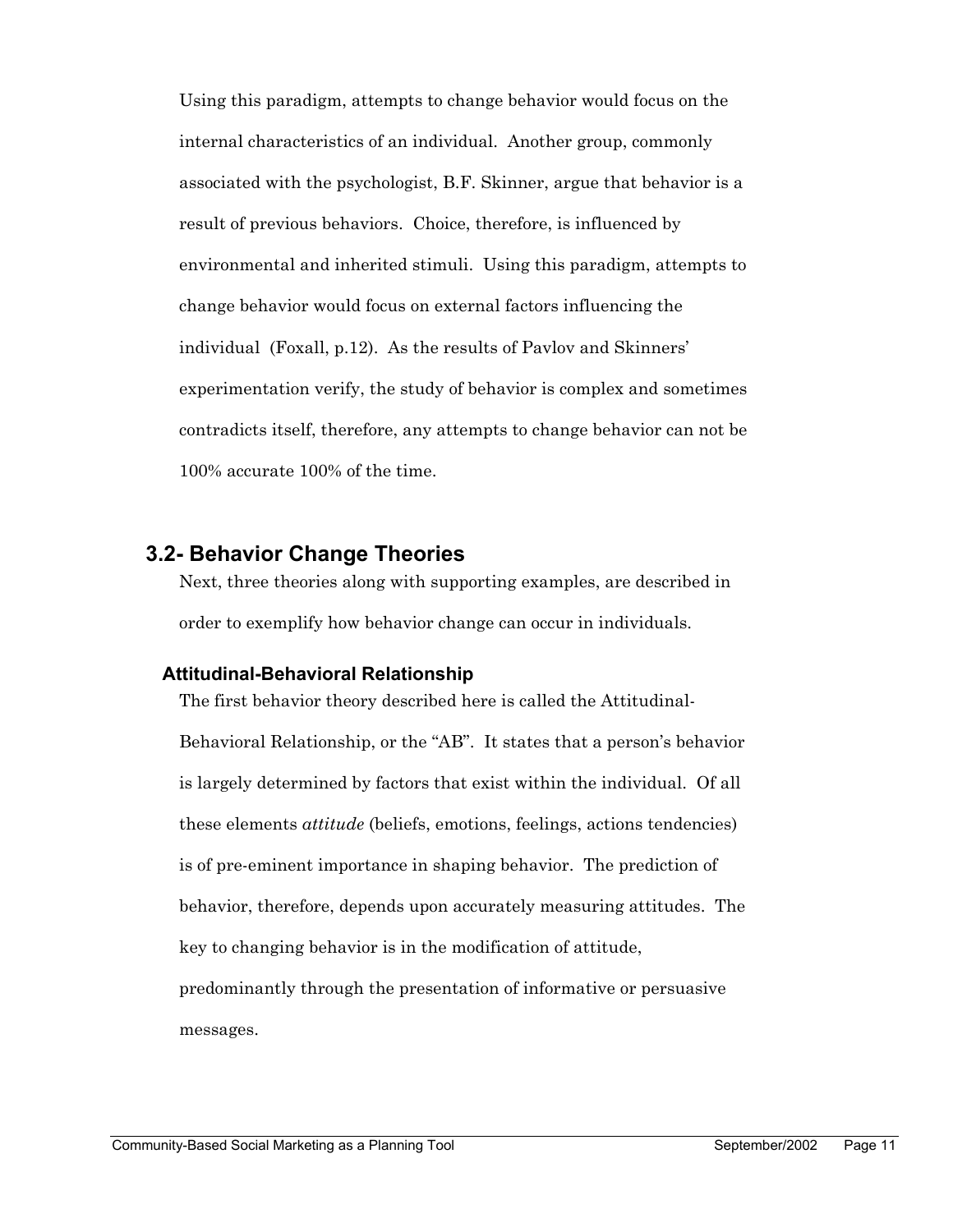Using this paradigm, attempts to change behavior would focus on the internal characteristics of an individual. Another group, commonly associated with the psychologist, B.F. Skinner, argue that behavior is a result of previous behaviors. Choice, therefore, is influenced by environmental and inherited stimuli. Using this paradigm, attempts to change behavior would focus on external factors influencing the individual (Foxall, p.12). As the results of Pavlov and Skinners' experimentation verify, the study of behavior is complex and sometimes contradicts itself, therefore, any attempts to change behavior can not be 100% accurate 100% of the time.

## 3.2- Behavior Change Theories

Next, three theories along with supporting examples, are described in order to exemplify how behavior change can occur in individuals.

### Attitudinal-Behavioral Relationship

The first behavior theory described here is called the Attitudinal-Behavioral Relationship, or the "AB". It states that a person's behavior is largely determined by factors that exist within the individual. Of all these elements *attitude* (beliefs, emotions, feelings, actions tendencies) is of pre-eminent importance in shaping behavior. The prediction of behavior, therefore, depends upon accurately measuring attitudes. The key to changing behavior is in the modification of attitude, predominantly through the presentation of informative or persuasive messages.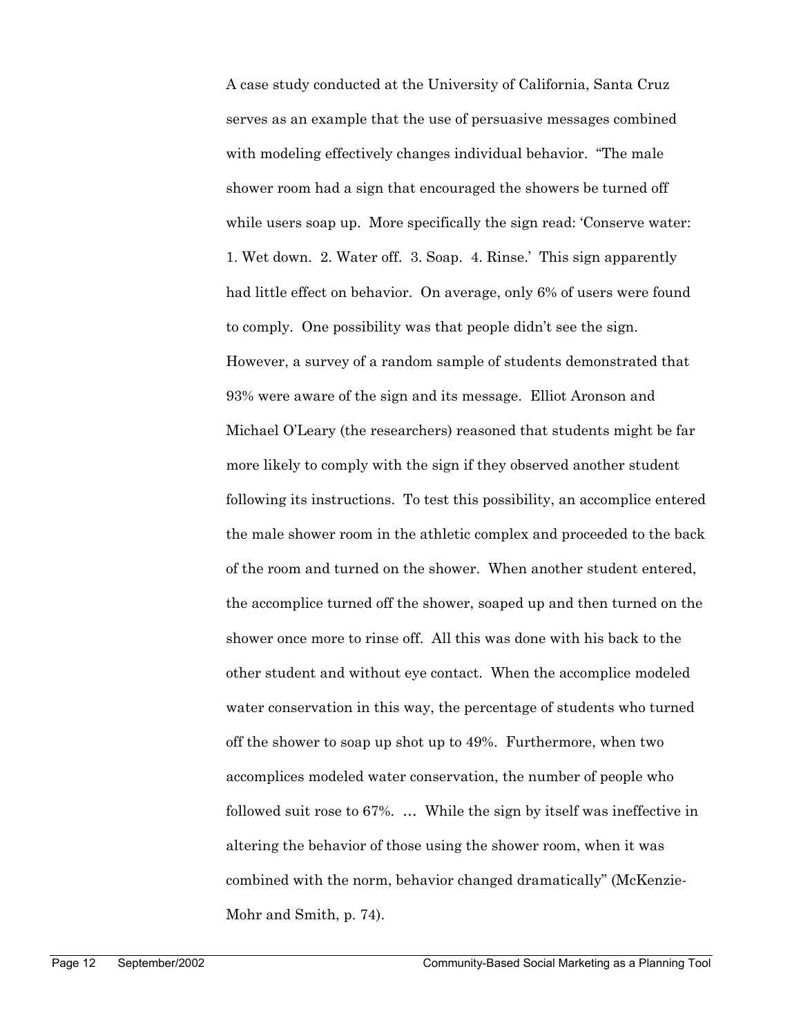A case study conducted at the University of California, Santa Cruz serves as an example that the use of persuasive messages combined with modeling effectively changes individual behavior. "The male shower room had a sign that encouraged the showers be turned off while users soap up. More specifically the sign read: 'Conserve water: 1. Wet down. 2. Water off. 3. Soap. 4. Rinse.' This sign apparently had little effect on behavior. On average, only 6% of users were found to comply. One possibility was that people didn't see the sign. However, a survey of a random sample of students demonstrated that 93% were aware of the sign and its message. Elliot Aronson and Michael O'Leary (the researchers) reasoned that students might be far more likely to comply with the sign if they observed another student following its instructions. To test this possibility, an accomplice entered the male shower room in the athletic complex and proceeded to the back of the room and turned on the shower. When another student entered, the accomplice turned off the shower, soaped up and then turned on the shower once more to rinse off. All this was done with his back to the other student and without eye contact. When the accomplice modeled water conservation in this way, the percentage of students who turned off the shower to soap up shot up to 49%. Furthermore, when two accomplices modeled water conservation, the number of people who followed suit rose to 67%. … While the sign by itself was ineffective in altering the behavior of those using the shower room, when it was combined with the norm, behavior changed dramatically" (McKenzie-Mohr and Smith, p. 74).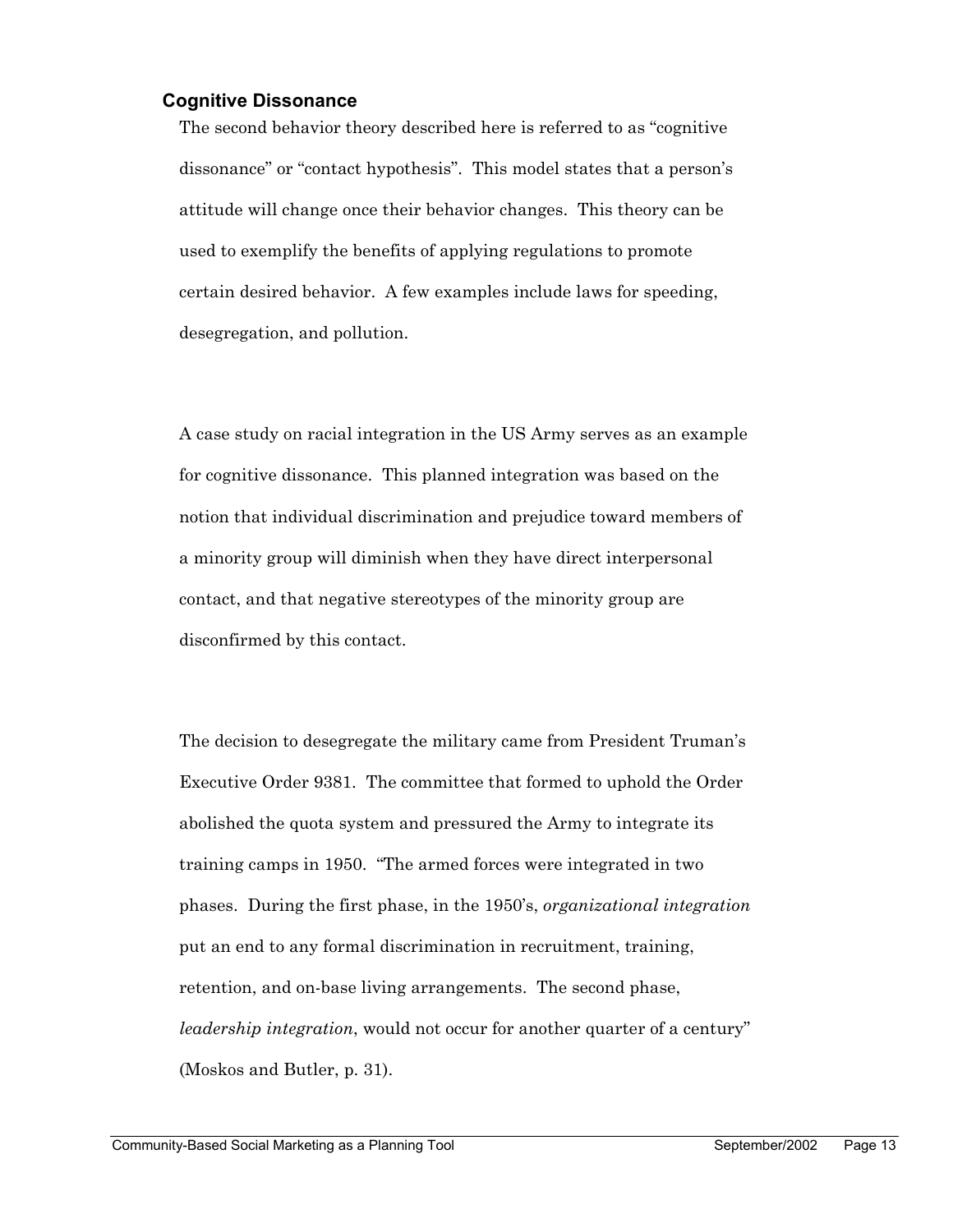### Cognitive Dissonance

The second behavior theory described here is referred to as "cognitive dissonance" or "contact hypothesis". This model states that a person's attitude will change once their behavior changes. This theory can be used to exemplify the benefits of applying regulations to promote certain desired behavior. A few examples include laws for speeding, desegregation, and pollution.

A case study on racial integration in the US Army serves as an example for cognitive dissonance. This planned integration was based on the notion that individual discrimination and prejudice toward members of a minority group will diminish when they have direct interpersonal contact, and that negative stereotypes of the minority group are disconfirmed by this contact.

The decision to desegregate the military came from President Truman's Executive Order 9381. The committee that formed to uphold the Order abolished the quota system and pressured the Army to integrate its training camps in 1950. "The armed forces were integrated in two phases. During the first phase, in the 1950's, *organizational integration* put an end to any formal discrimination in recruitment, training, retention, and on-base living arrangements. The second phase, *leadership integration*, would not occur for another quarter of a century" (Moskos and Butler, p. 31).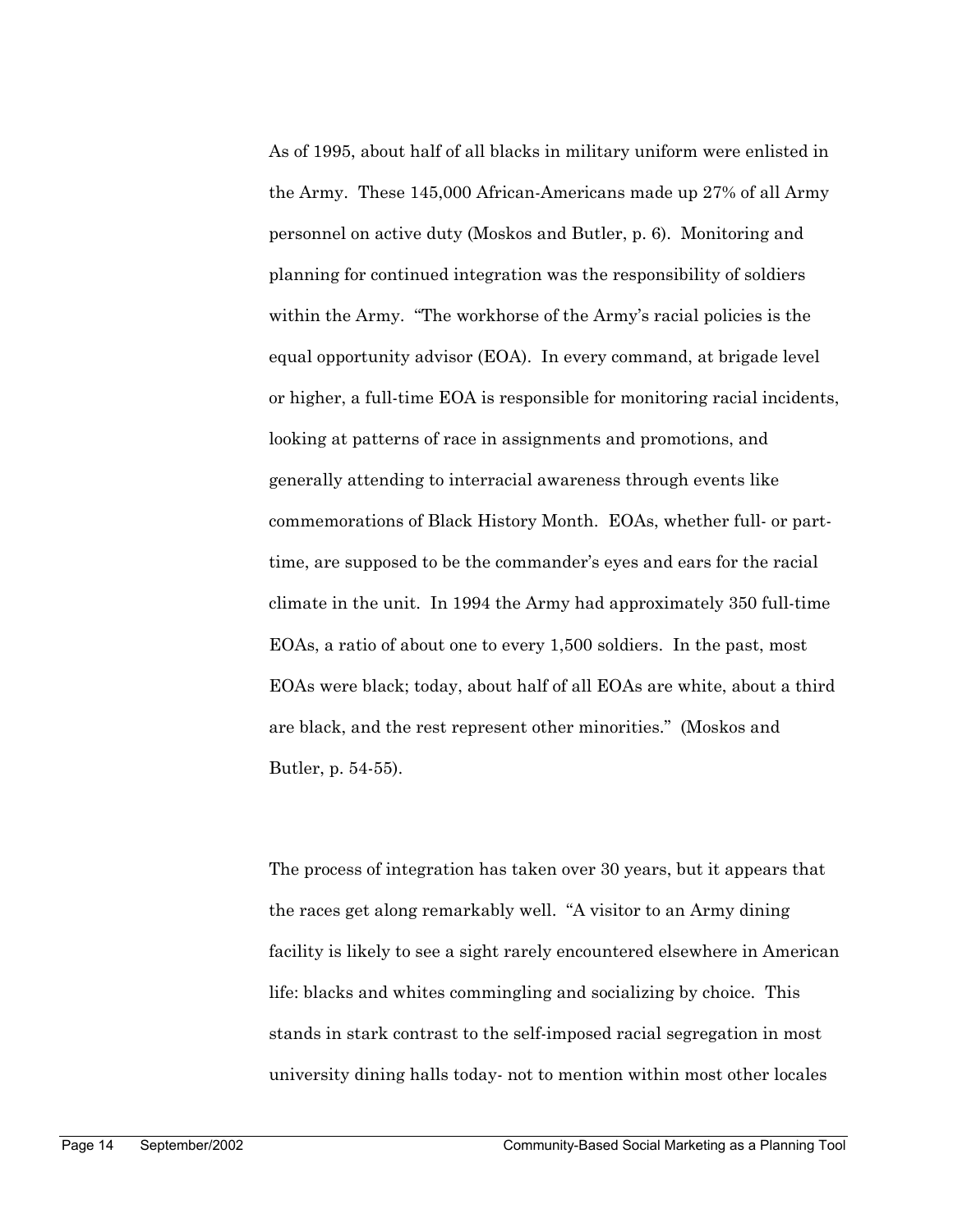As of 1995, about half of all blacks in military uniform were enlisted in the Army. These 145,000 African-Americans made up 27% of all Army personnel on active duty (Moskos and Butler, p. 6). Monitoring and planning for continued integration was the responsibility of soldiers within the Army. "The workhorse of the Army's racial policies is the equal opportunity advisor (EOA). In every command, at brigade level or higher, a full-time EOA is responsible for monitoring racial incidents, looking at patterns of race in assignments and promotions, and generally attending to interracial awareness through events like commemorations of Black History Month. EOAs, whether full- or part-time, are supposed to be the commander's eyes and ears for the racial climate in the unit. In 1994 the Army had approximately 350 full-time EOAs, a ratio of about one to every 1,500 soldiers. In the past, most EOAs were black; today, about half of all EOAs are white, about a third are black, and the rest represent other minorities." (Moskos and Butler, p. 54-55).

The process of integration has taken over 30 years, but it appears that the races get along remarkably well. "A visitor to an Army dining facility is likely to see a sight rarely encountered elsewhere in American life: blacks and whites commingling and socializing by choice. This stands in stark contrast to the self-imposed racial segregation in most university dining halls today- not to mention within most other locales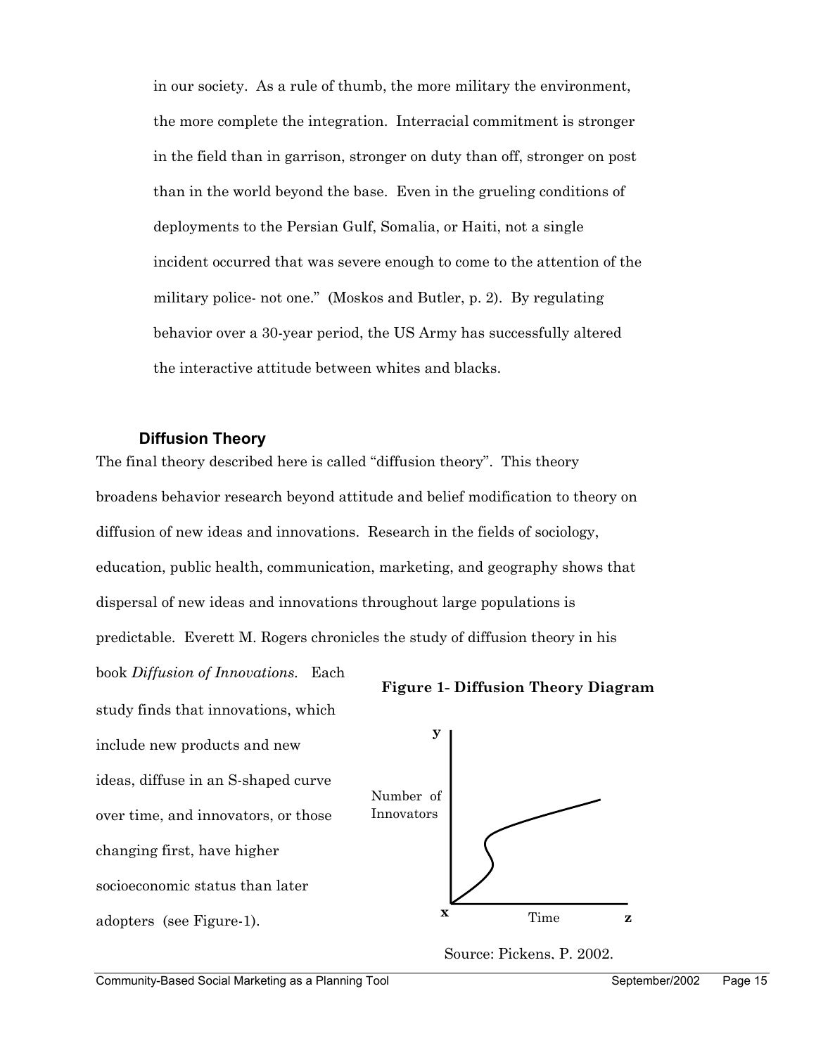in our society. As a rule of thumb, the more military the environment, the more complete the integration. Interracial commitment is stronger in the field than in garrison, stronger on duty than off, stronger on post than in the world beyond the base. Even in the grueling conditions of deployments to the Persian Gulf, Somalia, or Haiti, not a single incident occurred that was severe enough to come to the attention of the military police- not one." (Moskos and Butler, p. 2). By regulating behavior over a 30-year period, the US Army has successfully altered the interactive attitude between whites and blacks.

### Diffusion Theory

The final theory described here is called "diffusion theory". This theory broadens behavior research beyond attitude and belief modification to theory on diffusion of new ideas and innovations. Research in the fields of sociology, education, public health, communication, marketing, and geography shows that dispersal of new ideas and innovations throughout large populations is predictable. Everett M. Rogers chronicles the study of diffusion theory in his book *Diffusion of Innovations.* Each study finds that innovations, which include new products and new ideas, diffuse in an S-shaped curve over time, and innovators, or those changing first, have higher socioeconomic status than later adopters (see Figure-1).

**Figure 1- Diffusion Theory Diagram**

y

Number of Innovators

x Time z

Source: Pickens, P. 2002.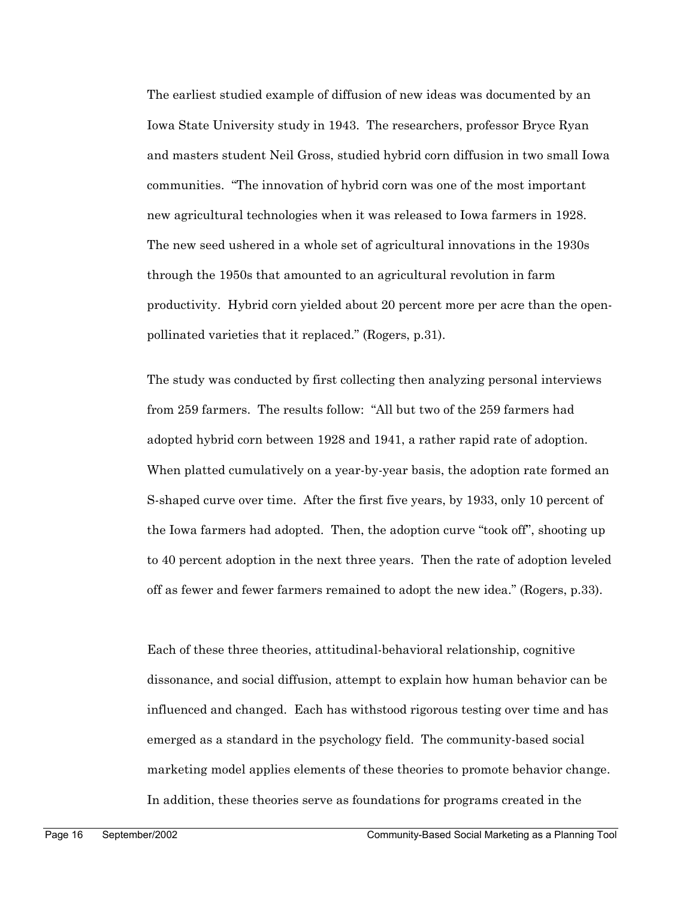The earliest studied example of diffusion of new ideas was documented by an Iowa State University study in 1943. The researchers, professor Bryce Ryan and masters student Neil Gross, studied hybrid corn diffusion in two small Iowa communities. "The innovation of hybrid corn was one of the most important new agricultural technologies when it was released to Iowa farmers in 1928. The new seed ushered in a whole set of agricultural innovations in the 1930s through the 1950s that amounted to an agricultural revolution in farm productivity. Hybrid corn yielded about 20 percent more per acre than the open-pollinated varieties that it replaced." (Rogers, p.31).

The study was conducted by first collecting then analyzing personal interviews from 259 farmers. The results follow: "All but two of the 259 farmers had adopted hybrid corn between 1928 and 1941, a rather rapid rate of adoption. When platted cumulatively on a year-by-year basis, the adoption rate formed an S-shaped curve over time. After the first five years, by 1933, only 10 percent of the Iowa farmers had adopted. Then, the adoption curve "took off", shooting up to 40 percent adoption in the next three years. Then the rate of adoption leveled off as fewer and fewer farmers remained to adopt the new idea." (Rogers, p.33).

Each of these three theories, attitudinal-behavioral relationship, cognitive dissonance, and social diffusion, attempt to explain how human behavior can be influenced and changed. Each has withstood rigorous testing over time and has emerged as a standard in the psychology field. The community-based social marketing model applies elements of these theories to promote behavior change. In addition, these theories serve as foundations for programs created in the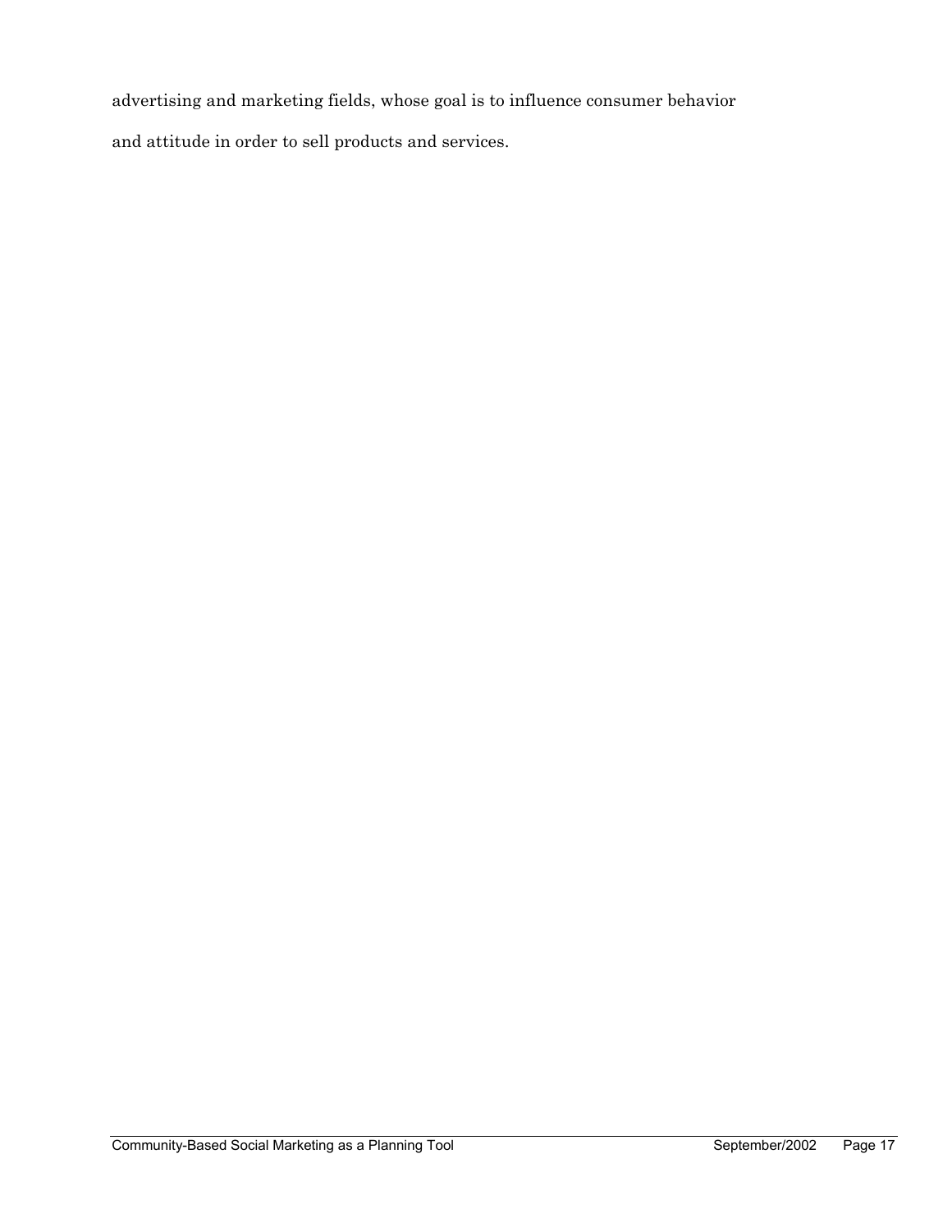advertising and marketing fields, whose goal is to influence consumer behavior and attitude in order to sell products and services.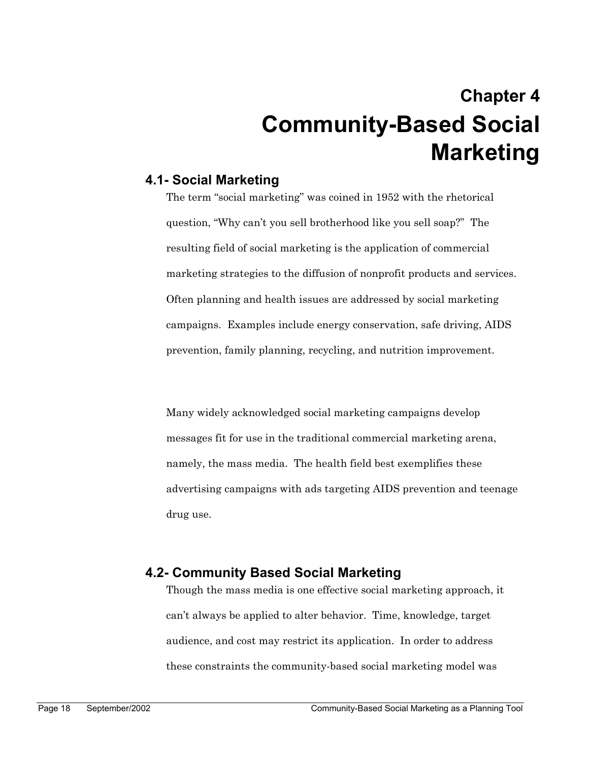# Chapter 4
# Community-Based Social Marketing

## 4.1- Social Marketing

The term "social marketing" was coined in 1952 with the rhetorical question, "Why can't you sell brotherhood like you sell soap?" The resulting field of social marketing is the application of commercial marketing strategies to the diffusion of nonprofit products and services. Often planning and health issues are addressed by social marketing campaigns. Examples include energy conservation, safe driving, AIDS prevention, family planning, recycling, and nutrition improvement.

Many widely acknowledged social marketing campaigns develop messages fit for use in the traditional commercial marketing arena, namely, the mass media. The health field best exemplifies these advertising campaigns with ads targeting AIDS prevention and teenage drug use.

## 4.2- Community Based Social Marketing

Though the mass media is one effective social marketing approach, it can't always be applied to alter behavior. Time, knowledge, target audience, and cost may restrict its application. In order to address these constraints the community-based social marketing model was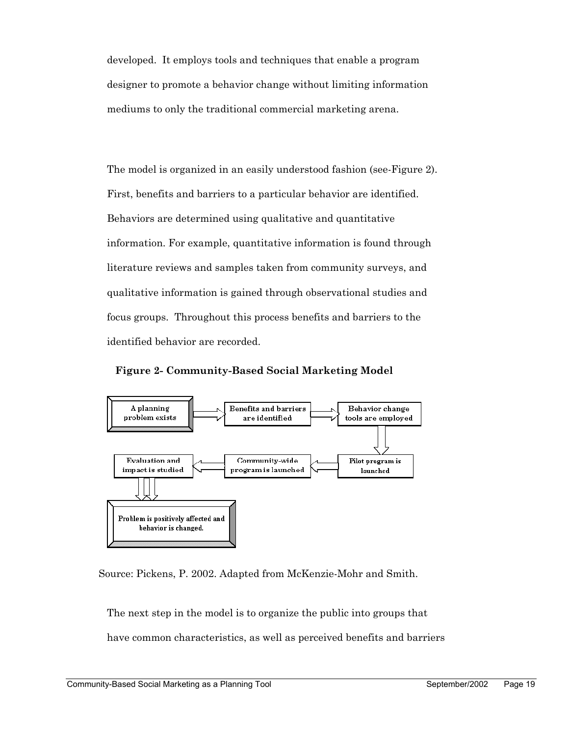developed. It employs tools and techniques that enable a program designer to promote a behavior change without limiting information mediums to only the traditional commercial marketing arena.

The model is organized in an easily understood fashion (see-Figure 2). First, benefits and barriers to a particular behavior are identified. Behaviors are determined using qualitative and quantitative information. For example, quantitative information is found through literature reviews and samples taken from community surveys, and qualitative information is gained through observational studies and focus groups. Throughout this process benefits and barriers to the identified behavior are recorded.

**Figure 2- Community-Based Social Marketing Model**

A planning problem exists → Benefits and barriers are identified → Behavior change tools are employed → Pilot program is launched → Community-wide program is launched → Evaluation and impact is studied → Problem is positively affected and behavior is changed.

Source: Pickens, P. 2002. Adapted from McKenzie-Mohr and Smith.

The next step in the model is to organize the public into groups that have common characteristics, as well as perceived benefits and barriers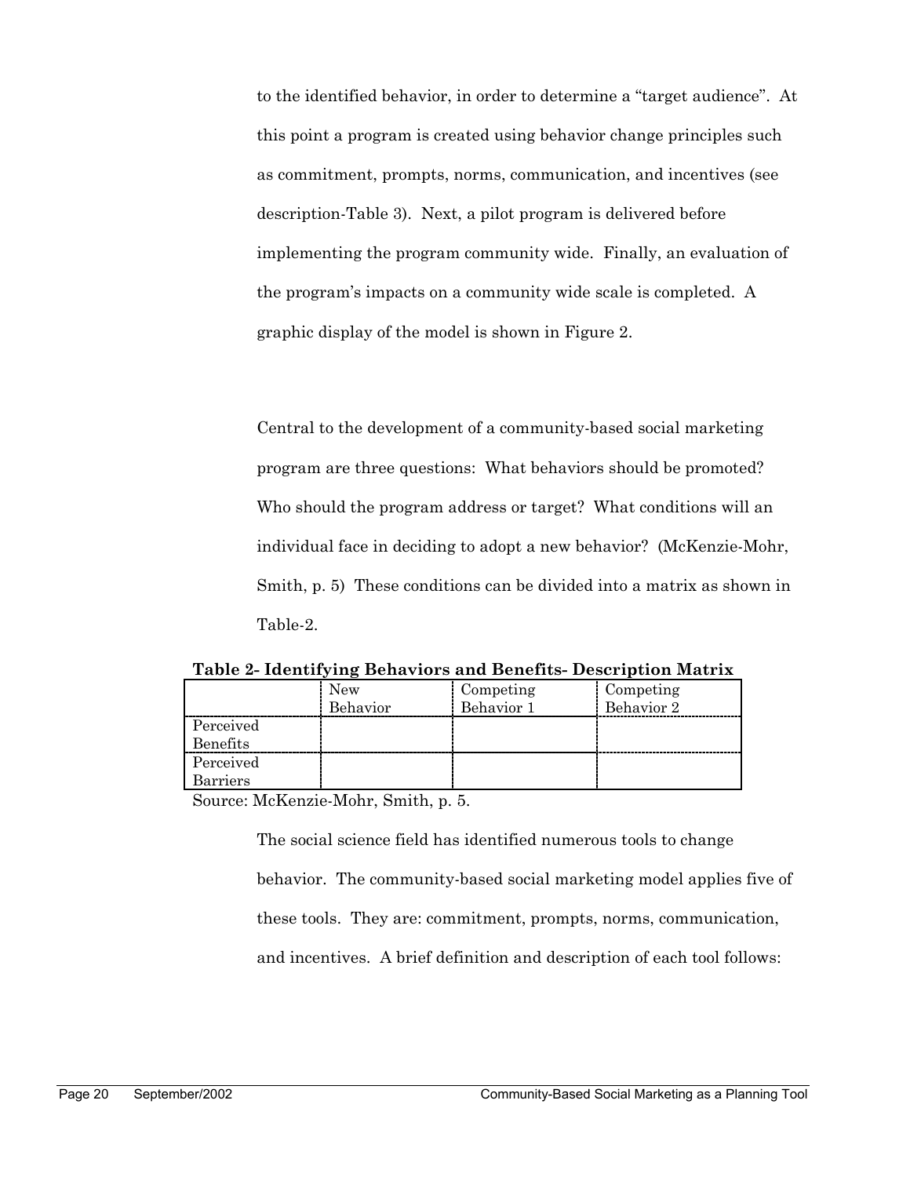to the identified behavior, in order to determine a "target audience". At this point a program is created using behavior change principles such as commitment, prompts, norms, communication, and incentives (see description-Table 3). Next, a pilot program is delivered before implementing the program community wide. Finally, an evaluation of the program's impacts on a community wide scale is completed. A graphic display of the model is shown in Figure 2.

Central to the development of a community-based social marketing program are three questions: What behaviors should be promoted? Who should the program address or target? What conditions will an individual face in deciding to adopt a new behavior? (McKenzie-Mohr, Smith, p. 5) These conditions can be divided into a matrix as shown in Table-2.

**Table 2- Identifying Behaviors and Benefits- Description Matrix**

| | New Behavior | Competing Behavior 1 | Competing Behavior 2 |
|---|---|---|---|
| Perceived Benefits | | | |
| Perceived Barriers | | | |

Source: McKenzie-Mohr, Smith, p. 5.

The social science field has identified numerous tools to change behavior. The community-based social marketing model applies five of these tools. They are: commitment, prompts, norms, communication, and incentives. A brief definition and description of each tool follows: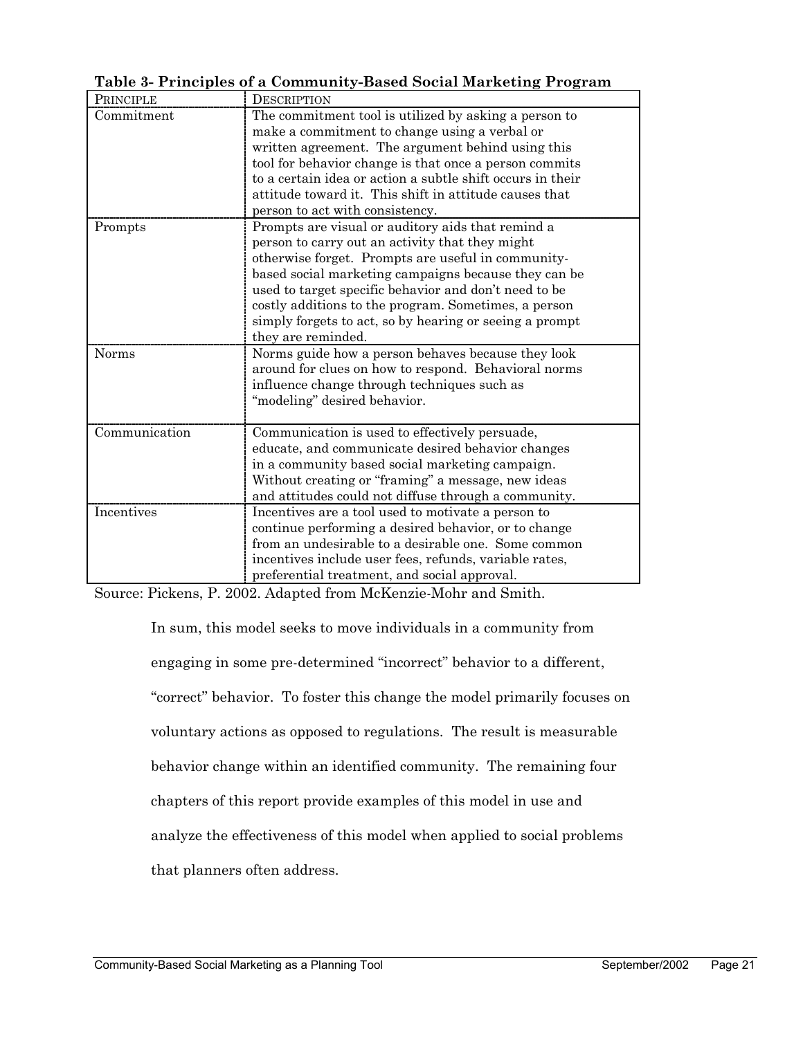**Table 3- Principles of a Community-Based Social Marketing Program**

| PRINCIPLE | DESCRIPTION |
|---|---|
| Commitment | The commitment tool is utilized by asking a person to make a commitment to change using a verbal or written agreement. The argument behind using this tool for behavior change is that once a person commits to a certain idea or action a subtle shift occurs in their attitude toward it. This shift in attitude causes that person to act with consistency. |
| Prompts | Prompts are visual or auditory aids that remind a person to carry out an activity that they might otherwise forget. Prompts are useful in community-based social marketing campaigns because they can be used to target specific behavior and don't need to be costly additions to the program. Sometimes, a person simply forgets to act, so by hearing or seeing a prompt they are reminded. |
| Norms | Norms guide how a person behaves because they look around for clues on how to respond. Behavioral norms influence change through techniques such as "modeling" desired behavior. |
| Communication | Communication is used to effectively persuade, educate, and communicate desired behavior changes in a community based social marketing campaign. Without creating or "framing" a message, new ideas and attitudes could not diffuse through a community. |
| Incentives | Incentives are a tool used to motivate a person to continue performing a desired behavior, or to change from an undesirable to a desirable one. Some common incentives include user fees, refunds, variable rates, preferential treatment, and social approval. |

Source: Pickens, P. 2002. Adapted from McKenzie-Mohr and Smith.

In sum, this model seeks to move individuals in a community from engaging in some pre-determined "incorrect" behavior to a different, "correct" behavior. To foster this change the model primarily focuses on voluntary actions as opposed to regulations. The result is measurable behavior change within an identified community. The remaining four chapters of this report provide examples of this model in use and analyze the effectiveness of this model when applied to social problems that planners often address.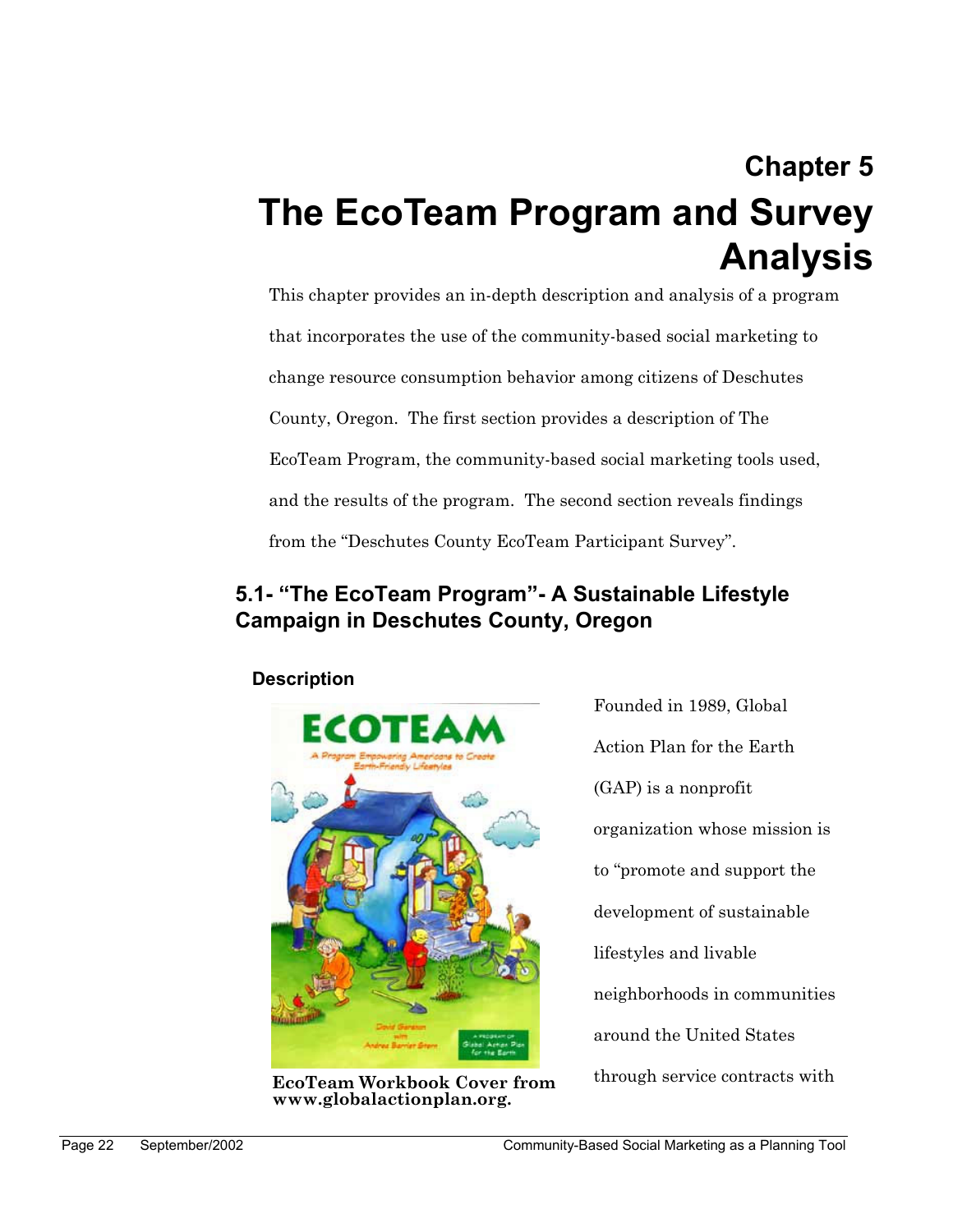# Chapter 5

# The EcoTeam Program and Survey Analysis

This chapter provides an in-depth description and analysis of a program that incorporates the use of the community-based social marketing to change resource consumption behavior among citizens of Deschutes County, Oregon. The first section provides a description of The EcoTeam Program, the community-based social marketing tools used, and the results of the program. The second section reveals findings from the "Deschutes County EcoTeam Participant Survey".

## 5.1- "The EcoTeam Program"- A Sustainable Lifestyle Campaign in Deschutes County, Oregon

### Description

**EcoTeam Workbook Cover from www.globalactionplan.org.**

Founded in 1989, Global Action Plan for the Earth (GAP) is a nonprofit organization whose mission is to "promote and support the development of sustainable lifestyles and livable neighborhoods in communities around the United States through service contracts with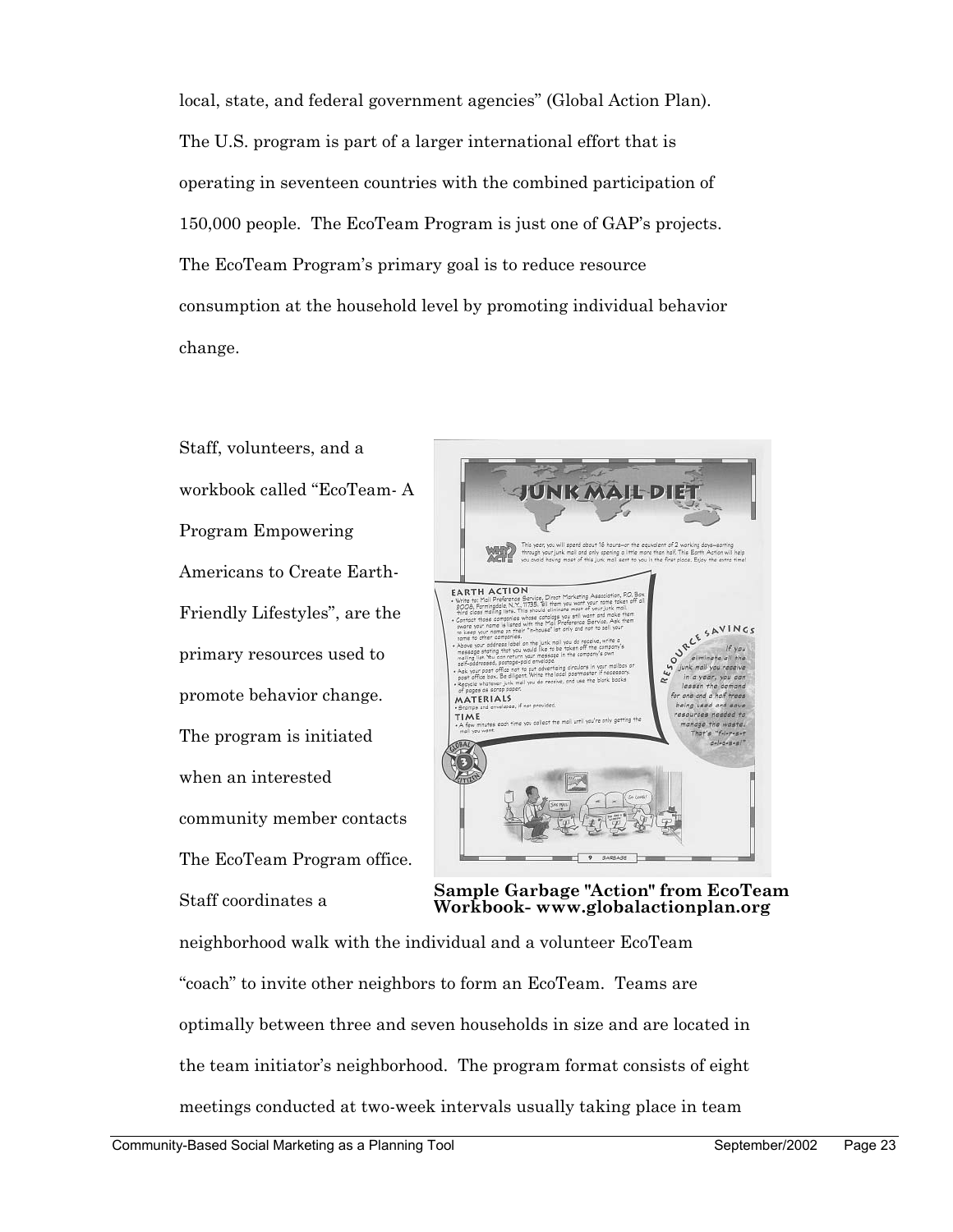local, state, and federal government agencies" (Global Action Plan). The U.S. program is part of a larger international effort that is operating in seventeen countries with the combined participation of 150,000 people. The EcoTeam Program is just one of GAP's projects. The EcoTeam Program's primary goal is to reduce resource consumption at the household level by promoting individual behavior change.

Staff, volunteers, and a workbook called "EcoTeam- A Program Empowering Americans to Create Earth-Friendly Lifestyles", are the primary resources used to promote behavior change. The program is initiated when an interested community member contacts The EcoTeam Program office. Staff coordinates a neighborhood walk with the individual and a volunteer EcoTeam "coach" to invite other neighbors to form an EcoTeam. Teams are optimally between three and seven households in size and are located in the team initiator's neighborhood. The program format consists of eight meetings conducted at two-week intervals usually taking place in team

**Sample Garbage "Action" from EcoTeam Workbook- www.globalactionplan.org**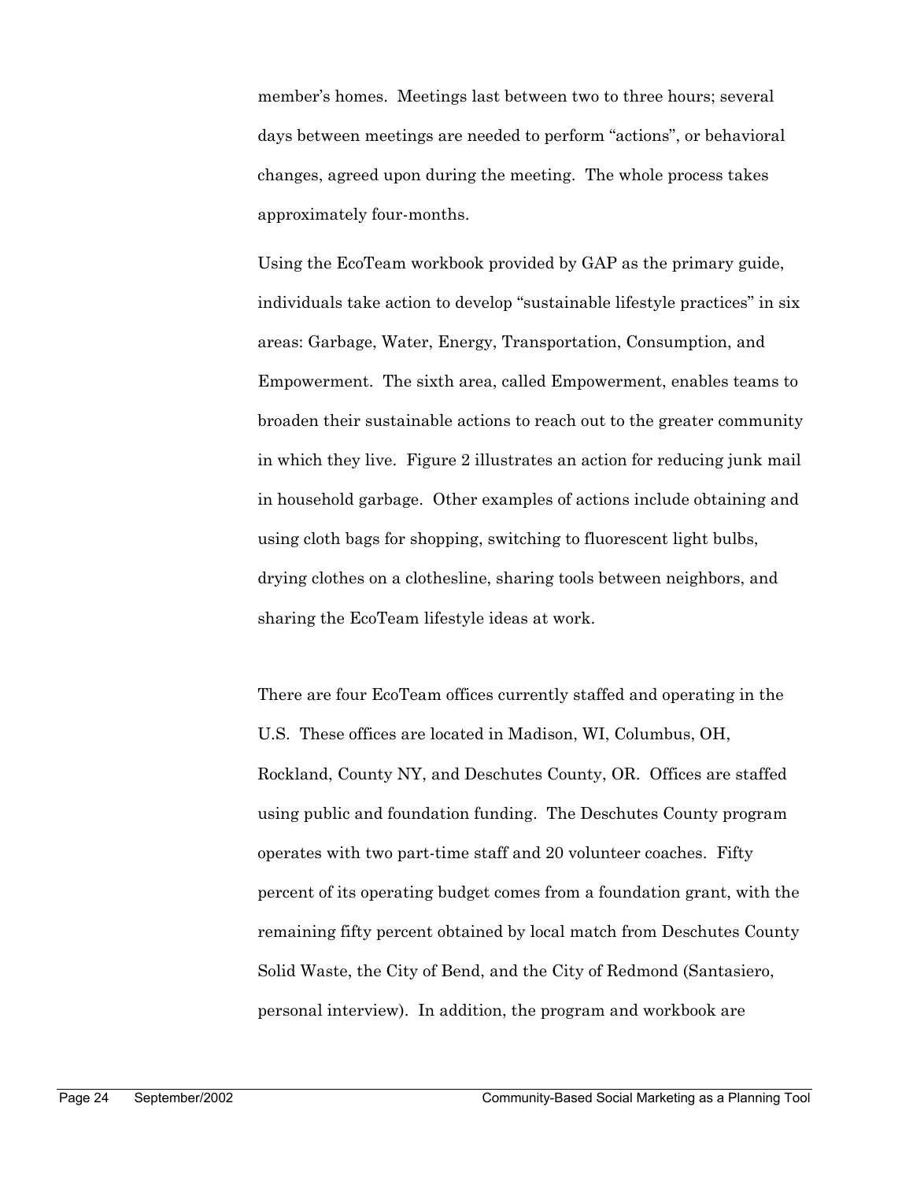member's homes. Meetings last between two to three hours; several days between meetings are needed to perform "actions", or behavioral changes, agreed upon during the meeting. The whole process takes approximately four-months.

Using the EcoTeam workbook provided by GAP as the primary guide, individuals take action to develop "sustainable lifestyle practices" in six areas: Garbage, Water, Energy, Transportation, Consumption, and Empowerment. The sixth area, called Empowerment, enables teams to broaden their sustainable actions to reach out to the greater community in which they live. Figure 2 illustrates an action for reducing junk mail in household garbage. Other examples of actions include obtaining and using cloth bags for shopping, switching to fluorescent light bulbs, drying clothes on a clothesline, sharing tools between neighbors, and sharing the EcoTeam lifestyle ideas at work.

There are four EcoTeam offices currently staffed and operating in the U.S. These offices are located in Madison, WI, Columbus, OH, Rockland, County NY, and Deschutes County, OR. Offices are staffed using public and foundation funding. The Deschutes County program operates with two part-time staff and 20 volunteer coaches. Fifty percent of its operating budget comes from a foundation grant, with the remaining fifty percent obtained by local match from Deschutes County Solid Waste, the City of Bend, and the City of Redmond (Santasiero, personal interview). In addition, the program and workbook are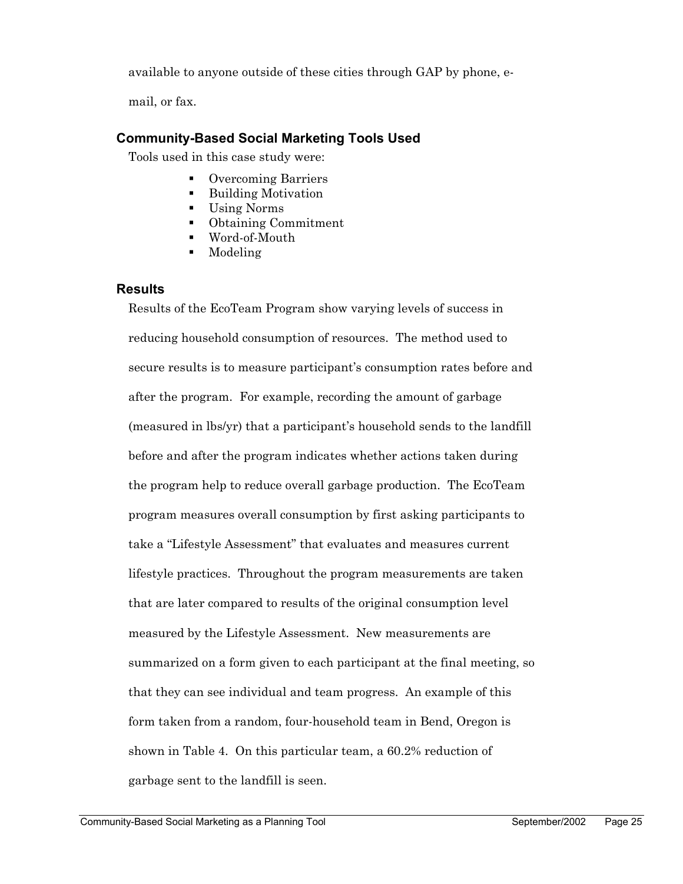available to anyone outside of these cities through GAP by phone, e-mail, or fax.

### Community-Based Social Marketing Tools Used

Tools used in this case study were:

- Overcoming Barriers
- Building Motivation
- Using Norms
- Obtaining Commitment
- Word-of-Mouth
- Modeling

### Results

Results of the EcoTeam Program show varying levels of success in reducing household consumption of resources. The method used to secure results is to measure participant's consumption rates before and after the program. For example, recording the amount of garbage (measured in lbs/yr) that a participant's household sends to the landfill before and after the program indicates whether actions taken during the program help to reduce overall garbage production. The EcoTeam program measures overall consumption by first asking participants to take a "Lifestyle Assessment" that evaluates and measures current lifestyle practices. Throughout the program measurements are taken that are later compared to results of the original consumption level measured by the Lifestyle Assessment. New measurements are summarized on a form given to each participant at the final meeting, so that they can see individual and team progress. An example of this form taken from a random, four-household team in Bend, Oregon is shown in Table 4. On this particular team, a 60.2% reduction of garbage sent to the landfill is seen.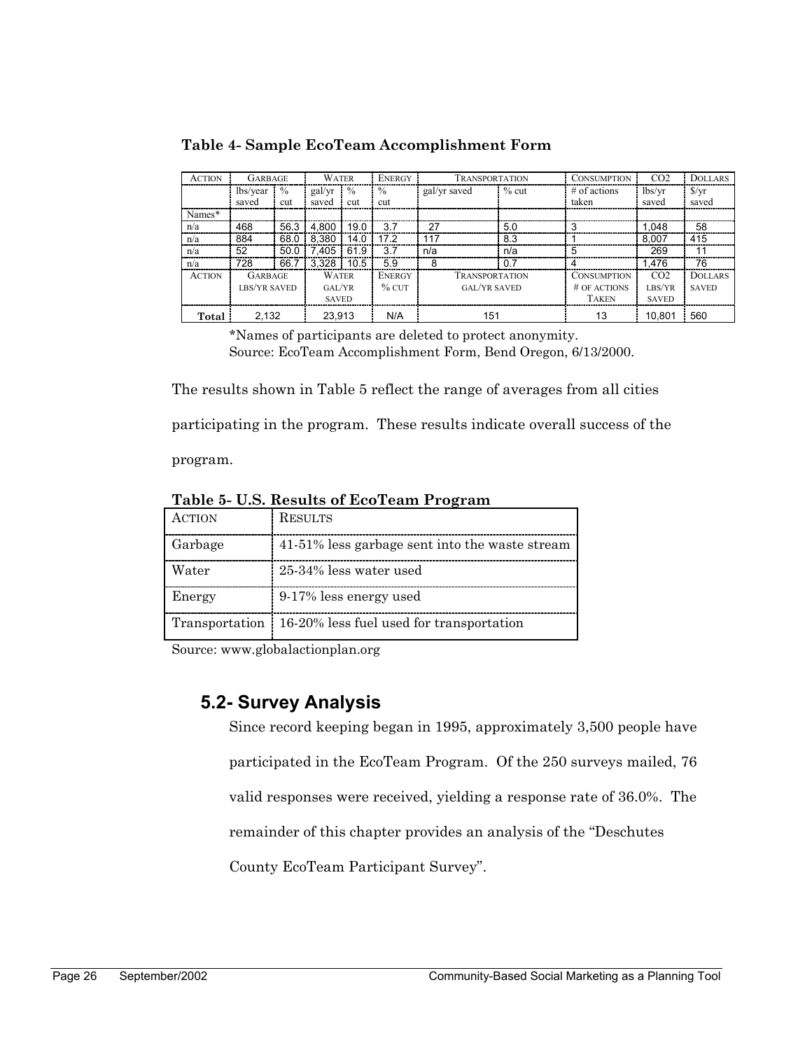**Table 4- Sample EcoTeam Accomplishment Form**

| Action | Garbage | | Water | | Energy | Transportation | | Consumption | CO2 | Dollars |
|---|---|---|---|---|---|---|---|---|---|---|
| | lbs/year saved | % cut | gal/yr saved | % cut | % cut | gal/yr saved | % cut | # of actions taken | lbs/yr saved | $/yr saved |
| Names* | | | | | | | | | | |
| n/a | 468 | 56.3 | 4,800 | 19.0 | 3.7 | 27 | 5.0 | 3 | 1,048 | 58 |
| n/a | 884 | 68.0 | 8,380 | 14.0 | 17.2 | 117 | 8.3 | 1 | 8,007 | 415 |
| n/a | 52 | 50.0 | 7,405 | 61.9 | 3.7 | n/a | n/a | 5 | 269 | 11 |
| n/a | 728 | 66.7 | 3,328 | 10.5 | 5.9 | 8 | 0.7 | 4 | 1,476 | 76 |
| Action | Garbage lbs/yr saved | | Water gal/yr saved | | Energy % cut | Transportation gal/yr saved | | Consumption # of actions taken | CO2 lbs/yr saved | Dollars saved |
| **Total** | 2,132 | | 23,913 | | N/A | 151 | | 13 | 10,801 | 560 |

*Names of participants are deleted to protect anonymity.
Source: EcoTeam Accomplishment Form, Bend Oregon, 6/13/2000.

The results shown in Table 5 reflect the range of averages from all cities participating in the program. These results indicate overall success of the program.

**Table 5- U.S. Results of EcoTeam Program**

| Action | Results |
|---|---|
| Garbage | 41-51% less garbage sent into the waste stream |
| Water | 25-34% less water used |
| Energy | 9-17% less energy used |
| Transportation | 16-20% less fuel used for transportation |

Source: www.globalactionplan.org

## 5.2- Survey Analysis

Since record keeping began in 1995, approximately 3,500 people have participated in the EcoTeam Program. Of the 250 surveys mailed, 76 valid responses were received, yielding a response rate of 36.0%. The remainder of this chapter provides an analysis of the "Deschutes County EcoTeam Participant Survey".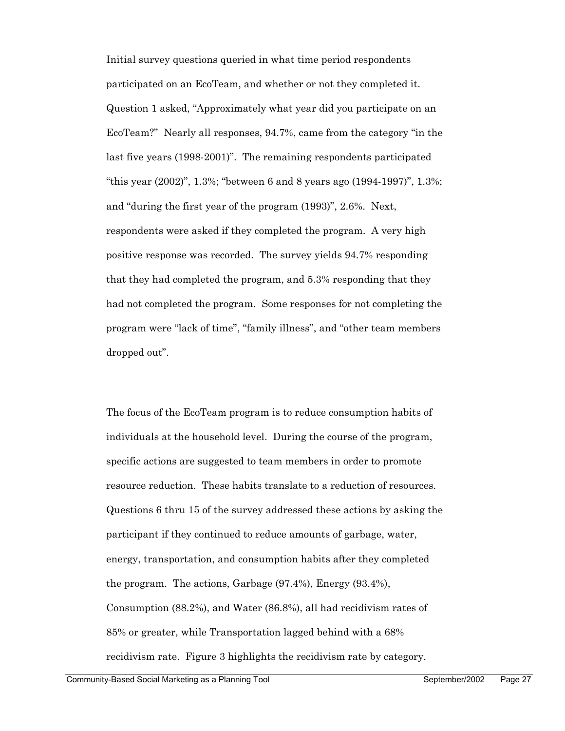Initial survey questions queried in what time period respondents participated on an EcoTeam, and whether or not they completed it. Question 1 asked, "Approximately what year did you participate on an EcoTeam?" Nearly all responses, 94.7%, came from the category "in the last five years (1998-2001)". The remaining respondents participated "this year (2002)", 1.3%; "between 6 and 8 years ago (1994-1997)", 1.3%; and "during the first year of the program (1993)", 2.6%. Next, respondents were asked if they completed the program. A very high positive response was recorded. The survey yields 94.7% responding that they had completed the program, and 5.3% responding that they had not completed the program. Some responses for not completing the program were "lack of time", "family illness", and "other team members dropped out".

The focus of the EcoTeam program is to reduce consumption habits of individuals at the household level. During the course of the program, specific actions are suggested to team members in order to promote resource reduction. These habits translate to a reduction of resources. Questions 6 thru 15 of the survey addressed these actions by asking the participant if they continued to reduce amounts of garbage, water, energy, transportation, and consumption habits after they completed the program. The actions, Garbage (97.4%), Energy (93.4%), Consumption (88.2%), and Water (86.8%), all had recidivism rates of 85% or greater, while Transportation lagged behind with a 68% recidivism rate. Figure 3 highlights the recidivism rate by category.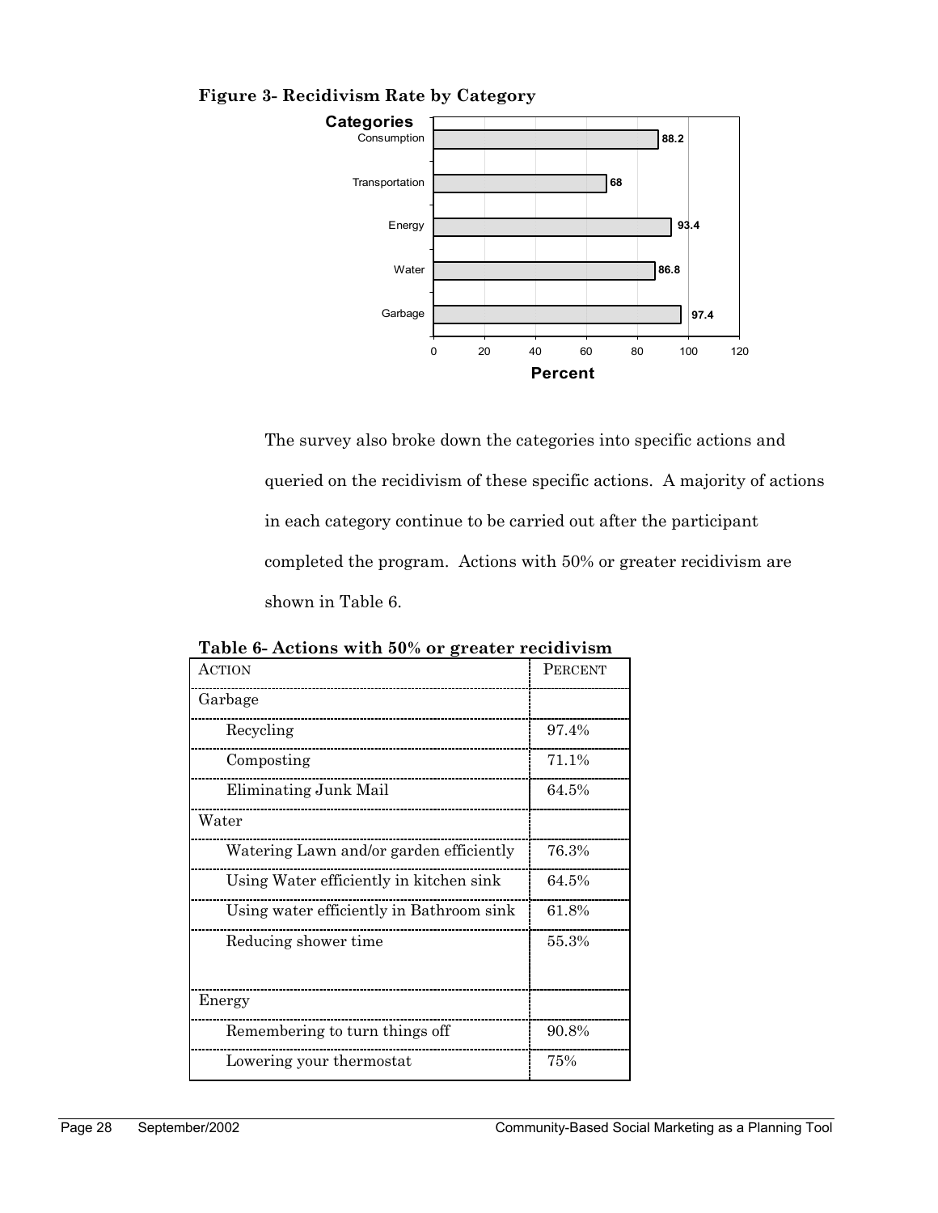**Figure 3- Recidivism Rate by Category**

| Categories | Percent |
|---|---|
| Consumption | 88.2 |
| Transportation | 68 |
| Energy | 93.4 |
| Water | 86.8 |
| Garbage | 97.4 |

The survey also broke down the categories into specific actions and queried on the recidivism of these specific actions. A majority of actions in each category continue to be carried out after the participant completed the program. Actions with 50% or greater recidivism are shown in Table 6.

**Table 6- Actions with 50% or greater recidivism**

| ACTION | PERCENT |
|---|---|
| Garbage | |
| Recycling | 97.4% |
| Composting | 71.1% |
| Eliminating Junk Mail | 64.5% |
| Water | |
| Watering Lawn and/or garden efficiently | 76.3% |
| Using Water efficiently in kitchen sink | 64.5% |
| Using water efficiently in Bathroom sink | 61.8% |
| Reducing shower time | 55.3% |
| Energy | |
| Remembering to turn things off | 90.8% |
| Lowering your thermostat | 75% |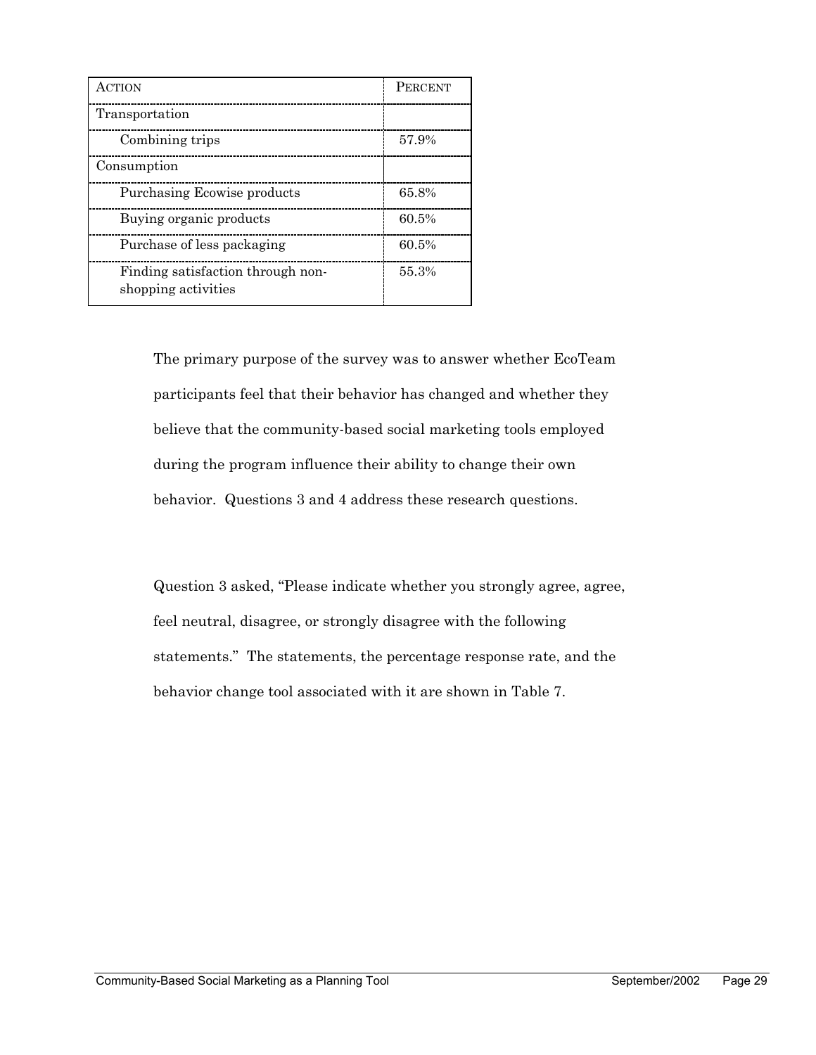| Action | Percent |
|---|---|
| Transportation | |
| Combining trips | 57.9% |
| Consumption | |
| Purchasing Ecowise products | 65.8% |
| Buying organic products | 60.5% |
| Purchase of less packaging | 60.5% |
| Finding satisfaction through non-shopping activities | 55.3% |

The primary purpose of the survey was to answer whether EcoTeam participants feel that their behavior has changed and whether they believe that the community-based social marketing tools employed during the program influence their ability to change their own behavior. Questions 3 and 4 address these research questions.

Question 3 asked, "Please indicate whether you strongly agree, agree, feel neutral, disagree, or strongly disagree with the following statements." The statements, the percentage response rate, and the behavior change tool associated with it are shown in Table 7.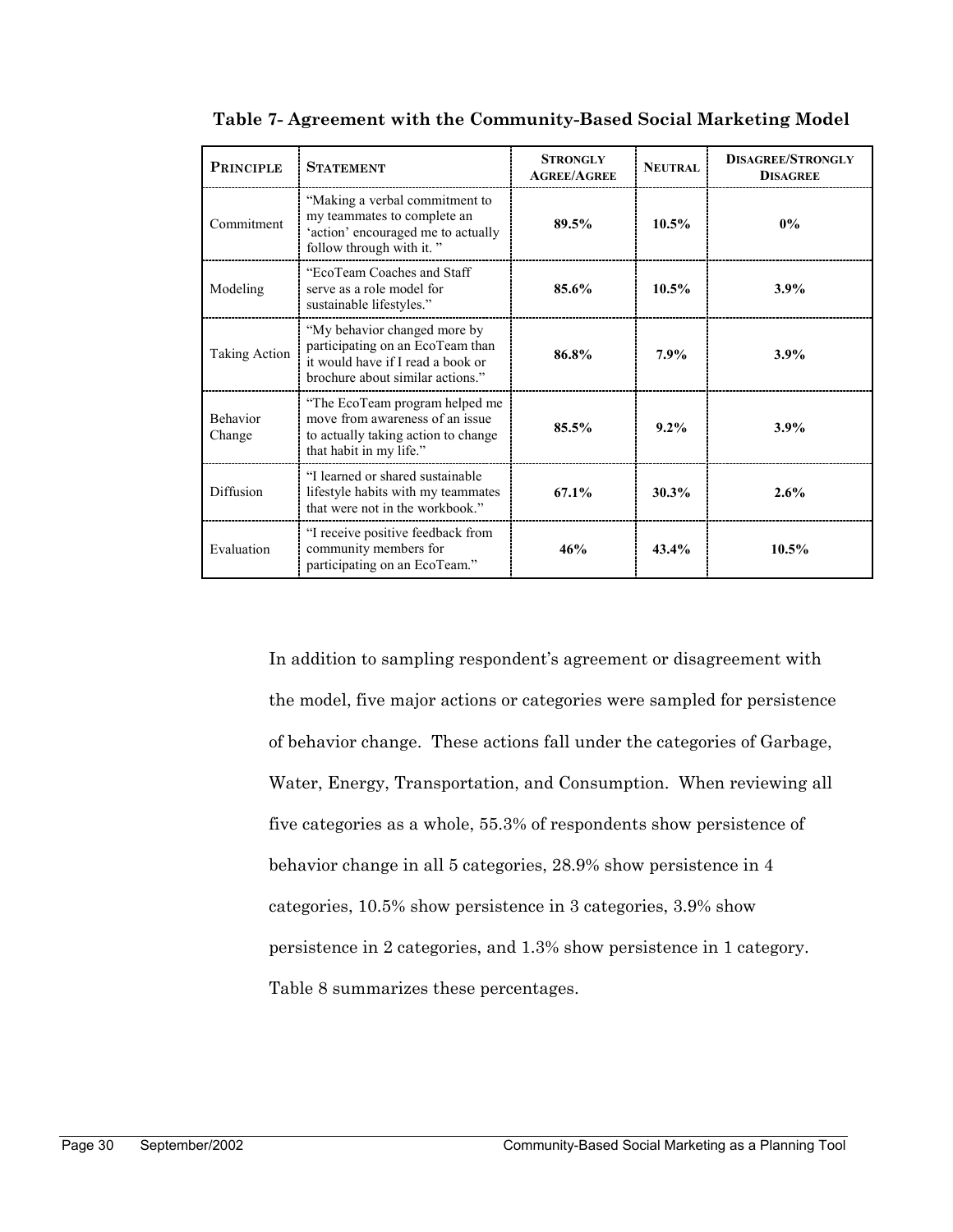**Table 7- Agreement with the Community-Based Social Marketing Model**

| PRINCIPLE | STATEMENT | STRONGLY AGREE/AGREE | NEUTRAL | DISAGREE/STRONGLY DISAGREE |
|---|---|---|---|---|
| Commitment | "Making a verbal commitment to my teammates to complete an 'action' encouraged me to actually follow through with it. " | **89.5%** | **10.5%** | **0%** |
| Modeling | "EcoTeam Coaches and Staff serve as a role model for sustainable lifestyles." | **85.6%** | **10.5%** | **3.9%** |
| Taking Action | "My behavior changed more by participating on an EcoTeam than it would have if I read a book or brochure about similar actions." | **86.8%** | **7.9%** | **3.9%** |
| Behavior Change | "The EcoTeam program helped me move from awareness of an issue to actually taking action to change that habit in my life." | **85.5%** | **9.2%** | **3.9%** |
| Diffusion | "I learned or shared sustainable lifestyle habits with my teammates that were not in the workbook." | **67.1%** | **30.3%** | **2.6%** |
| Evaluation | "I receive positive feedback from community members for participating on an EcoTeam." | **46%** | **43.4%** | **10.5%** |

In addition to sampling respondent's agreement or disagreement with the model, five major actions or categories were sampled for persistence of behavior change. These actions fall under the categories of Garbage, Water, Energy, Transportation, and Consumption. When reviewing all five categories as a whole, 55.3% of respondents show persistence of behavior change in all 5 categories, 28.9% show persistence in 4 categories, 10.5% show persistence in 3 categories, 3.9% show persistence in 2 categories, and 1.3% show persistence in 1 category. Table 8 summarizes these percentages.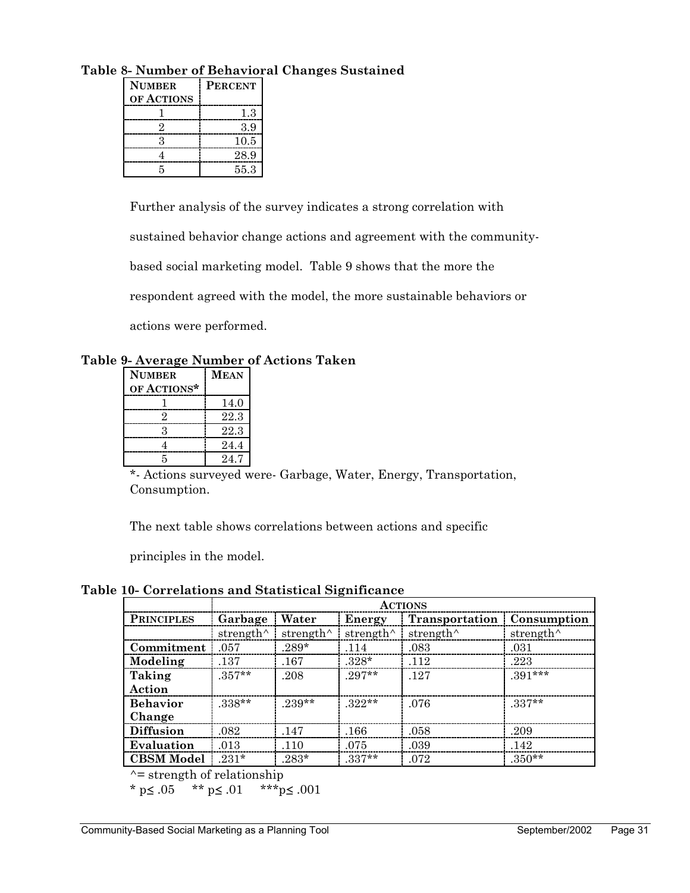**Table 8- Number of Behavioral Changes Sustained**

| NUMBER OF ACTIONS | PERCENT |
|---|---|
| 1 | 1.3 |
| 2 | 3.9 |
| 3 | 10.5 |
| 4 | 28.9 |
| 5 | 55.3 |

Further analysis of the survey indicates a strong correlation with sustained behavior change actions and agreement with the community-based social marketing model. Table 9 shows that the more the respondent agreed with the model, the more sustainable behaviors or actions were performed.

**Table 9- Average Number of Actions Taken**

| NUMBER OF ACTIONS* | MEAN |
|---|---|
| 1 | 14.0 |
| 2 | 22.3 |
| 3 | 22.3 |
| 4 | 24.4 |
| 5 | 24.7 |

*- Actions surveyed were- Garbage, Water, Energy, Transportation, Consumption.

The next table shows correlations between actions and specific principles in the model.

**Table 10- Correlations and Statistical Significance**

| | ACTIONS | | | | |
|---|---|---|---|---|---|
| **PRINCIPLES** | **Garbage** | **Water** | **Energy** | **Transportation** | **Consumption** |
| | strength^ | strength^ | strength^ | strength^ | strength^ |
| **Commitment** | .057 | .289* | .114 | .083 | .031 |
| **Modeling** | .137 | .167 | .328* | .112 | .223 |
| **Taking Action** | .357** | .208 | .297** | .127 | .391*** |
| **Behavior Change** | .338** | .239** | .322** | .076 | .337** |
| **Diffusion** | .082 | .147 | .166 | .058 | .209 |
| **Evaluation** | .013 | .110 | .075 | .039 | .142 |
| **CBSM Model** | .231* | .283* | .337** | .072 | .350** |

^= strength of relationship

* $p \leq .05$ ** $p \leq .01$ *** $p \leq .001$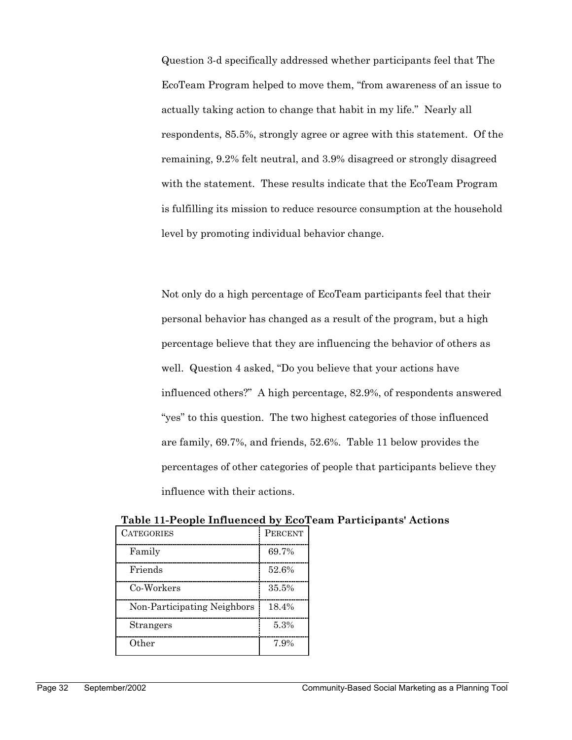Question 3-d specifically addressed whether participants feel that The EcoTeam Program helped to move them, "from awareness of an issue to actually taking action to change that habit in my life." Nearly all respondents, 85.5%, strongly agree or agree with this statement. Of the remaining, 9.2% felt neutral, and 3.9% disagreed or strongly disagreed with the statement. These results indicate that the EcoTeam Program is fulfilling its mission to reduce resource consumption at the household level by promoting individual behavior change.

Not only do a high percentage of EcoTeam participants feel that their personal behavior has changed as a result of the program, but a high percentage believe that they are influencing the behavior of others as well. Question 4 asked, "Do you believe that your actions have influenced others?" A high percentage, 82.9%, of respondents answered "yes" to this question. The two highest categories of those influenced are family, 69.7%, and friends, 52.6%. Table 11 below provides the percentages of other categories of people that participants believe they influence with their actions.

**Table 11-People Influenced by EcoTeam Participants' Actions**

| CATEGORIES | PERCENT |
|---|---|
| Family | 69.7% |
| Friends | 52.6% |
| Co-Workers | 35.5% |
| Non-Participating Neighbors | 18.4% |
| Strangers | 5.3% |
| Other | 7.9% |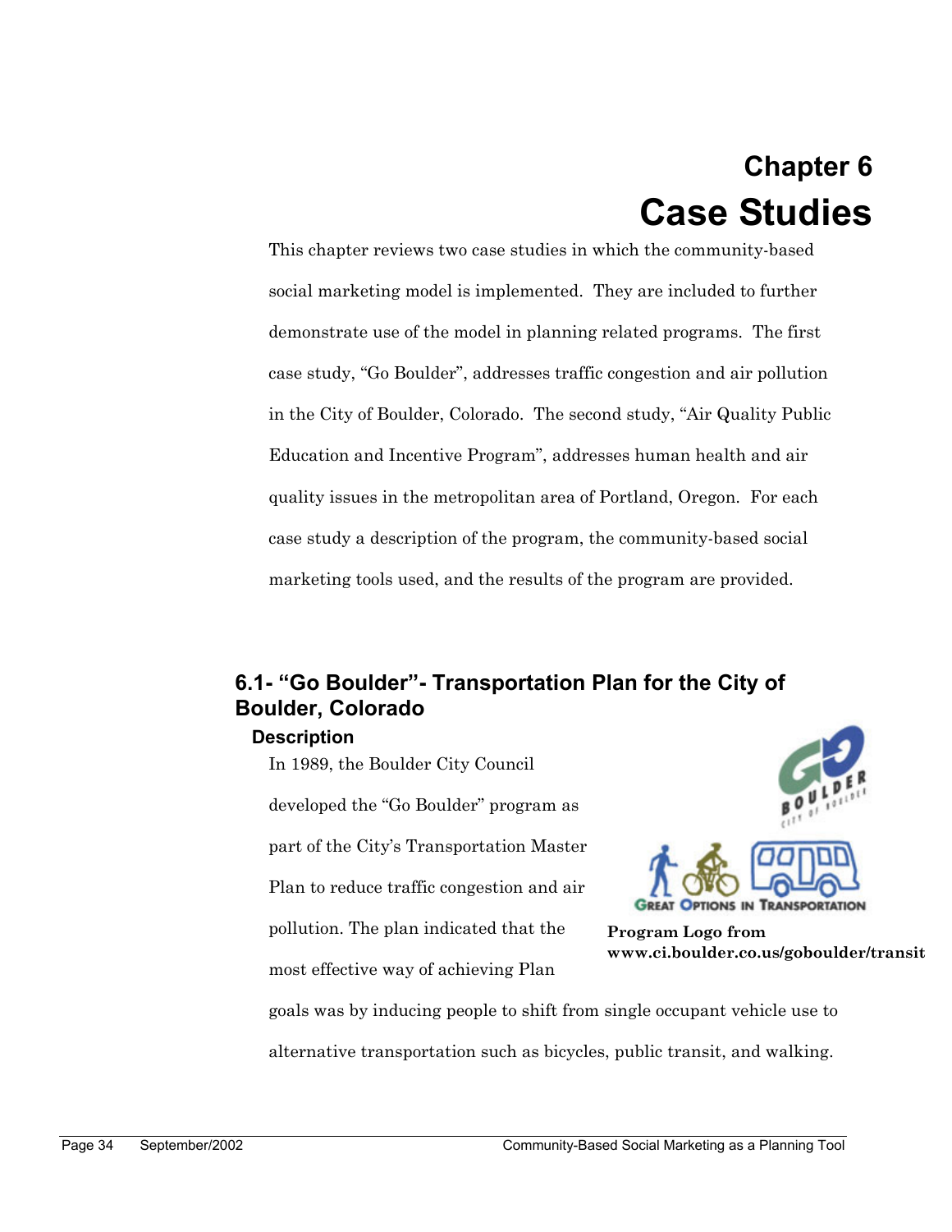# Chapter 6
# Case Studies

This chapter reviews two case studies in which the community-based social marketing model is implemented. They are included to further demonstrate use of the model in planning related programs. The first case study, "Go Boulder", addresses traffic congestion and air pollution in the City of Boulder, Colorado. The second study, "Air Quality Public Education and Incentive Program", addresses human health and air quality issues in the metropolitan area of Portland, Oregon. For each case study a description of the program, the community-based social marketing tools used, and the results of the program are provided.

## 6.1- "Go Boulder"- Transportation Plan for the City of Boulder, Colorado

### Description

In 1989, the Boulder City Council developed the "Go Boulder" program as part of the City's Transportation Master Plan to reduce traffic congestion and air pollution. The plan indicated that the most effective way of achieving Plan goals was by inducing people to shift from single occupant vehicle use to alternative transportation such as bicycles, public transit, and walking.

**Program Logo from www.ci.boulder.co.us/goboulder/transit**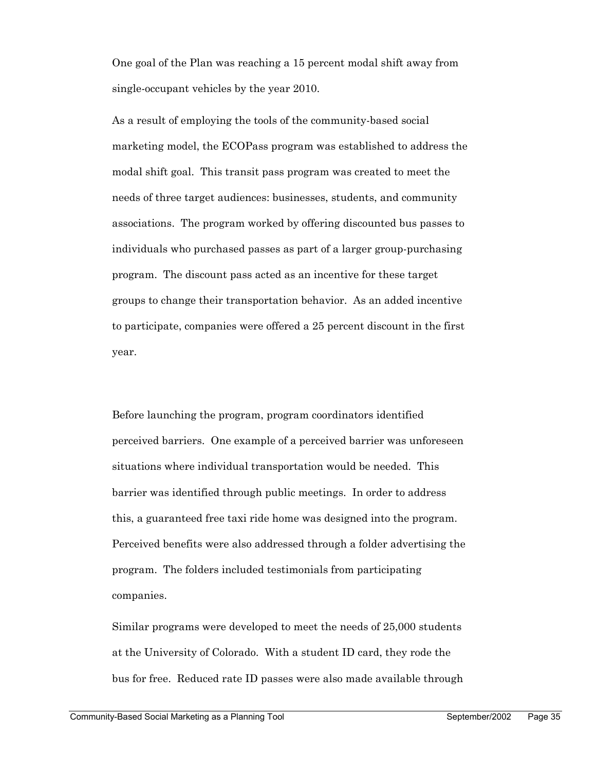One goal of the Plan was reaching a 15 percent modal shift away from single-occupant vehicles by the year 2010.

As a result of employing the tools of the community-based social marketing model, the ECOPass program was established to address the modal shift goal. This transit pass program was created to meet the needs of three target audiences: businesses, students, and community associations. The program worked by offering discounted bus passes to individuals who purchased passes as part of a larger group-purchasing program. The discount pass acted as an incentive for these target groups to change their transportation behavior. As an added incentive to participate, companies were offered a 25 percent discount in the first year.

Before launching the program, program coordinators identified perceived barriers. One example of a perceived barrier was unforeseen situations where individual transportation would be needed. This barrier was identified through public meetings. In order to address this, a guaranteed free taxi ride home was designed into the program. Perceived benefits were also addressed through a folder advertising the program. The folders included testimonials from participating companies.

Similar programs were developed to meet the needs of 25,000 students at the University of Colorado. With a student ID card, they rode the bus for free. Reduced rate ID passes were also made available through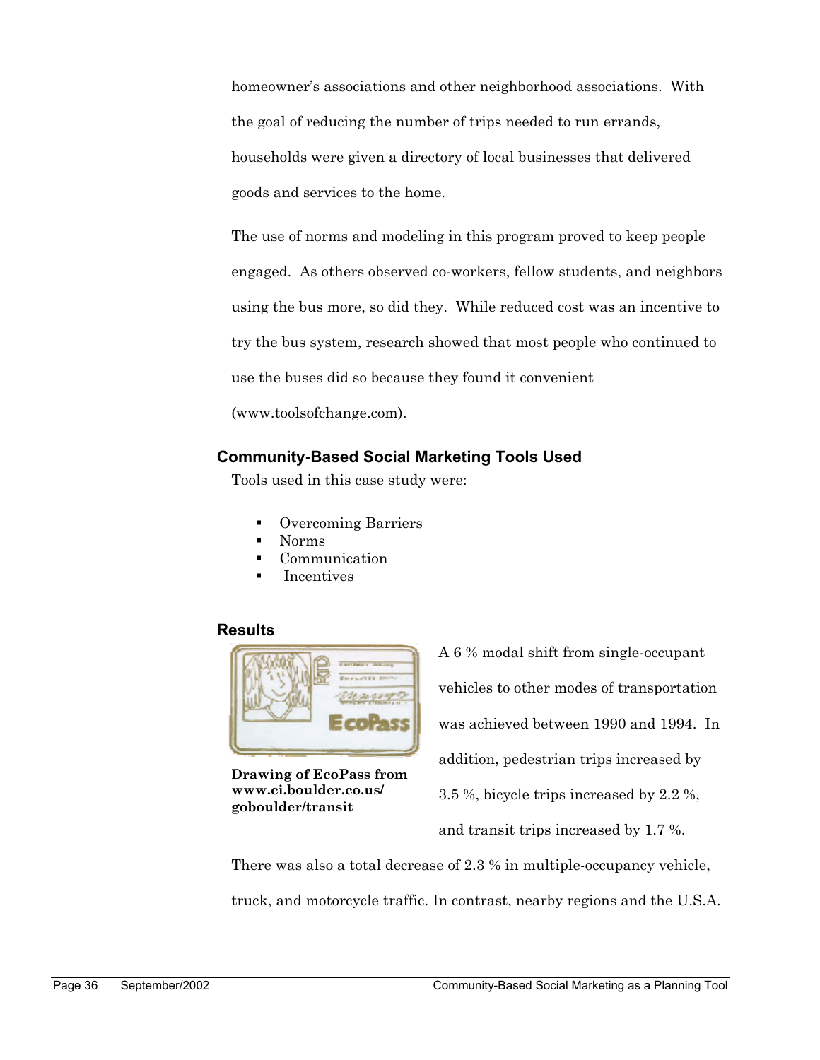homeowner's associations and other neighborhood associations. With the goal of reducing the number of trips needed to run errands, households were given a directory of local businesses that delivered goods and services to the home.

The use of norms and modeling in this program proved to keep people engaged. As others observed co-workers, fellow students, and neighbors using the bus more, so did they. While reduced cost was an incentive to try the bus system, research showed that most people who continued to use the buses did so because they found it convenient (www.toolsofchange.com).

### Community-Based Social Marketing Tools Used

Tools used in this case study were:

- Overcoming Barriers
- Norms
- Communication
- Incentives

### Results

**Drawing of EcoPass from www.ci.boulder.co.us/ goboulder/transit**

A 6 % modal shift from single-occupant vehicles to other modes of transportation was achieved between 1990 and 1994. In addition, pedestrian trips increased by 3.5 %, bicycle trips increased by 2.2 %, and transit trips increased by 1.7 %.

There was also a total decrease of 2.3 % in multiple-occupancy vehicle, truck, and motorcycle traffic. In contrast, nearby regions and the U.S.A.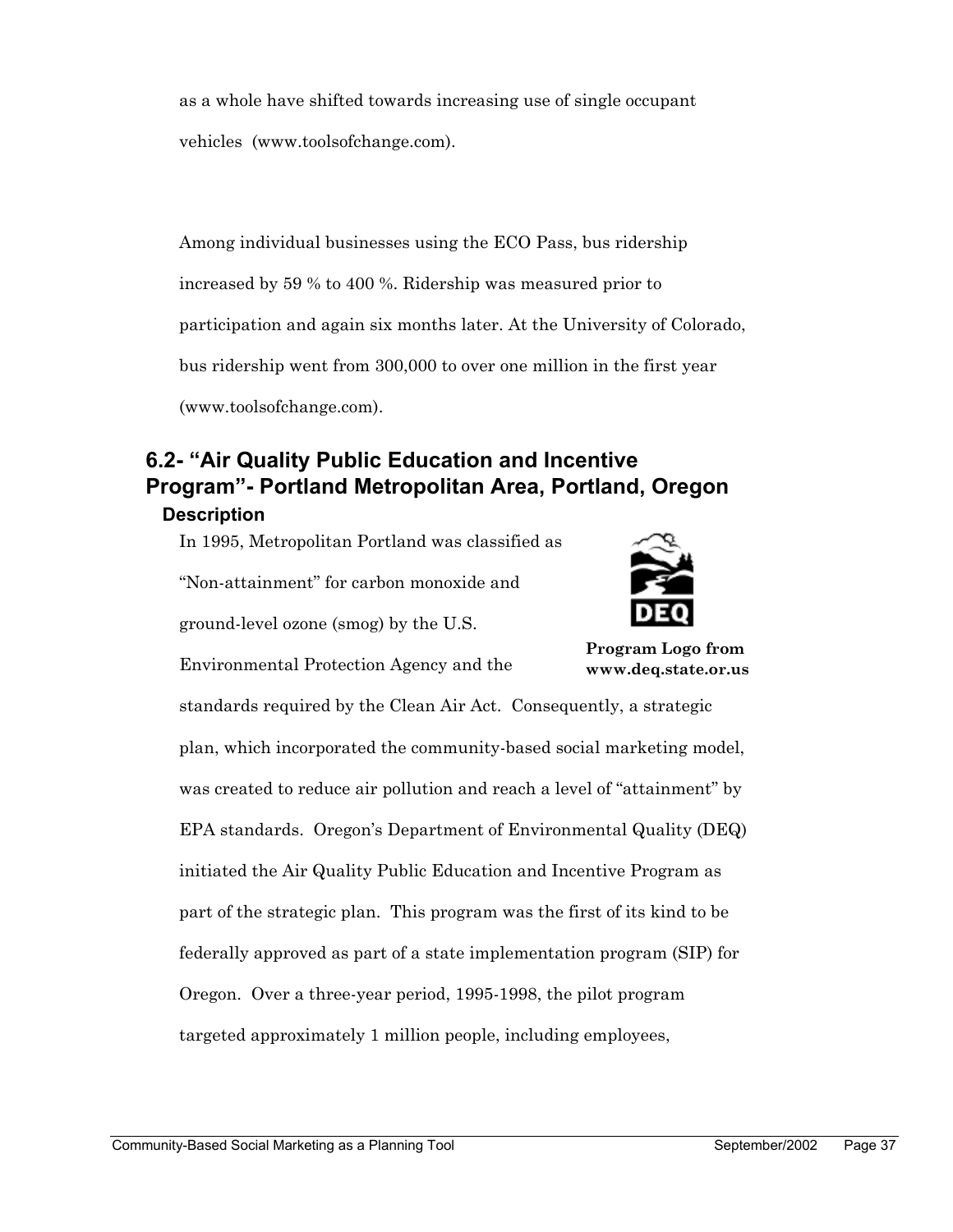as a whole have shifted towards increasing use of single occupant vehicles (www.toolsofchange.com).

Among individual businesses using the ECO Pass, bus ridership increased by 59 % to 400 %. Ridership was measured prior to participation and again six months later. At the University of Colorado, bus ridership went from 300,000 to over one million in the first year (www.toolsofchange.com).

## 6.2- "Air Quality Public Education and Incentive Program"- Portland Metropolitan Area, Portland, Oregon

### Description

In 1995, Metropolitan Portland was classified as "Non-attainment" for carbon monoxide and ground-level ozone (smog) by the U.S. Environmental Protection Agency and the standards required by the Clean Air Act. Consequently, a strategic plan, which incorporated the community-based social marketing model, was created to reduce air pollution and reach a level of "attainment" by EPA standards. Oregon's Department of Environmental Quality (DEQ) initiated the Air Quality Public Education and Incentive Program as part of the strategic plan. This program was the first of its kind to be federally approved as part of a state implementation program (SIP) for Oregon. Over a three-year period, 1995-1998, the pilot program targeted approximately 1 million people, including employees,

**Program Logo from www.deq.state.or.us**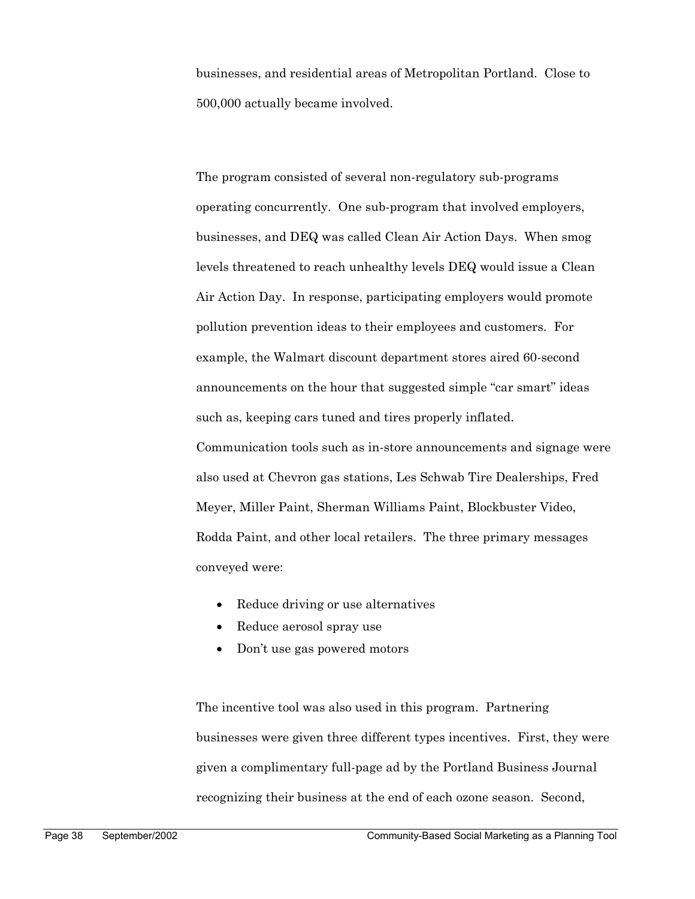businesses, and residential areas of Metropolitan Portland. Close to 500,000 actually became involved.

The program consisted of several non-regulatory sub-programs operating concurrently. One sub-program that involved employers, businesses, and DEQ was called Clean Air Action Days. When smog levels threatened to reach unhealthy levels DEQ would issue a Clean Air Action Day. In response, participating employers would promote pollution prevention ideas to their employees and customers. For example, the Walmart discount department stores aired 60-second announcements on the hour that suggested simple "car smart" ideas such as, keeping cars tuned and tires properly inflated. Communication tools such as in-store announcements and signage were also used at Chevron gas stations, Les Schwab Tire Dealerships, Fred Meyer, Miller Paint, Sherman Williams Paint, Blockbuster Video, Rodda Paint, and other local retailers. The three primary messages conveyed were:

- Reduce driving or use alternatives
- Reduce aerosol spray use
- Don't use gas powered motors

The incentive tool was also used in this program. Partnering businesses were given three different types incentives. First, they were given a complimentary full-page ad by the Portland Business Journal recognizing their business at the end of each ozone season. Second,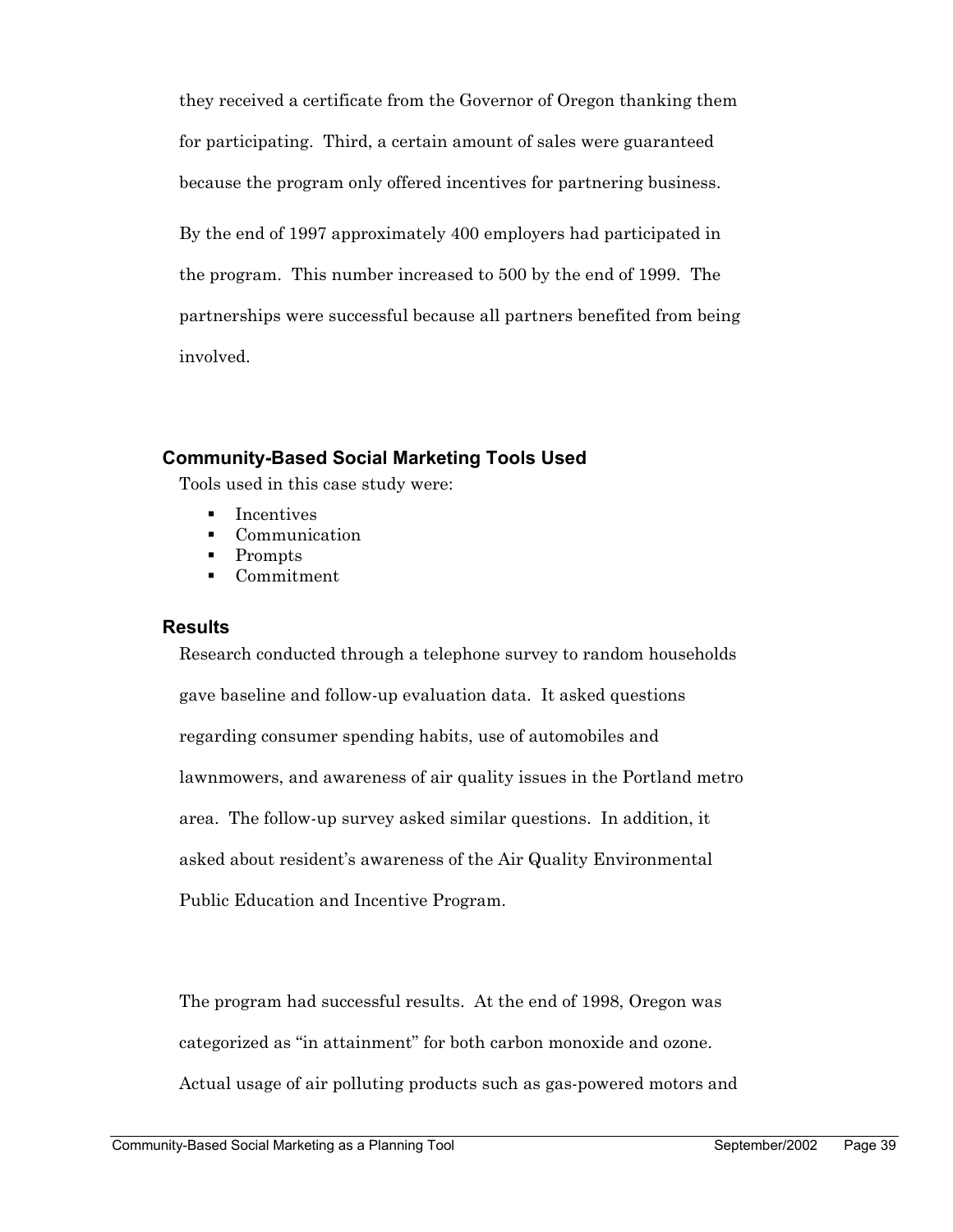they received a certificate from the Governor of Oregon thanking them for participating. Third, a certain amount of sales were guaranteed because the program only offered incentives for partnering business.

By the end of 1997 approximately 400 employers had participated in the program. This number increased to 500 by the end of 1999. The partnerships were successful because all partners benefited from being involved.

### Community-Based Social Marketing Tools Used

Tools used in this case study were:

- Incentives
- Communication
- Prompts
- Commitment

### Results

Research conducted through a telephone survey to random households gave baseline and follow-up evaluation data. It asked questions regarding consumer spending habits, use of automobiles and lawnmowers, and awareness of air quality issues in the Portland metro area. The follow-up survey asked similar questions. In addition, it asked about resident's awareness of the Air Quality Environmental Public Education and Incentive Program.

The program had successful results. At the end of 1998, Oregon was categorized as "in attainment" for both carbon monoxide and ozone. Actual usage of air polluting products such as gas-powered motors and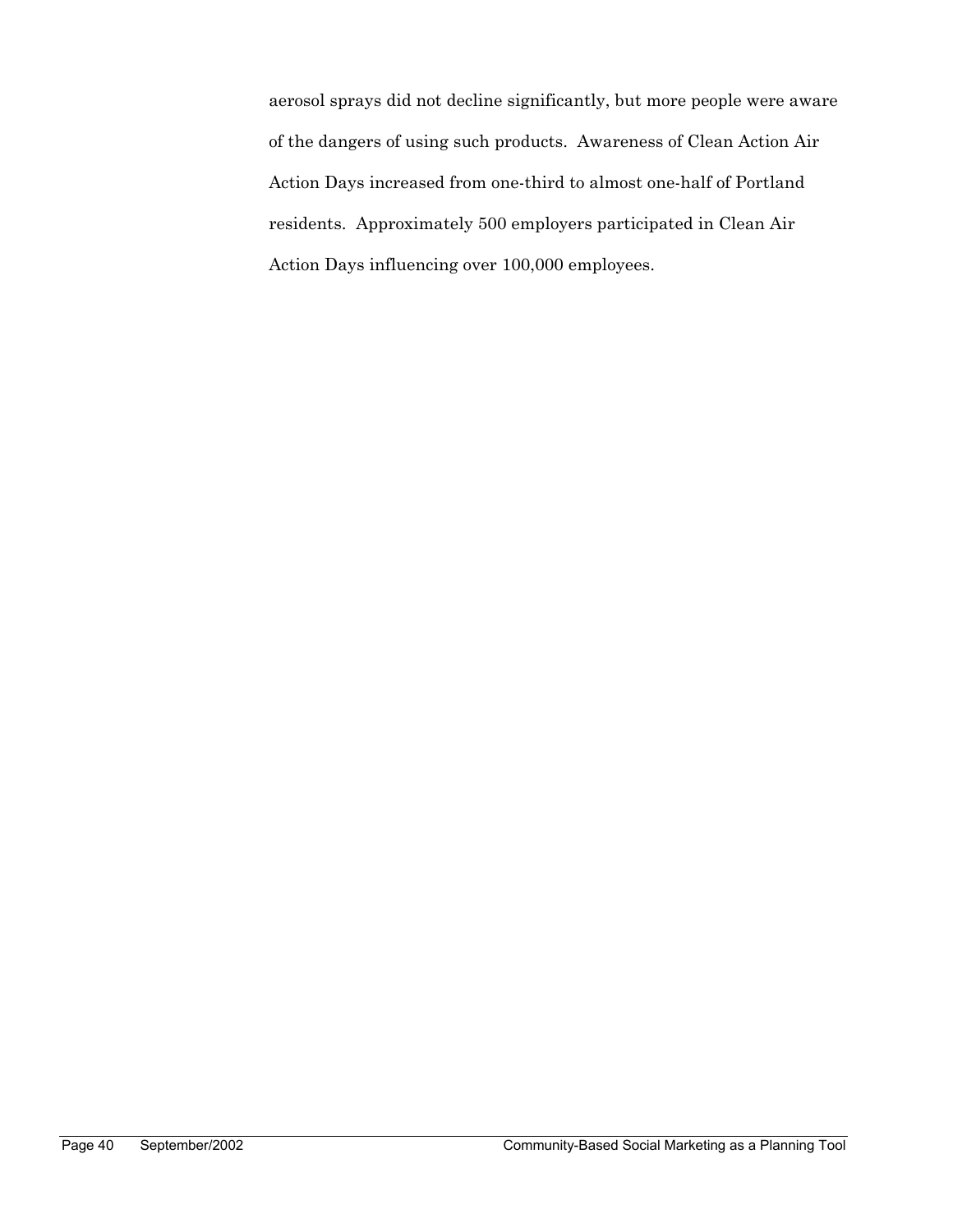aerosol sprays did not decline significantly, but more people were aware of the dangers of using such products. Awareness of Clean Action Air Action Days increased from one-third to almost one-half of Portland residents. Approximately 500 employers participated in Clean Air Action Days influencing over 100,000 employees.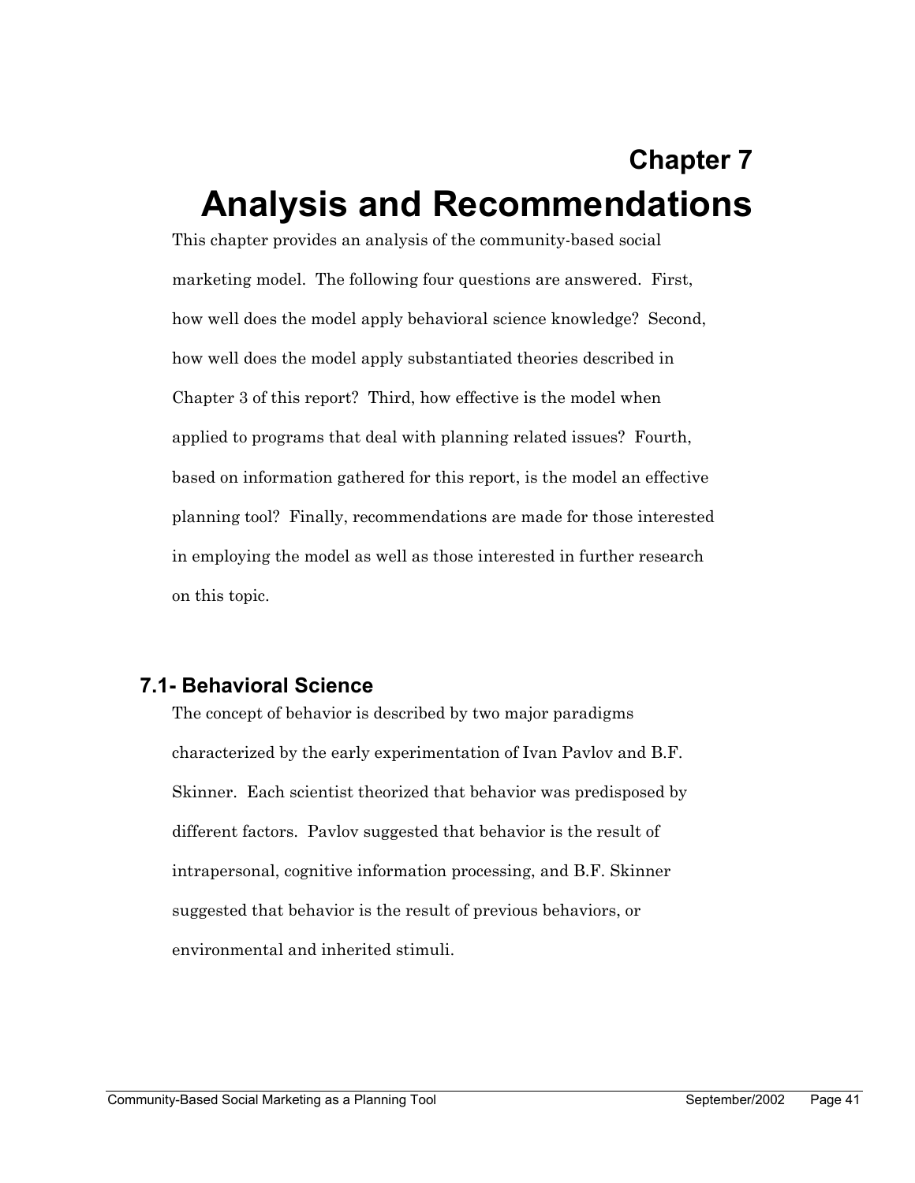# Chapter 7
# Analysis and Recommendations

This chapter provides an analysis of the community-based social marketing model. The following four questions are answered. First, how well does the model apply behavioral science knowledge? Second, how well does the model apply substantiated theories described in Chapter 3 of this report? Third, how effective is the model when applied to programs that deal with planning related issues? Fourth, based on information gathered for this report, is the model an effective planning tool? Finally, recommendations are made for those interested in employing the model as well as those interested in further research on this topic.

## 7.1- Behavioral Science

The concept of behavior is described by two major paradigms characterized by the early experimentation of Ivan Pavlov and B.F. Skinner. Each scientist theorized that behavior was predisposed by different factors. Pavlov suggested that behavior is the result of intrapersonal, cognitive information processing, and B.F. Skinner suggested that behavior is the result of previous behaviors, or environmental and inherited stimuli.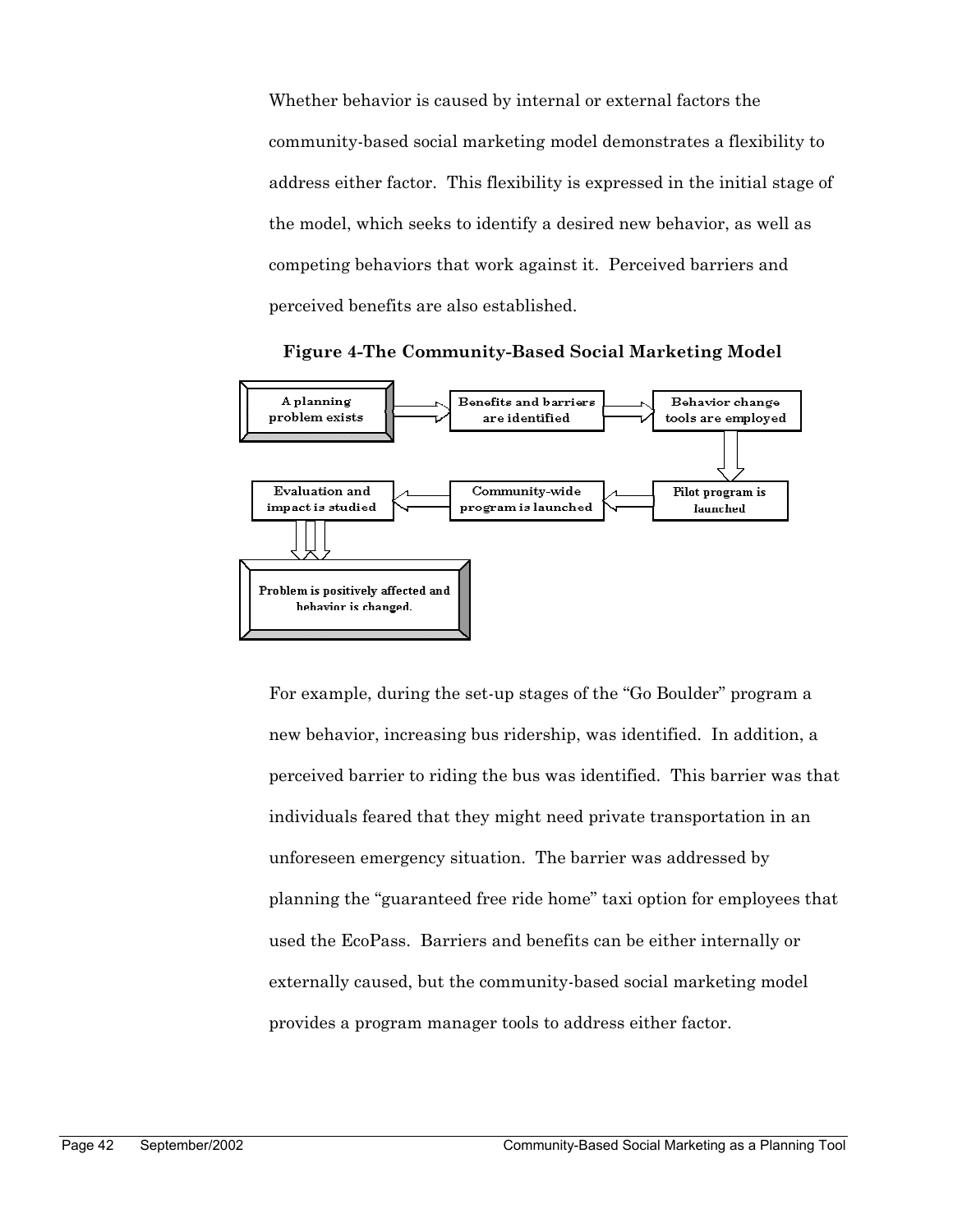Whether behavior is caused by internal or external factors the community-based social marketing model demonstrates a flexibility to address either factor. This flexibility is expressed in the initial stage of the model, which seeks to identify a desired new behavior, as well as competing behaviors that work against it. Perceived barriers and perceived benefits are also established.

**Figure 4-The Community-Based Social Marketing Model**

A planning problem exists → Benefits and barriers are identified → Behavior change tools are employed → Pilot program is launched → Community-wide program is launched → Evaluation and impact is studied → Problem is positively affected and behavior is changed.

For example, during the set-up stages of the "Go Boulder" program a new behavior, increasing bus ridership, was identified. In addition, a perceived barrier to riding the bus was identified. This barrier was that individuals feared that they might need private transportation in an unforeseen emergency situation. The barrier was addressed by planning the "guaranteed free ride home" taxi option for employees that used the EcoPass. Barriers and benefits can be either internally or externally caused, but the community-based social marketing model provides a program manager tools to address either factor.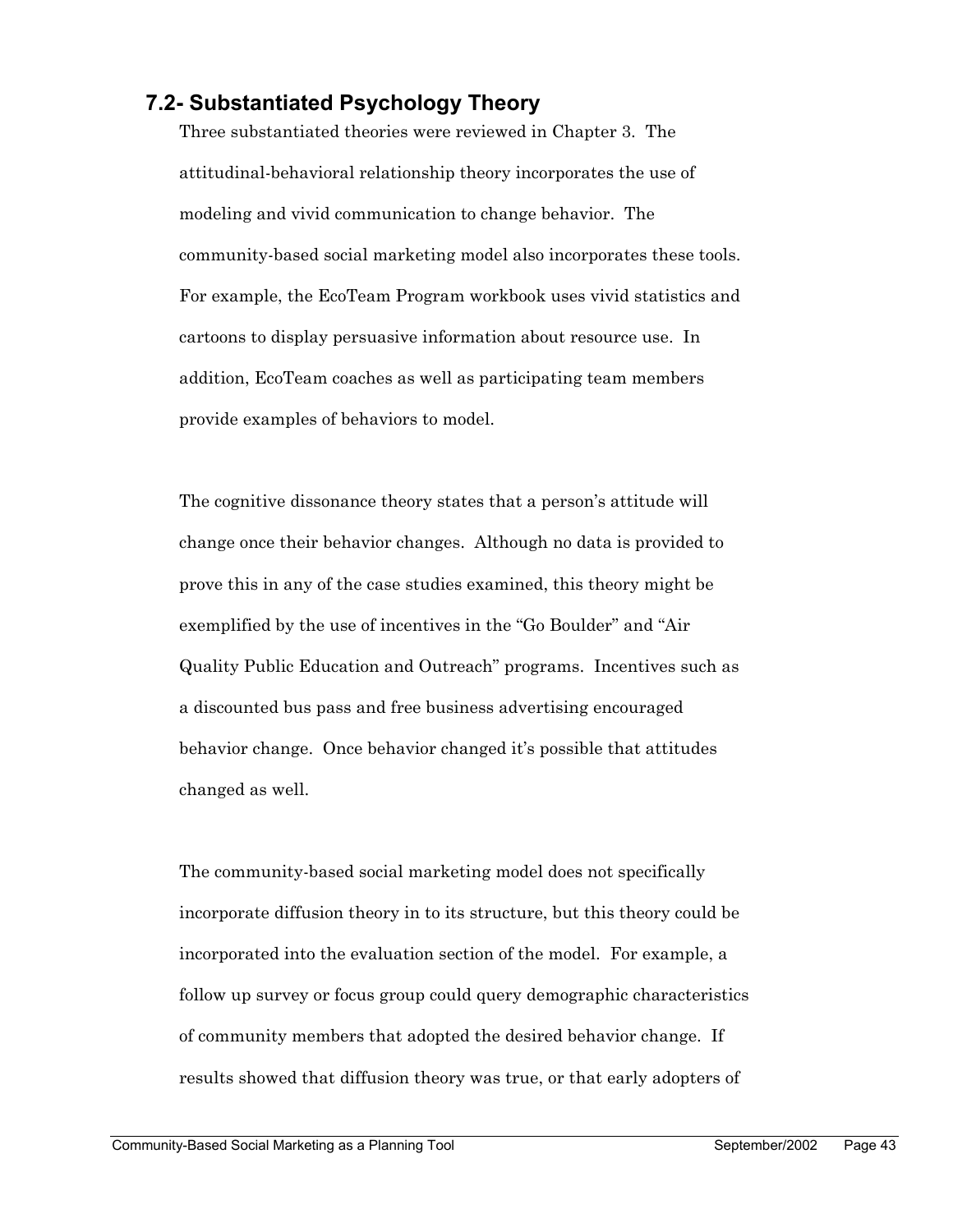## 7.2- Substantiated Psychology Theory

Three substantiated theories were reviewed in Chapter 3. The attitudinal-behavioral relationship theory incorporates the use of modeling and vivid communication to change behavior. The community-based social marketing model also incorporates these tools. For example, the EcoTeam Program workbook uses vivid statistics and cartoons to display persuasive information about resource use. In addition, EcoTeam coaches as well as participating team members provide examples of behaviors to model.

The cognitive dissonance theory states that a person's attitude will change once their behavior changes. Although no data is provided to prove this in any of the case studies examined, this theory might be exemplified by the use of incentives in the "Go Boulder" and "Air Quality Public Education and Outreach" programs. Incentives such as a discounted bus pass and free business advertising encouraged behavior change. Once behavior changed it's possible that attitudes changed as well.

The community-based social marketing model does not specifically incorporate diffusion theory in to its structure, but this theory could be incorporated into the evaluation section of the model. For example, a follow up survey or focus group could query demographic characteristics of community members that adopted the desired behavior change. If results showed that diffusion theory was true, or that early adopters of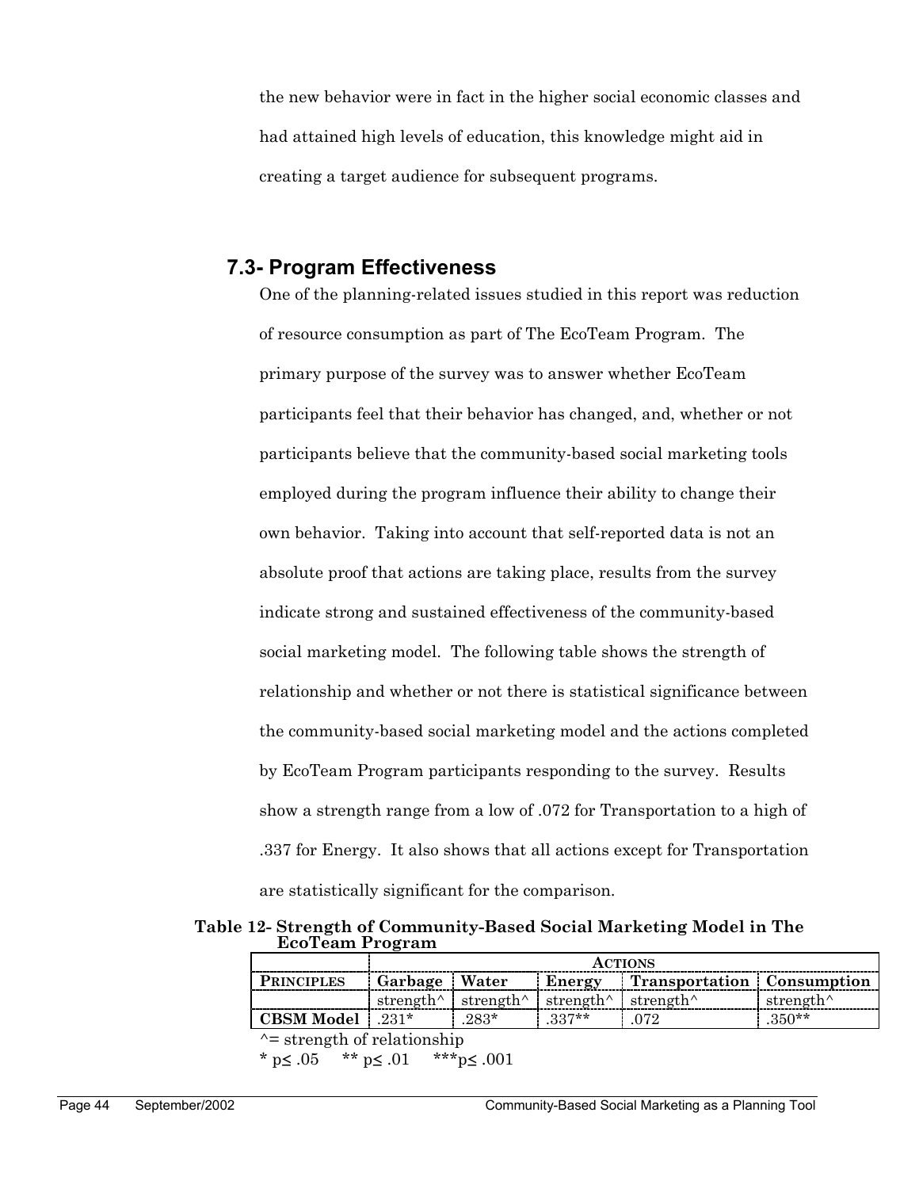the new behavior were in fact in the higher social economic classes and had attained high levels of education, this knowledge might aid in creating a target audience for subsequent programs.

## 7.3- Program Effectiveness

One of the planning-related issues studied in this report was reduction of resource consumption as part of The EcoTeam Program. The primary purpose of the survey was to answer whether EcoTeam participants feel that their behavior has changed, and, whether or not participants believe that the community-based social marketing tools employed during the program influence their ability to change their own behavior. Taking into account that self-reported data is not an absolute proof that actions are taking place, results from the survey indicate strong and sustained effectiveness of the community-based social marketing model. The following table shows the strength of relationship and whether or not there is statistical significance between the community-based social marketing model and the actions completed by EcoTeam Program participants responding to the survey. Results show a strength range from a low of .072 for Transportation to a high of .337 for Energy. It also shows that all actions except for Transportation are statistically significant for the comparison.

**Table 12- Strength of Community-Based Social Marketing Model in The EcoTeam Program**

| | ACTIONS | | | | |
|---|---|---|---|---|---|
| **PRINCIPLES** | **Garbage** | **Water** | **Energy** | **Transportation** | **Consumption** |
| | strength^ | strength^ | strength^ | strength^ | strength^ |
| **CBSM Model** | .231* | .283* | .337** | .072 | .350** |

^= strength of relationship

* $p \leq .05$ ** $p \leq .01$ *** $p \leq .001$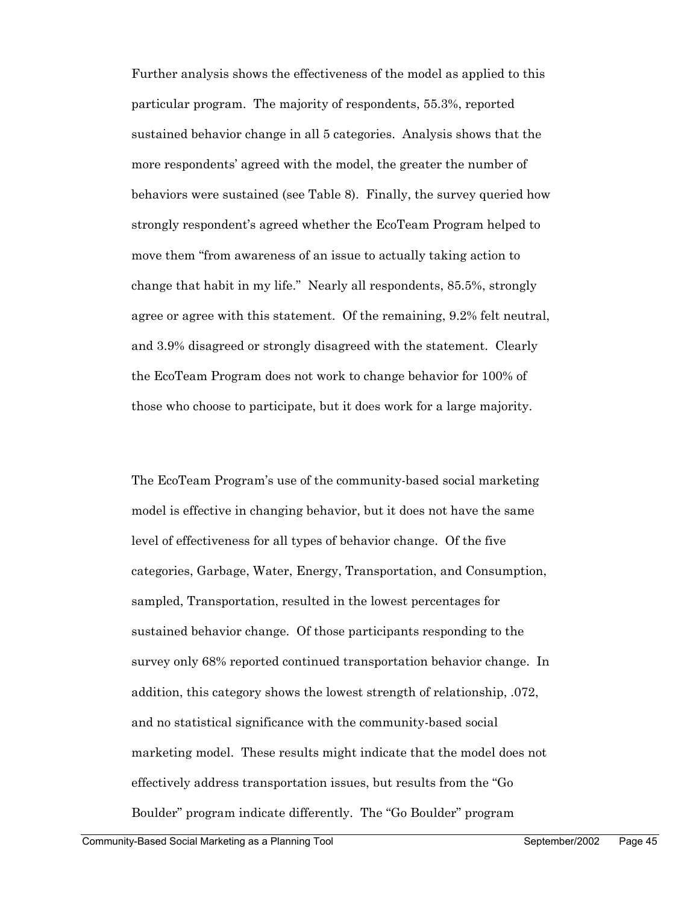Further analysis shows the effectiveness of the model as applied to this particular program. The majority of respondents, 55.3%, reported sustained behavior change in all 5 categories. Analysis shows that the more respondents' agreed with the model, the greater the number of behaviors were sustained (see Table 8). Finally, the survey queried how strongly respondent's agreed whether the EcoTeam Program helped to move them "from awareness of an issue to actually taking action to change that habit in my life." Nearly all respondents, 85.5%, strongly agree or agree with this statement. Of the remaining, 9.2% felt neutral, and 3.9% disagreed or strongly disagreed with the statement. Clearly the EcoTeam Program does not work to change behavior for 100% of those who choose to participate, but it does work for a large majority.

The EcoTeam Program's use of the community-based social marketing model is effective in changing behavior, but it does not have the same level of effectiveness for all types of behavior change. Of the five categories, Garbage, Water, Energy, Transportation, and Consumption, sampled, Transportation, resulted in the lowest percentages for sustained behavior change. Of those participants responding to the survey only 68% reported continued transportation behavior change. In addition, this category shows the lowest strength of relationship, .072, and no statistical significance with the community-based social marketing model. These results might indicate that the model does not effectively address transportation issues, but results from the "Go Boulder" program indicate differently. The "Go Boulder" program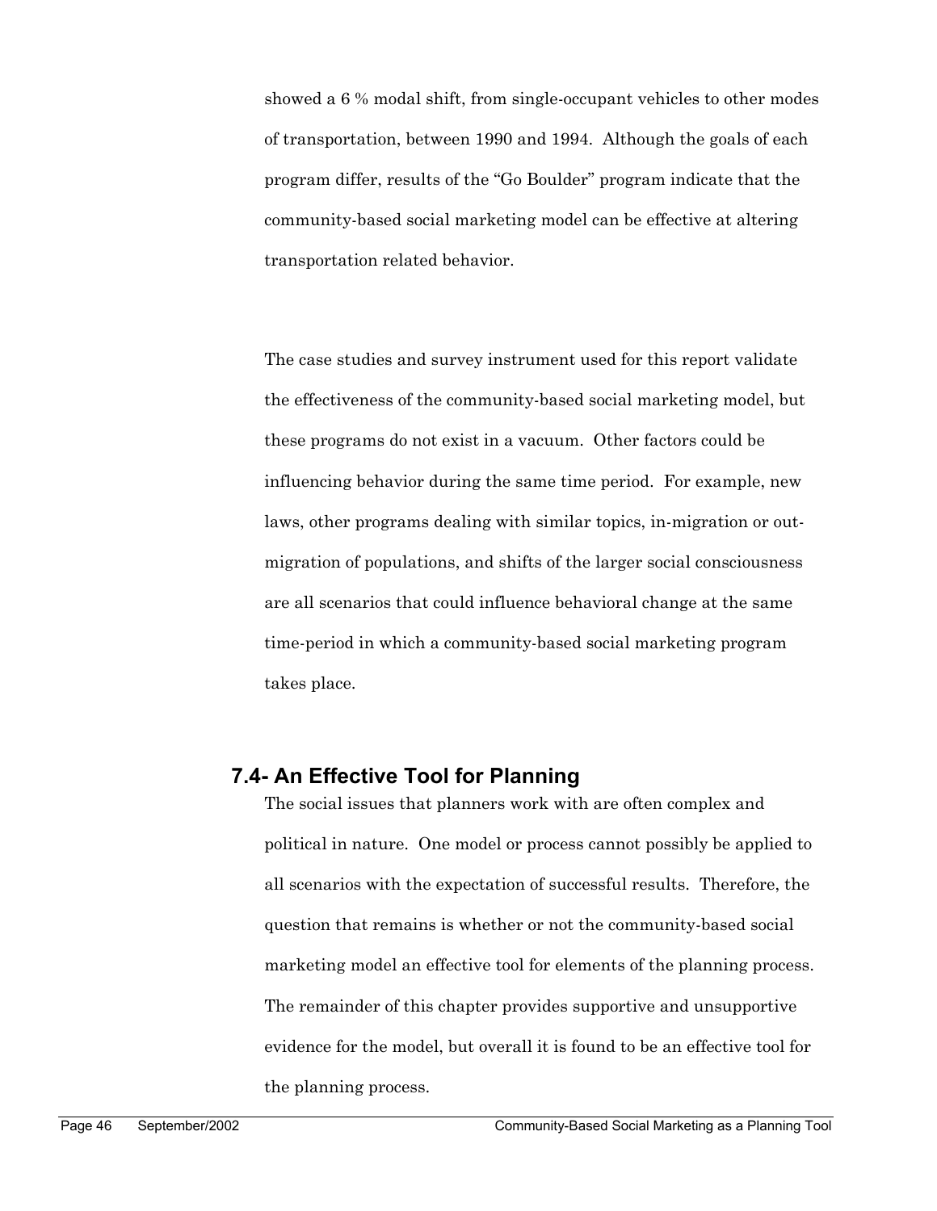showed a 6 % modal shift, from single-occupant vehicles to other modes of transportation, between 1990 and 1994. Although the goals of each program differ, results of the "Go Boulder" program indicate that the community-based social marketing model can be effective at altering transportation related behavior.

The case studies and survey instrument used for this report validate the effectiveness of the community-based social marketing model, but these programs do not exist in a vacuum. Other factors could be influencing behavior during the same time period. For example, new laws, other programs dealing with similar topics, in-migration or out-migration of populations, and shifts of the larger social consciousness are all scenarios that could influence behavioral change at the same time-period in which a community-based social marketing program takes place.

## 7.4- An Effective Tool for Planning

The social issues that planners work with are often complex and political in nature. One model or process cannot possibly be applied to all scenarios with the expectation of successful results. Therefore, the question that remains is whether or not the community-based social marketing model an effective tool for elements of the planning process. The remainder of this chapter provides supportive and unsupportive evidence for the model, but overall it is found to be an effective tool for the planning process.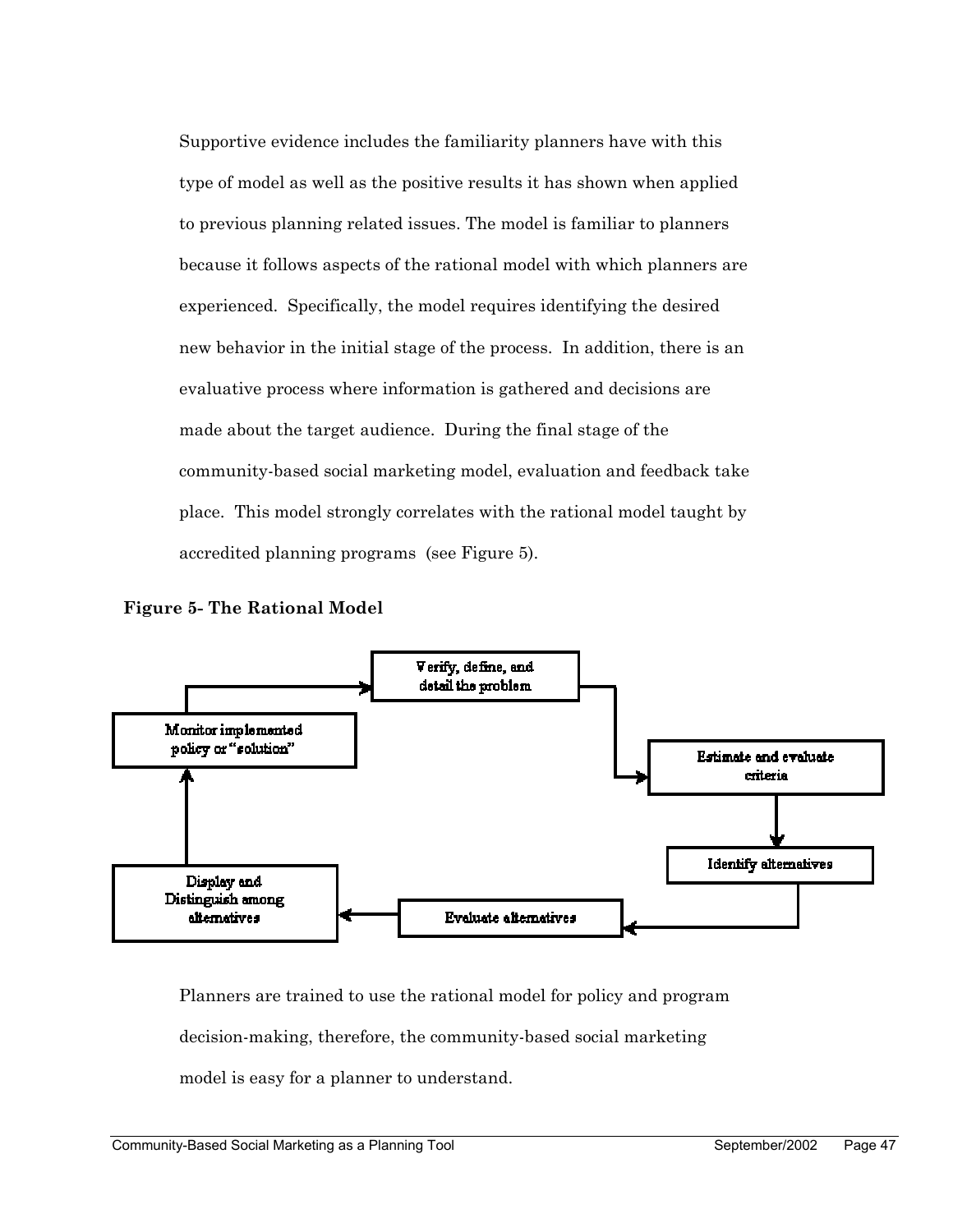Supportive evidence includes the familiarity planners have with this type of model as well as the positive results it has shown when applied to previous planning related issues. The model is familiar to planners because it follows aspects of the rational model with which planners are experienced. Specifically, the model requires identifying the desired new behavior in the initial stage of the process. In addition, there is an evaluative process where information is gathered and decisions are made about the target audience. During the final stage of the community-based social marketing model, evaluation and feedback take place. This model strongly correlates with the rational model taught by accredited planning programs (see Figure 5).

**Figure 5- The Rational Model**

Verify, define, and detail the problem → Estimate and evaluate criteria → Identify alternatives → Evaluate alternatives → Display and Distinguish among alternatives → Monitor implemented policy or "solution" → Verify, define, and detail the problem

Planners are trained to use the rational model for policy and program decision-making, therefore, the community-based social marketing model is easy for a planner to understand.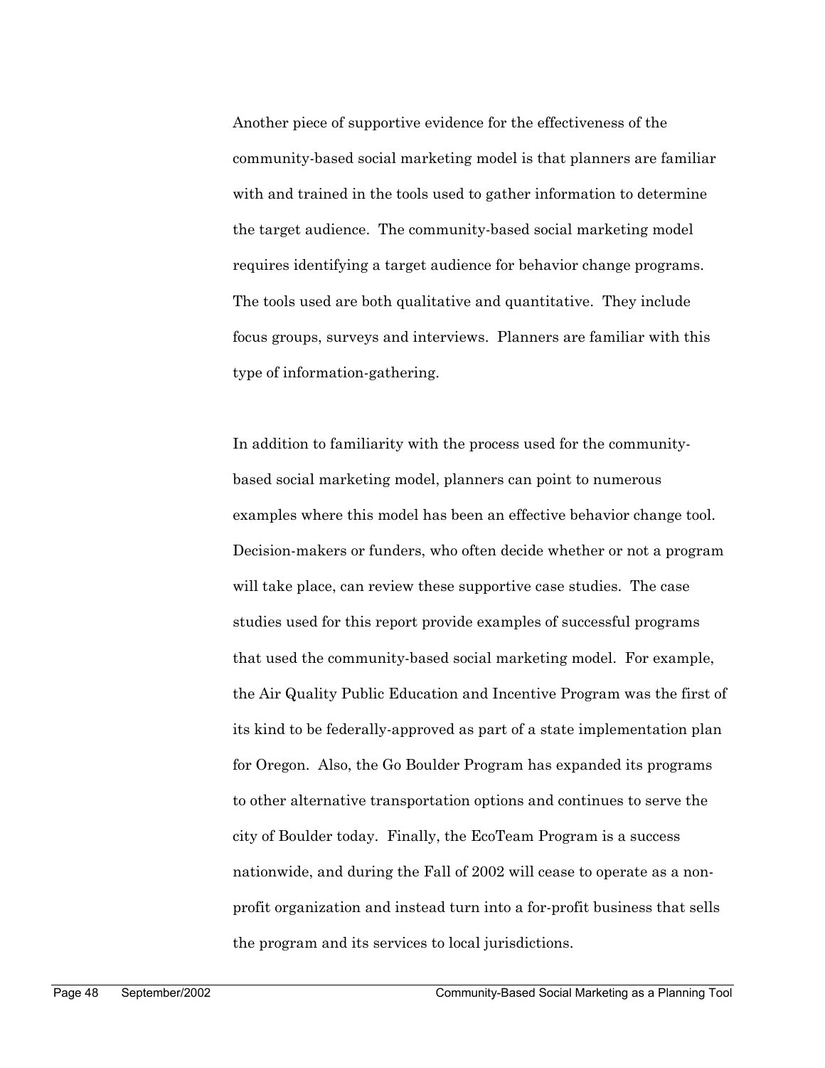Another piece of supportive evidence for the effectiveness of the community-based social marketing model is that planners are familiar with and trained in the tools used to gather information to determine the target audience. The community-based social marketing model requires identifying a target audience for behavior change programs. The tools used are both qualitative and quantitative. They include focus groups, surveys and interviews. Planners are familiar with this type of information-gathering.

In addition to familiarity with the process used for the community-based social marketing model, planners can point to numerous examples where this model has been an effective behavior change tool. Decision-makers or funders, who often decide whether or not a program will take place, can review these supportive case studies. The case studies used for this report provide examples of successful programs that used the community-based social marketing model. For example, the Air Quality Public Education and Incentive Program was the first of its kind to be federally-approved as part of a state implementation plan for Oregon. Also, the Go Boulder Program has expanded its programs to other alternative transportation options and continues to serve the city of Boulder today. Finally, the EcoTeam Program is a success nationwide, and during the Fall of 2002 will cease to operate as a non-profit organization and instead turn into a for-profit business that sells the program and its services to local jurisdictions.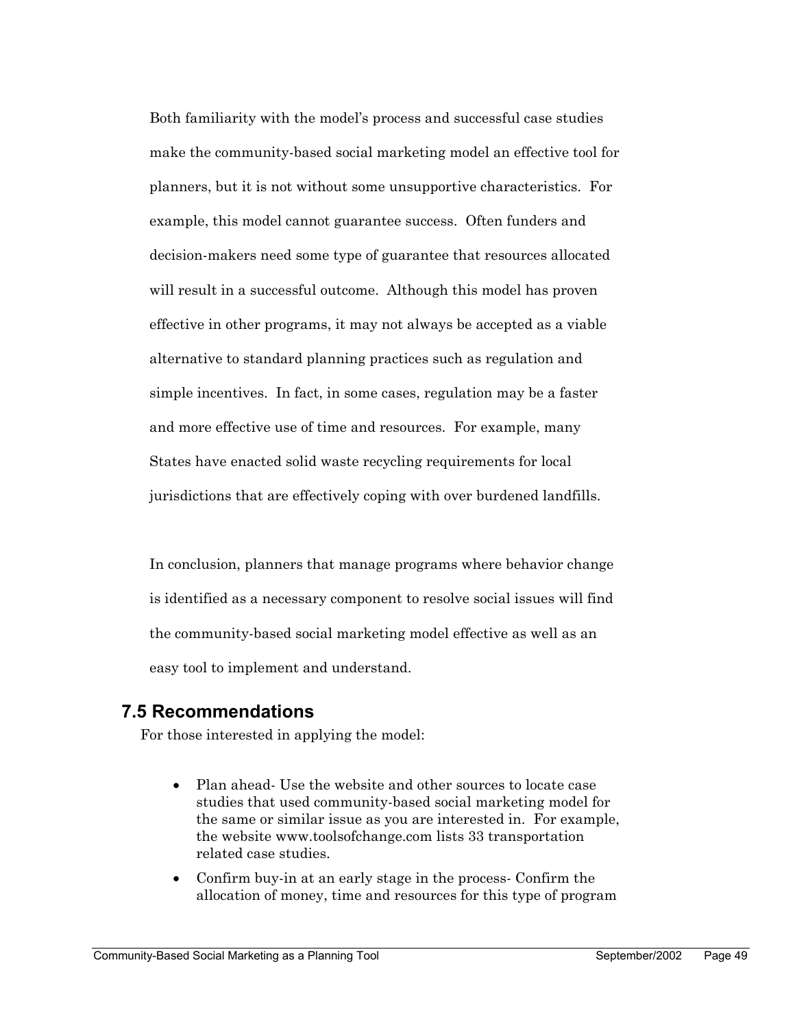Both familiarity with the model's process and successful case studies make the community-based social marketing model an effective tool for planners, but it is not without some unsupportive characteristics. For example, this model cannot guarantee success. Often funders and decision-makers need some type of guarantee that resources allocated will result in a successful outcome. Although this model has proven effective in other programs, it may not always be accepted as a viable alternative to standard planning practices such as regulation and simple incentives. In fact, in some cases, regulation may be a faster and more effective use of time and resources. For example, many States have enacted solid waste recycling requirements for local jurisdictions that are effectively coping with over burdened landfills.

In conclusion, planners that manage programs where behavior change is identified as a necessary component to resolve social issues will find the community-based social marketing model effective as well as an easy tool to implement and understand.

## 7.5 Recommendations

For those interested in applying the model:

- Plan ahead- Use the website and other sources to locate case studies that used community-based social marketing model for the same or similar issue as you are interested in. For example, the website www.toolsofchange.com lists 33 transportation related case studies.
- Confirm buy-in at an early stage in the process- Confirm the allocation of money, time and resources for this type of program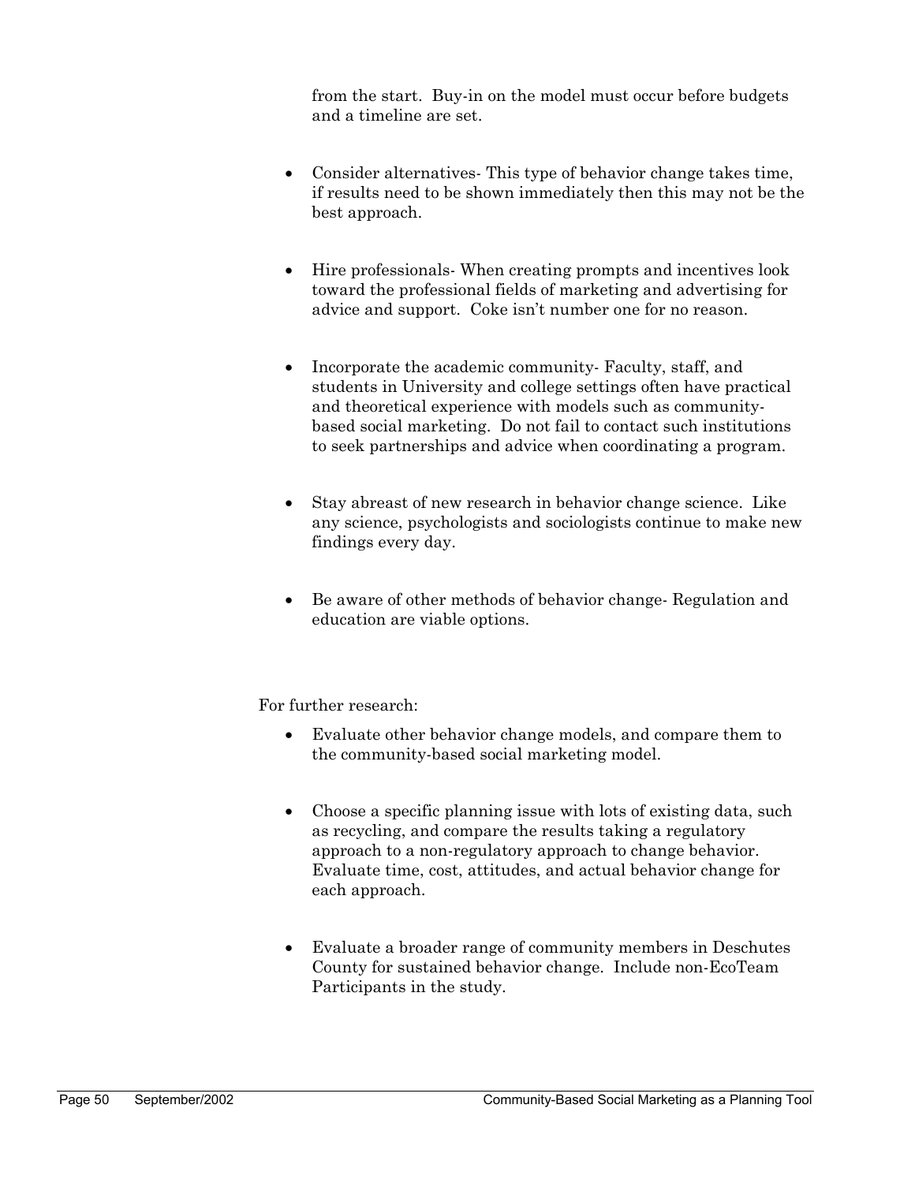from the start. Buy-in on the model must occur before budgets and a timeline are set.

- Consider alternatives- This type of behavior change takes time, if results need to be shown immediately then this may not be the best approach.

- Hire professionals- When creating prompts and incentives look toward the professional fields of marketing and advertising for advice and support. Coke isn't number one for no reason.

- Incorporate the academic community- Faculty, staff, and students in University and college settings often have practical and theoretical experience with models such as community-based social marketing. Do not fail to contact such institutions to seek partnerships and advice when coordinating a program.

- Stay abreast of new research in behavior change science. Like any science, psychologists and sociologists continue to make new findings every day.

- Be aware of other methods of behavior change- Regulation and education are viable options.

For further research:

- Evaluate other behavior change models, and compare them to the community-based social marketing model.

- Choose a specific planning issue with lots of existing data, such as recycling, and compare the results taking a regulatory approach to a non-regulatory approach to change behavior. Evaluate time, cost, attitudes, and actual behavior change for each approach.

- Evaluate a broader range of community members in Deschutes County for sustained behavior change. Include non-EcoTeam Participants in the study.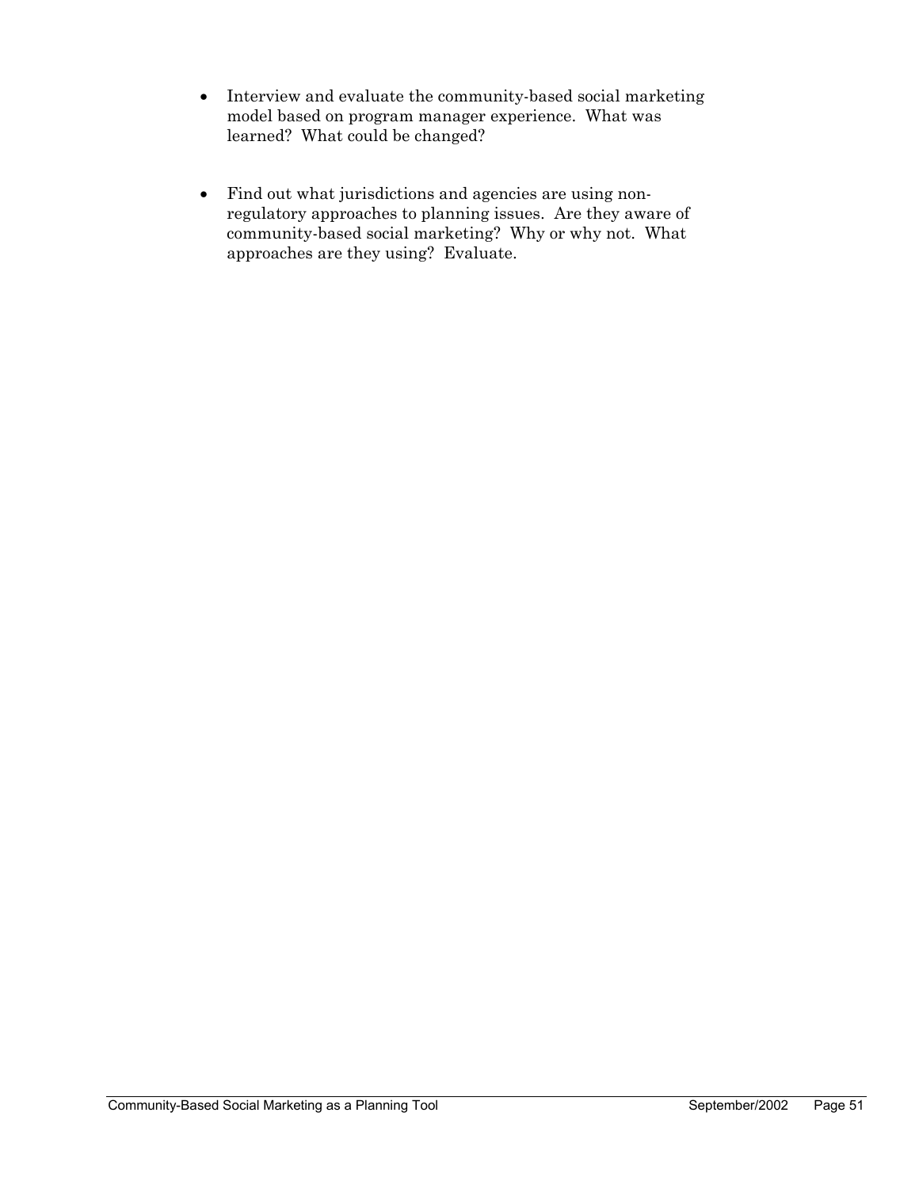- Interview and evaluate the community-based social marketing model based on program manager experience. What was learned? What could be changed?

- Find out what jurisdictions and agencies are using non-regulatory approaches to planning issues. Are they aware of community-based social marketing? Why or why not. What approaches are they using? Evaluate.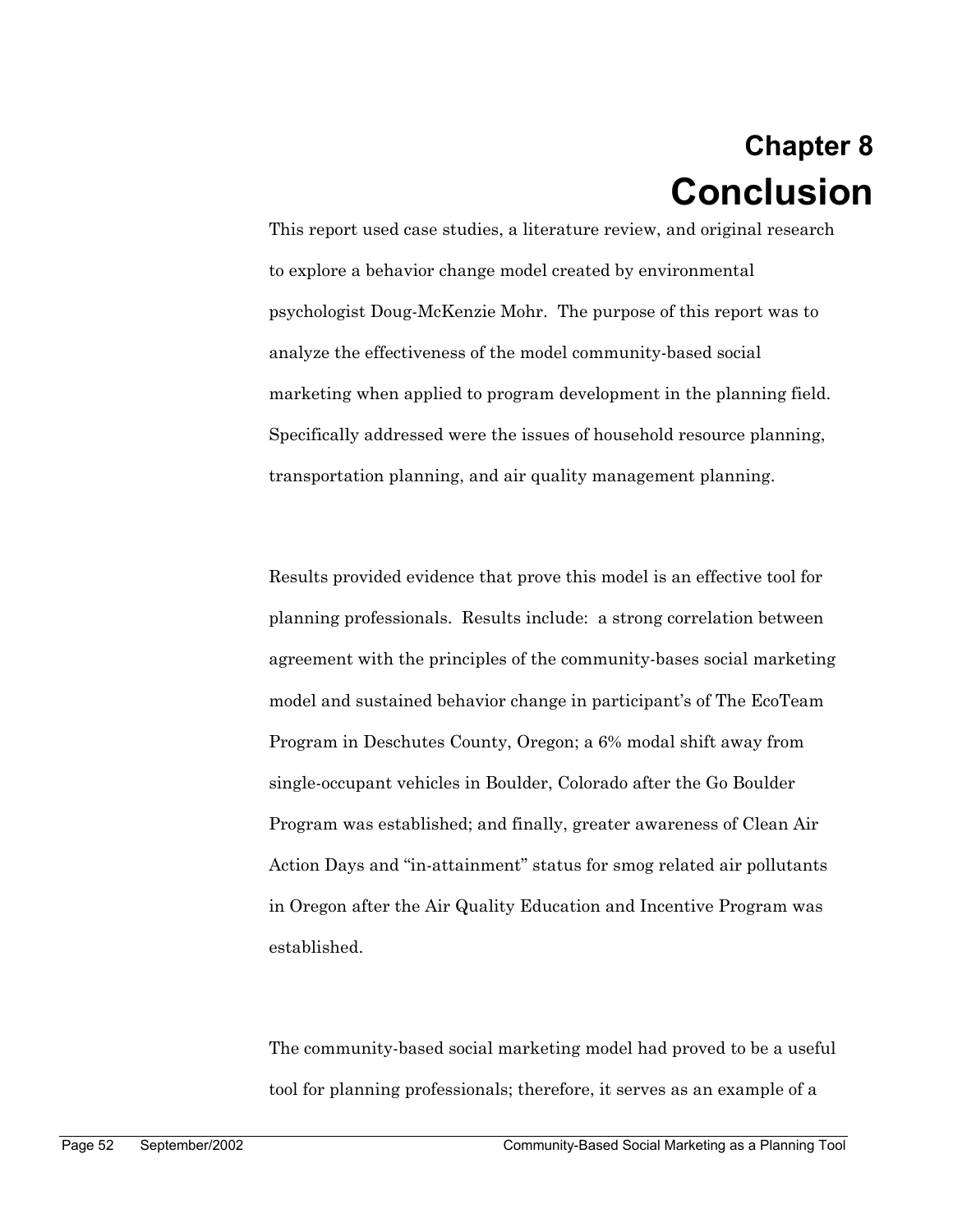# Chapter 8
# Conclusion

This report used case studies, a literature review, and original research to explore a behavior change model created by environmental psychologist Doug-McKenzie Mohr. The purpose of this report was to analyze the effectiveness of the model community-based social marketing when applied to program development in the planning field. Specifically addressed were the issues of household resource planning, transportation planning, and air quality management planning.

Results provided evidence that prove this model is an effective tool for planning professionals. Results include: a strong correlation between agreement with the principles of the community-bases social marketing model and sustained behavior change in participant's of The EcoTeam Program in Deschutes County, Oregon; a 6% modal shift away from single-occupant vehicles in Boulder, Colorado after the Go Boulder Program was established; and finally, greater awareness of Clean Air Action Days and "in-attainment" status for smog related air pollutants in Oregon after the Air Quality Education and Incentive Program was established.

The community-based social marketing model had proved to be a useful tool for planning professionals; therefore, it serves as an example of a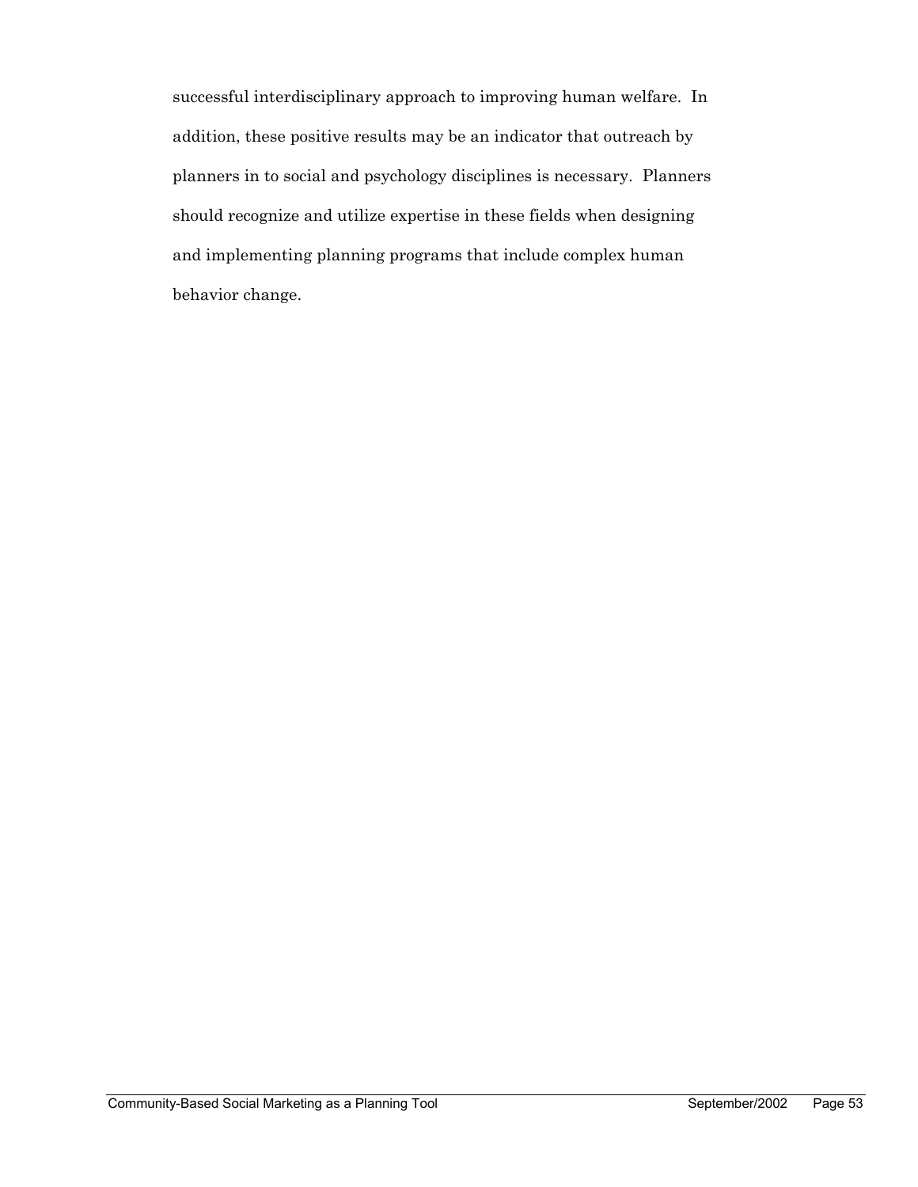successful interdisciplinary approach to improving human welfare. In addition, these positive results may be an indicator that outreach by planners in to social and psychology disciplines is necessary. Planners should recognize and utilize expertise in these fields when designing and implementing planning programs that include complex human behavior change.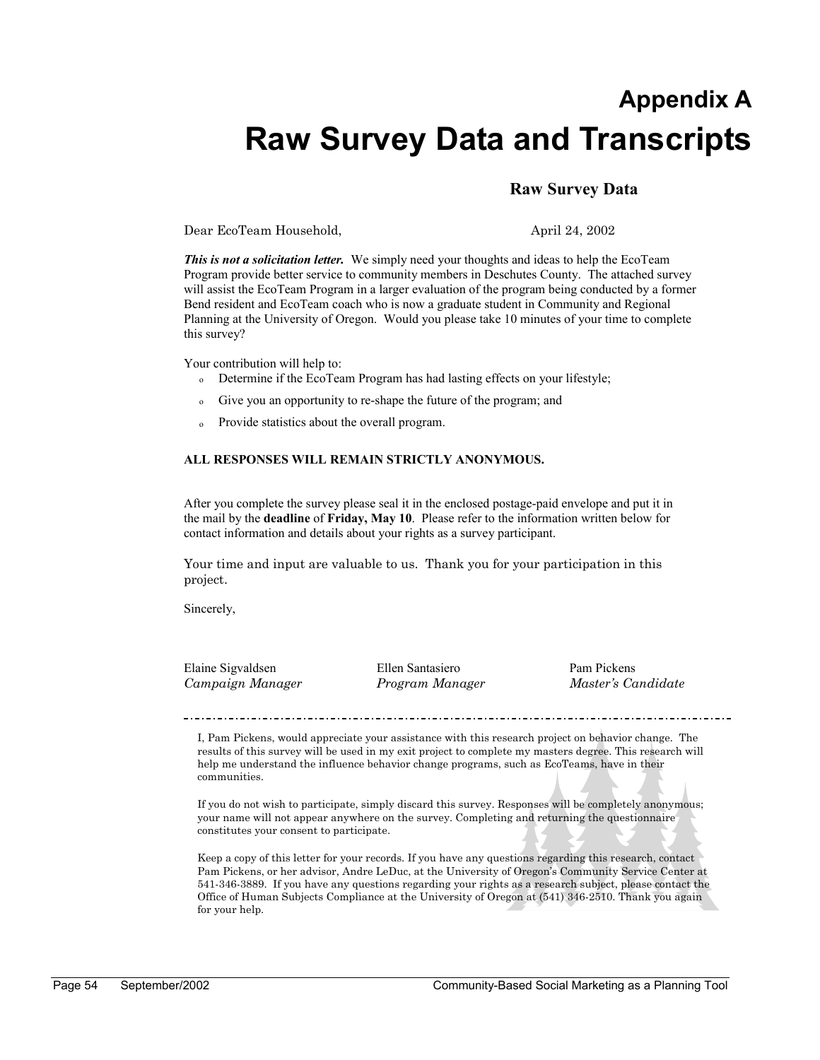# Appendix A
# Raw Survey Data and Transcripts

## Raw Survey Data

Dear EcoTeam Household, April 24, 2002

***This is not a solicitation letter.*** We simply need your thoughts and ideas to help the EcoTeam Program provide better service to community members in Deschutes County. The attached survey will assist the EcoTeam Program in a larger evaluation of the program being conducted by a former Bend resident and EcoTeam coach who is now a graduate student in Community and Regional Planning at the University of Oregon. Would you please take 10 minutes of your time to complete this survey?

Your contribution will help to:

- Determine if the EcoTeam Program has had lasting effects on your lifestyle;
- Give you an opportunity to re-shape the future of the program; and
- Provide statistics about the overall program.

**ALL RESPONSES WILL REMAIN STRICTLY ANONYMOUS.**

After you complete the survey please seal it in the enclosed postage-paid envelope and put it in the mail by the **deadline** of **Friday, May 10**. Please refer to the information written below for contact information and details about your rights as a survey participant.

Your time and input are valuable to us. Thank you for your participation in this project.

Sincerely,

| Elaine Sigvaldsen | Ellen Santasiero | Pam Pickens |
|---|---|---|
| *Campaign Manager* | *Program Manager* | *Master's Candidate* |

---

I, Pam Pickens, would appreciate your assistance with this research project on behavior change. The results of this survey will be used in my exit project to complete my masters degree. This research will help me understand the influence behavior change programs, such as EcoTeams, have in their communities.

If you do not wish to participate, simply discard this survey. Responses will be completely anonymous; your name will not appear anywhere on the survey. Completing and returning the questionnaire constitutes your consent to participate.

Keep a copy of this letter for your records. If you have any questions regarding this research, contact Pam Pickens, or her advisor, Andre LeDuc, at the University of Oregon's Community Service Center at 541-346-3889. If you have any questions regarding your rights as a research subject, please contact the Office of Human Subjects Compliance at the University of Oregon at (541) 346-2510. Thank you again for your help.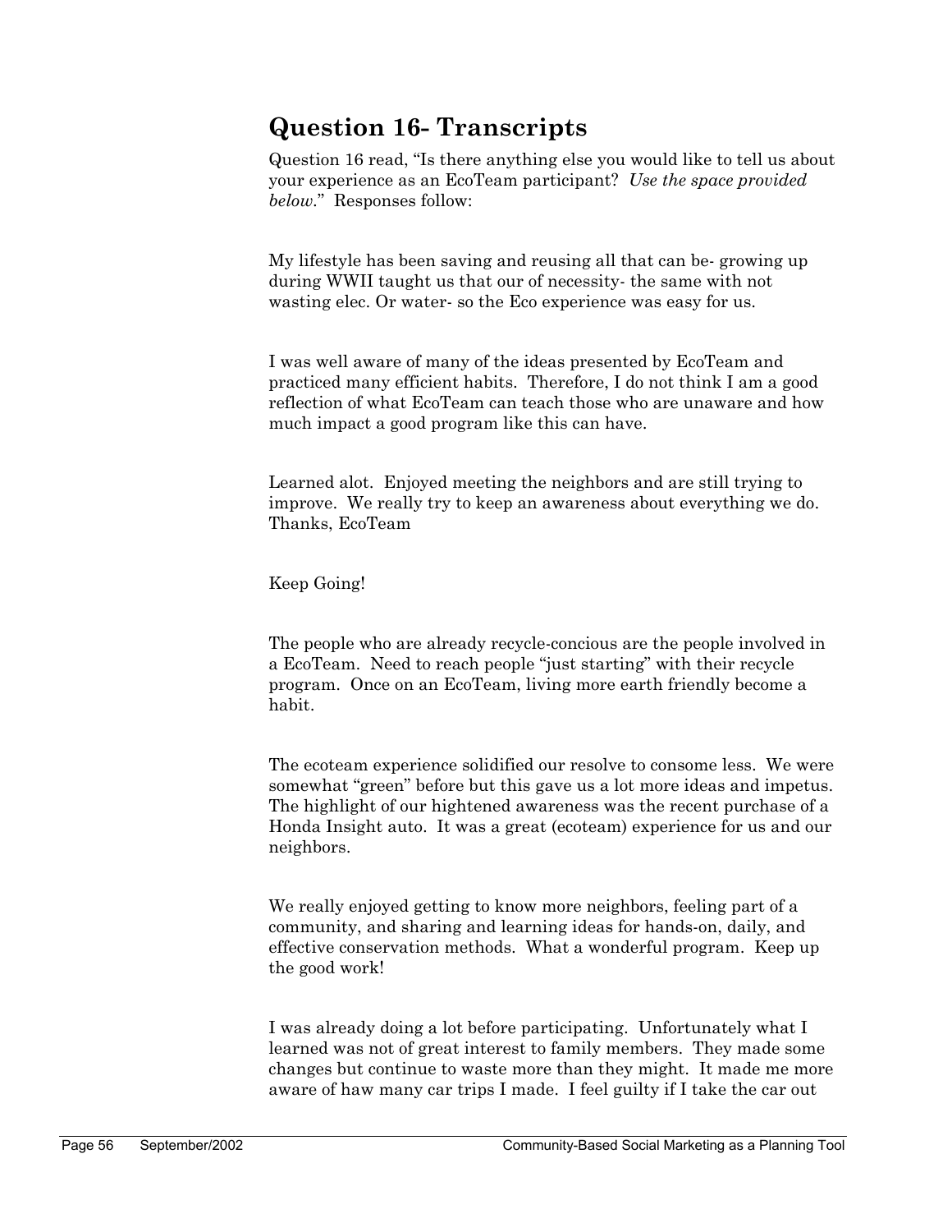## Question 16- Transcripts

Question 16 read, "Is there anything else you would like to tell us about your experience as an EcoTeam participant? *Use the space provided below*." Responses follow:

My lifestyle has been saving and reusing all that can be- growing up during WWII taught us that our of necessity- the same with not wasting elec. Or water- so the Eco experience was easy for us.

I was well aware of many of the ideas presented by EcoTeam and practiced many efficient habits. Therefore, I do not think I am a good reflection of what EcoTeam can teach those who are unaware and how much impact a good program like this can have.

Learned alot. Enjoyed meeting the neighbors and are still trying to improve. We really try to keep an awareness about everything we do. Thanks, EcoTeam

Keep Going!

The people who are already recycle-concious are the people involved in a EcoTeam. Need to reach people "just starting" with their recycle program. Once on an EcoTeam, living more earth friendly become a habit.

The ecoteam experience solidified our resolve to consome less. We were somewhat "green" before but this gave us a lot more ideas and impetus. The highlight of our hightened awareness was the recent purchase of a Honda Insight auto. It was a great (ecoteam) experience for us and our neighbors.

We really enjoyed getting to know more neighbors, feeling part of a community, and sharing and learning ideas for hands-on, daily, and effective conservation methods. What a wonderful program. Keep up the good work!

I was already doing a lot before participating. Unfortunately what I learned was not of great interest to family members. They made some changes but continue to waste more than they might. It made me more aware of haw many car trips I made. I feel guilty if I take the car out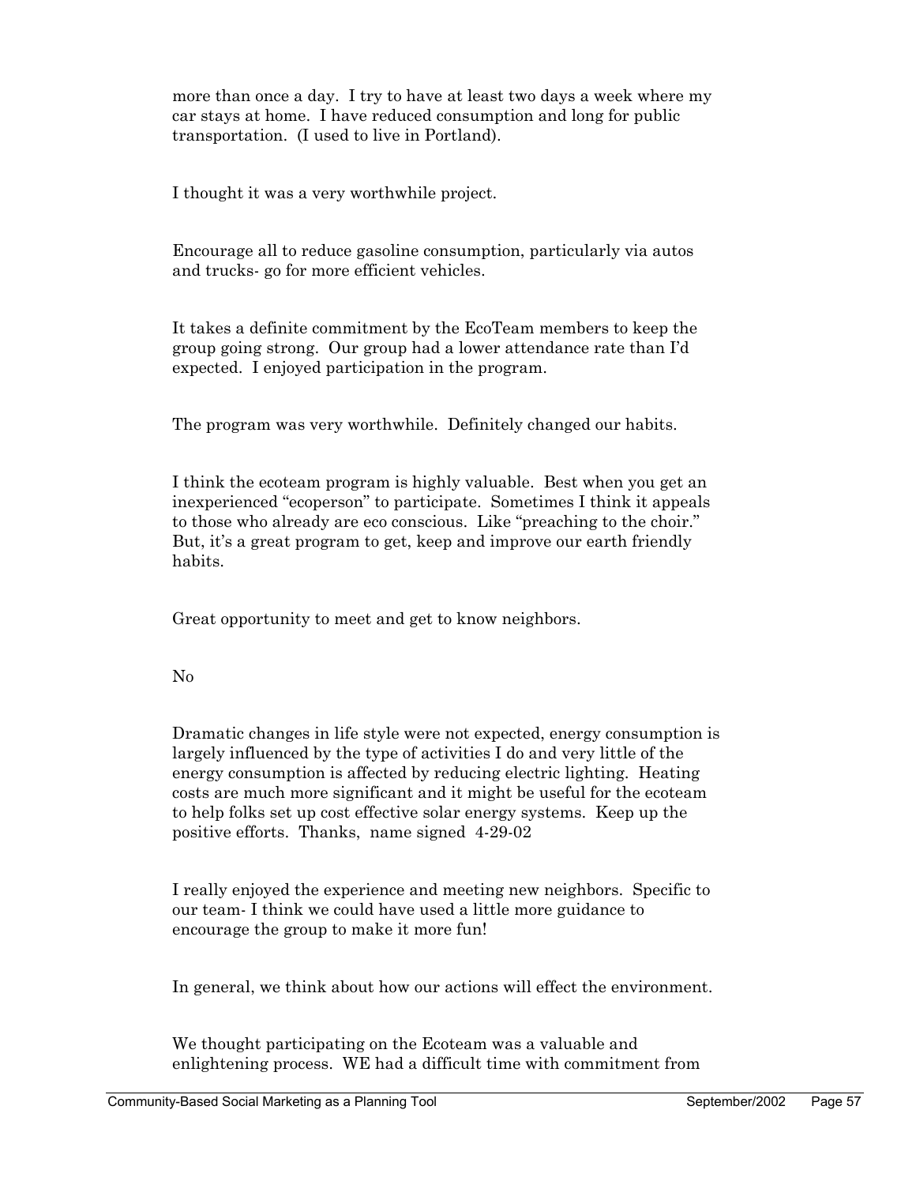more than once a day. I try to have at least two days a week where my car stays at home. I have reduced consumption and long for public transportation. (I used to live in Portland).

I thought it was a very worthwhile project.

Encourage all to reduce gasoline consumption, particularly via autos and trucks- go for more efficient vehicles.

It takes a definite commitment by the EcoTeam members to keep the group going strong. Our group had a lower attendance rate than I'd expected. I enjoyed participation in the program.

The program was very worthwhile. Definitely changed our habits.

I think the ecoteam program is highly valuable. Best when you get an inexperienced "ecoperson" to participate. Sometimes I think it appeals to those who already are eco conscious. Like "preaching to the choir." But, it's a great program to get, keep and improve our earth friendly habits.

Great opportunity to meet and get to know neighbors.

No

Dramatic changes in life style were not expected, energy consumption is largely influenced by the type of activities I do and very little of the energy consumption is affected by reducing electric lighting. Heating costs are much more significant and it might be useful for the ecoteam to help folks set up cost effective solar energy systems. Keep up the positive efforts. Thanks, name signed 4-29-02

I really enjoyed the experience and meeting new neighbors. Specific to our team- I think we could have used a little more guidance to encourage the group to make it more fun!

In general, we think about how our actions will effect the environment.

We thought participating on the Ecoteam was a valuable and enlightening process. WE had a difficult time with commitment from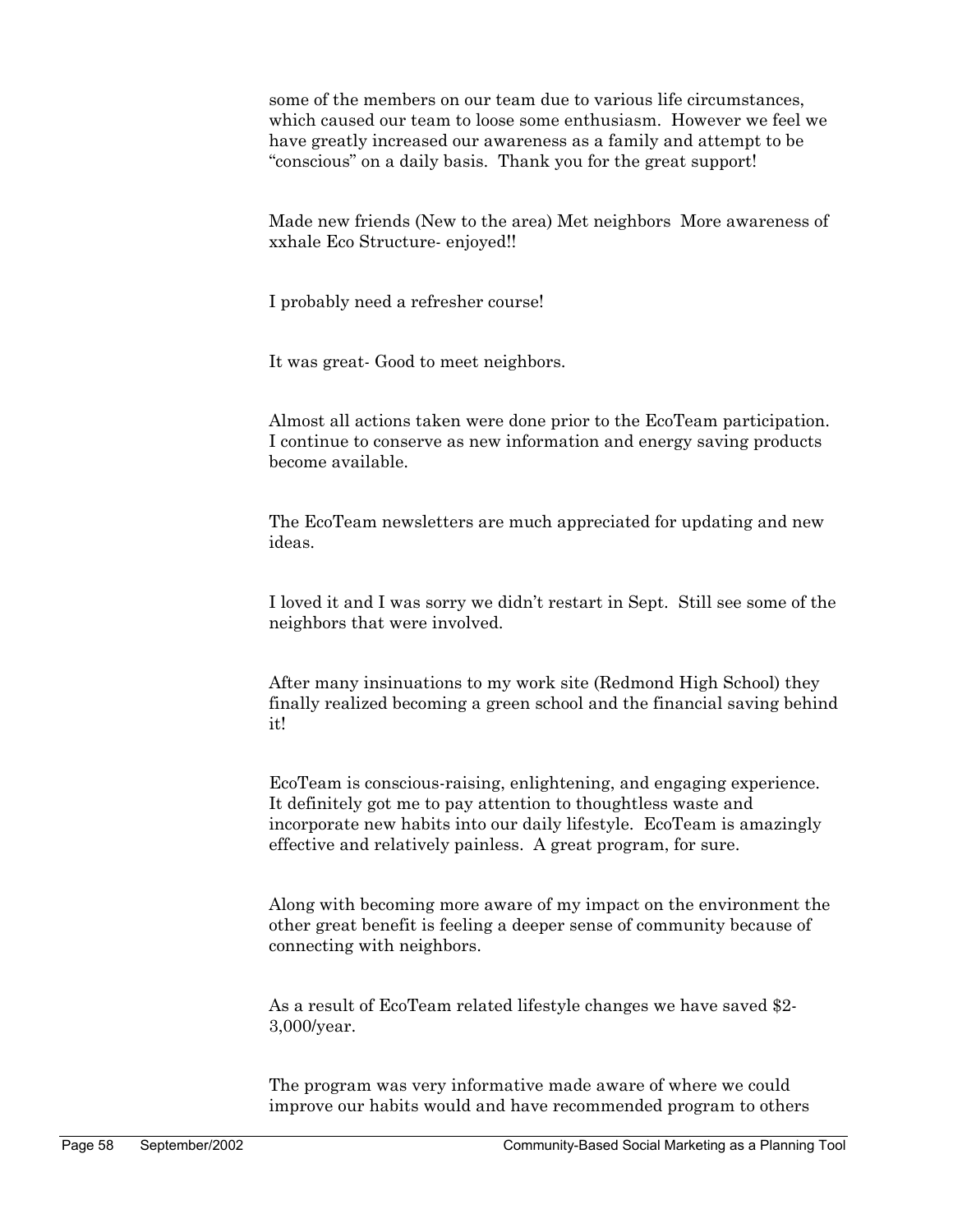some of the members on our team due to various life circumstances, which caused our team to loose some enthusiasm. However we feel we have greatly increased our awareness as a family and attempt to be "conscious" on a daily basis. Thank you for the great support!

Made new friends (New to the area) Met neighbors More awareness of xxhale Eco Structure- enjoyed!!

I probably need a refresher course!

It was great- Good to meet neighbors.

Almost all actions taken were done prior to the EcoTeam participation. I continue to conserve as new information and energy saving products become available.

The EcoTeam newsletters are much appreciated for updating and new ideas.

I loved it and I was sorry we didn't restart in Sept. Still see some of the neighbors that were involved.

After many insinuations to my work site (Redmond High School) they finally realized becoming a green school and the financial saving behind it!

EcoTeam is conscious-raising, enlightening, and engaging experience. It definitely got me to pay attention to thoughtless waste and incorporate new habits into our daily lifestyle. EcoTeam is amazingly effective and relatively painless. A great program, for sure.

Along with becoming more aware of my impact on the environment the other great benefit is feeling a deeper sense of community because of connecting with neighbors.

As a result of EcoTeam related lifestyle changes we have saved $2-3,000/year.

The program was very informative made aware of where we could improve our habits would and have recommended program to others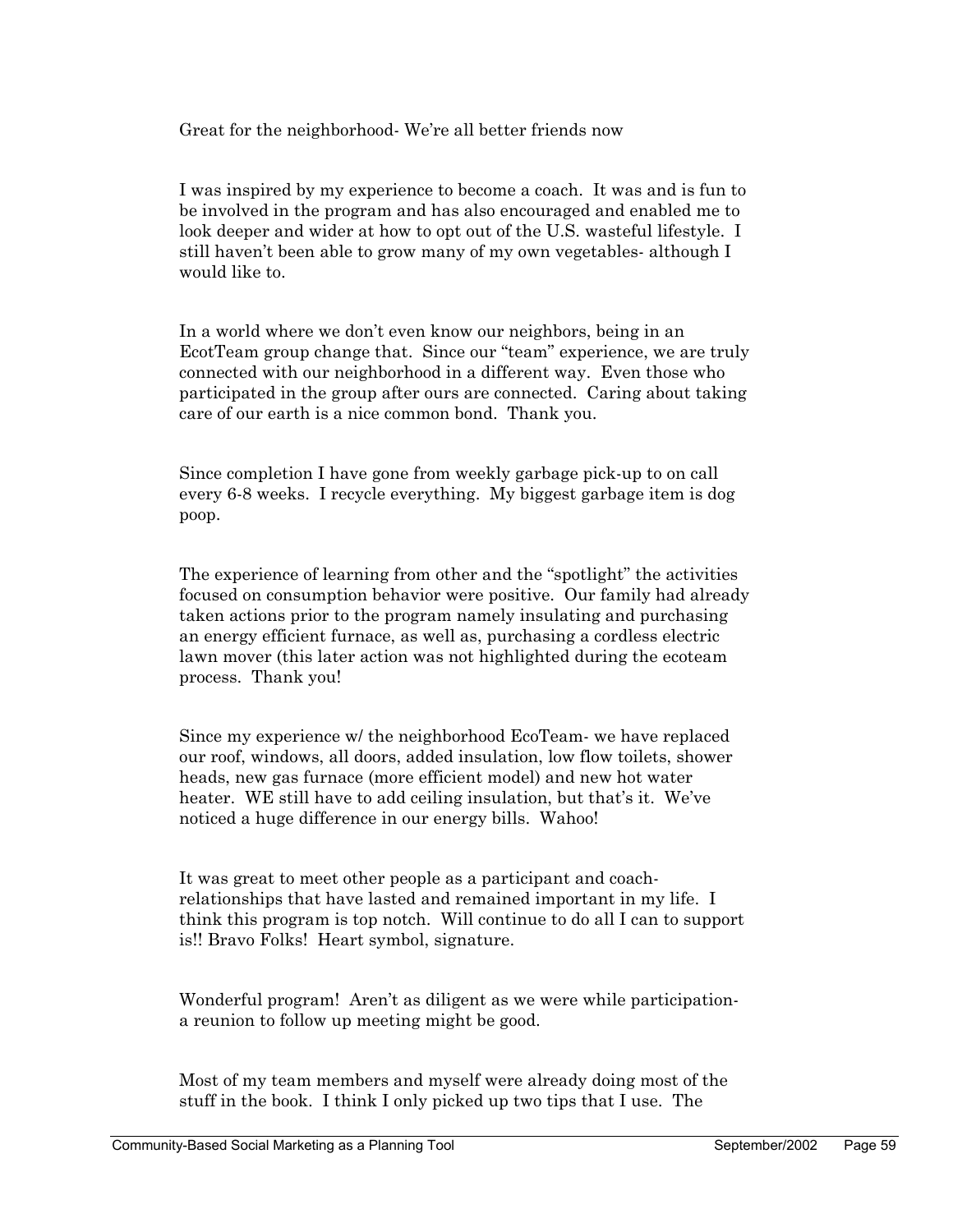Great for the neighborhood- We're all better friends now

I was inspired by my experience to become a coach. It was and is fun to be involved in the program and has also encouraged and enabled me to look deeper and wider at how to opt out of the U.S. wasteful lifestyle. I still haven't been able to grow many of my own vegetables- although I would like to.

In a world where we don't even know our neighbors, being in an EcotTeam group change that. Since our "team" experience, we are truly connected with our neighborhood in a different way. Even those who participated in the group after ours are connected. Caring about taking care of our earth is a nice common bond. Thank you.

Since completion I have gone from weekly garbage pick-up to on call every 6-8 weeks. I recycle everything. My biggest garbage item is dog poop.

The experience of learning from other and the "spotlight" the activities focused on consumption behavior were positive. Our family had already taken actions prior to the program namely insulating and purchasing an energy efficient furnace, as well as, purchasing a cordless electric lawn mover (this later action was not highlighted during the ecoteam process. Thank you!

Since my experience w/ the neighborhood EcoTeam- we have replaced our roof, windows, all doors, added insulation, low flow toilets, shower heads, new gas furnace (more efficient model) and new hot water heater. WE still have to add ceiling insulation, but that's it. We've noticed a huge difference in our energy bills. Wahoo!

It was great to meet other people as a participant and coach- relationships that have lasted and remained important in my life. I think this program is top notch. Will continue to do all I can to support is!! Bravo Folks! Heart symbol, signature.

Wonderful program! Aren't as diligent as we were while participation- a reunion to follow up meeting might be good.

Most of my team members and myself were already doing most of the stuff in the book. I think I only picked up two tips that I use. The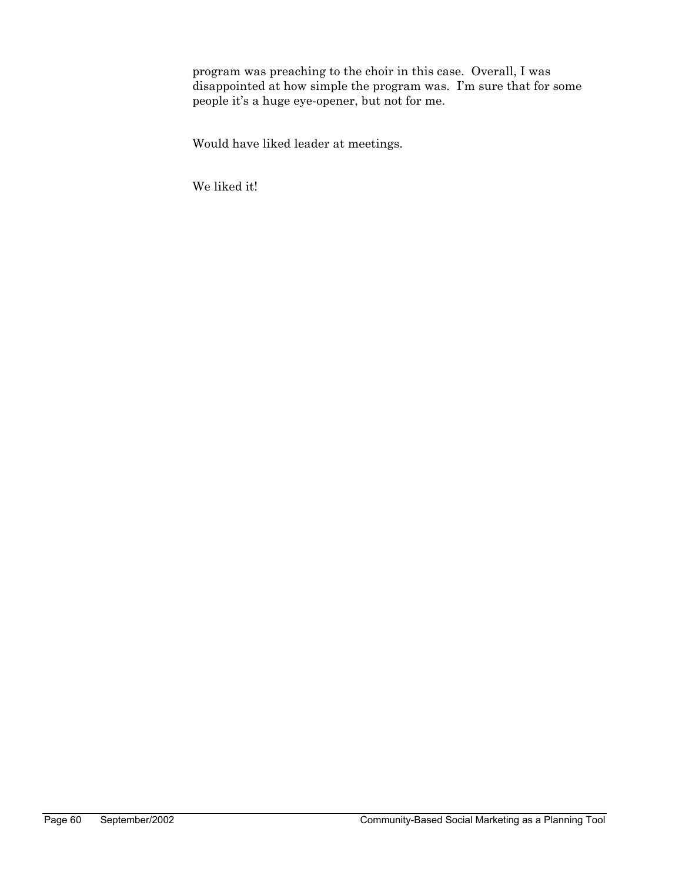program was preaching to the choir in this case. Overall, I was disappointed at how simple the program was. I'm sure that for some people it's a huge eye-opener, but not for me.

Would have liked leader at meetings.

We liked it!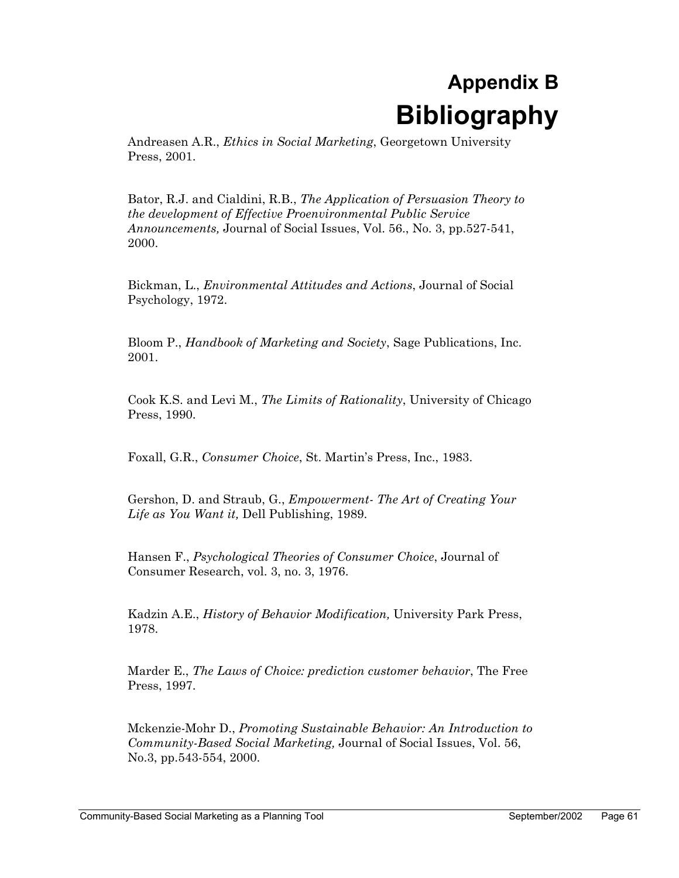# Appendix B
# Bibliography

Andreasen A.R., *Ethics in Social Marketing*, Georgetown University Press, 2001.

Bator, R.J. and Cialdini, R.B., *The Application of Persuasion Theory to the development of Effective Proenvironmental Public Service Announcements,* Journal of Social Issues, Vol. 56., No. 3, pp.527-541, 2000.

Bickman, L., *Environmental Attitudes and Actions*, Journal of Social Psychology, 1972.

Bloom P., *Handbook of Marketing and Society*, Sage Publications, Inc. 2001.

Cook K.S. and Levi M., *The Limits of Rationality*, University of Chicago Press, 1990.

Foxall, G.R., *Consumer Choice*, St. Martin's Press, Inc., 1983.

Gershon, D. and Straub, G., *Empowerment- The Art of Creating Your Life as You Want it,* Dell Publishing, 1989.

Hansen F., *Psychological Theories of Consumer Choice*, Journal of Consumer Research, vol. 3, no. 3, 1976.

Kadzin A.E., *History of Behavior Modification,* University Park Press, 1978.

Marder E., *The Laws of Choice: prediction customer behavior*, The Free Press, 1997.

Mckenzie-Mohr D., *Promoting Sustainable Behavior: An Introduction to Community-Based Social Marketing,* Journal of Social Issues, Vol. 56, No.3, pp.543-554, 2000.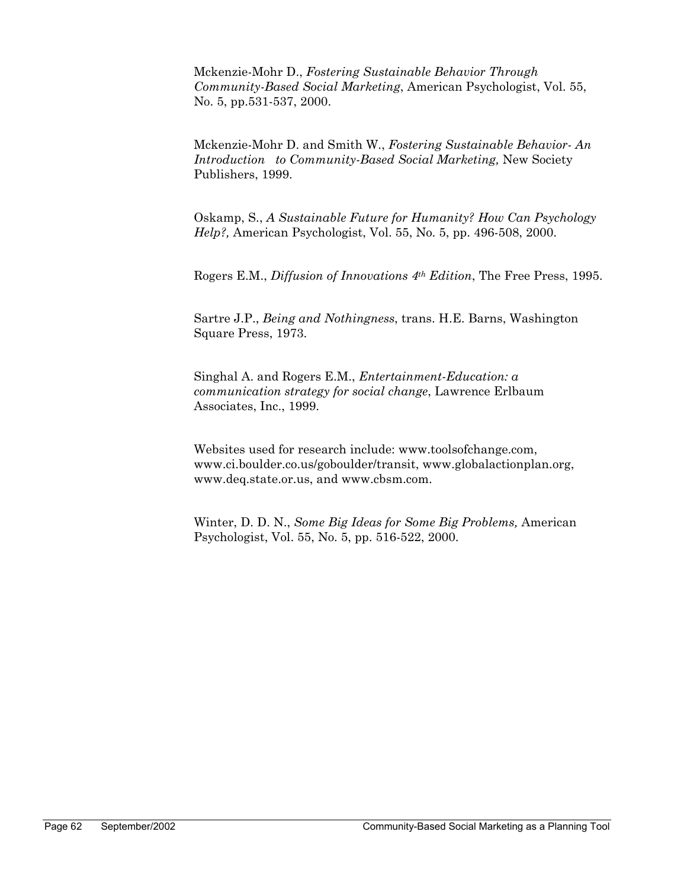Mckenzie-Mohr D., *Fostering Sustainable Behavior Through Community-Based Social Marketing*, American Psychologist, Vol. 55, No. 5, pp.531-537, 2000.

Mckenzie-Mohr D. and Smith W., *Fostering Sustainable Behavior- An Introduction to Community-Based Social Marketing,* New Society Publishers, 1999.

Oskamp, S., *A Sustainable Future for Humanity? How Can Psychology Help?,* American Psychologist, Vol. 55, No. 5, pp. 496-508, 2000.

Rogers E.M., *Diffusion of Innovations 4th Edition*, The Free Press, 1995.

Sartre J.P., *Being and Nothingness*, trans. H.E. Barns, Washington Square Press, 1973.

Singhal A. and Rogers E.M., *Entertainment-Education: a communication strategy for social change*, Lawrence Erlbaum Associates, Inc., 1999.

Websites used for research include: www.toolsofchange.com, www.ci.boulder.co.us/goboulder/transit, www.globalactionplan.org, www.deq.state.or.us, and www.cbsm.com.

Winter, D. D. N., *Some Big Ideas for Some Big Problems,* American Psychologist, Vol. 55, No. 5, pp. 516-522, 2000.